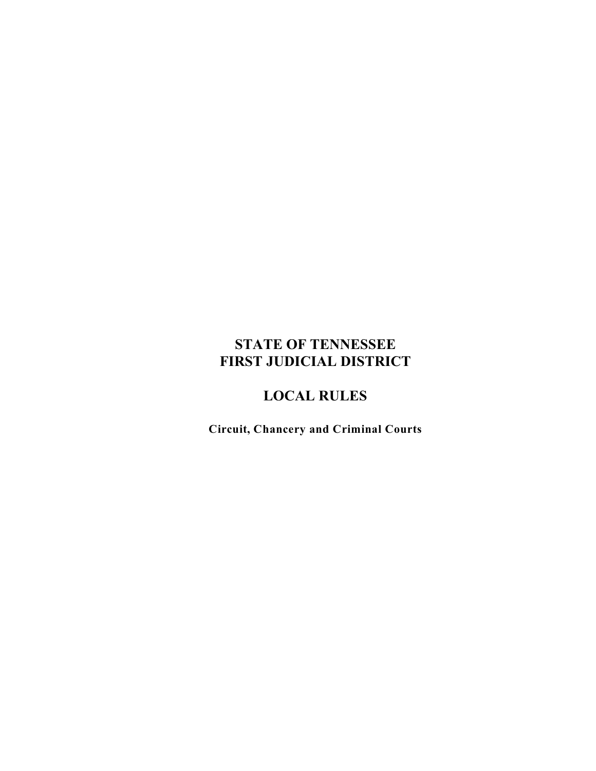# STATE OF TENNESSEE
# FIRST JUDICIAL DISTRICT

# LOCAL RULES

**Circuit, Chancery and Criminal Courts**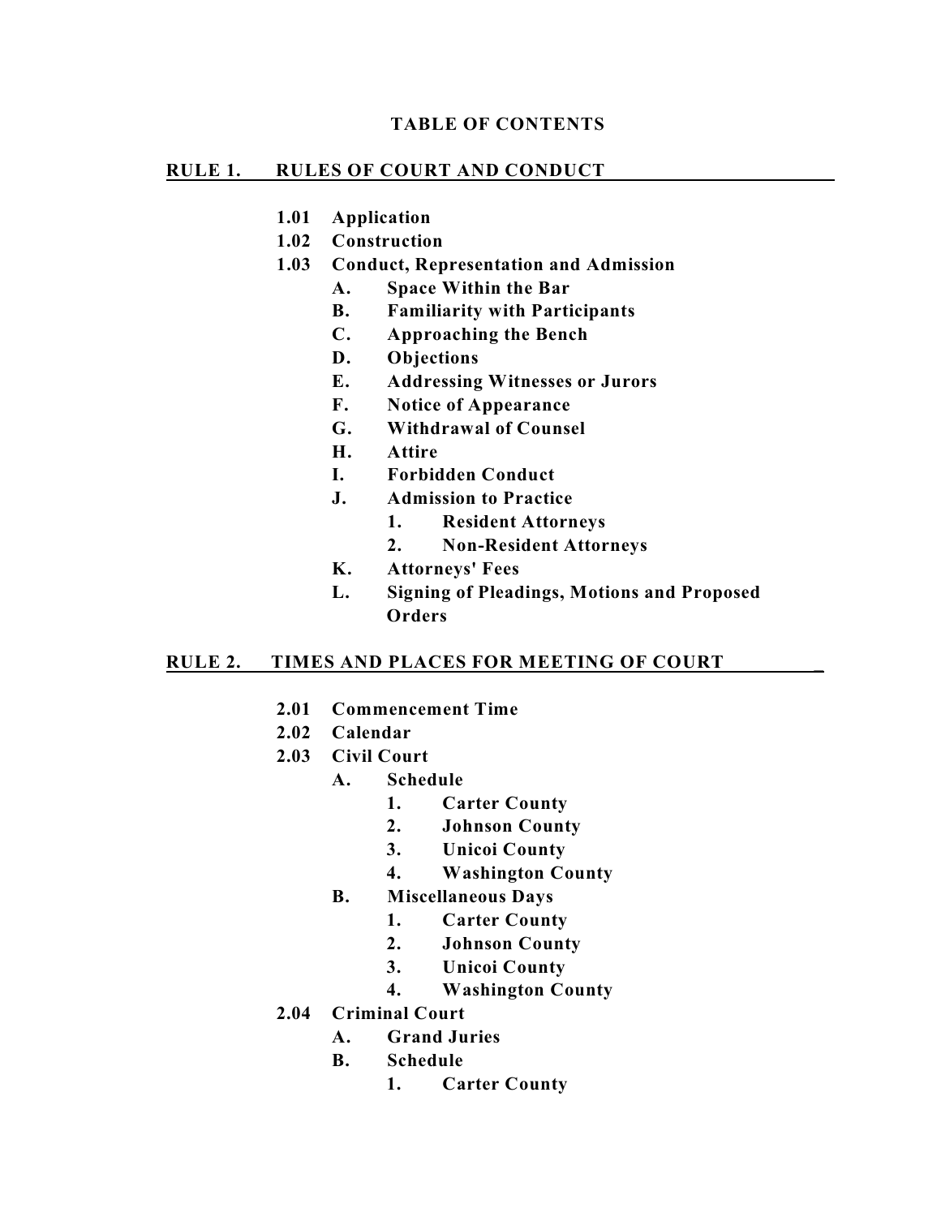# TABLE OF CONTENTS

## RULE 1. RULES OF COURT AND CONDUCT

- **1.01 Application**
- **1.02 Construction**
- **1.03 Conduct, Representation and Admission**
  - **A. Space Within the Bar**
  - **B. Familiarity with Participants**
  - **C. Approaching the Bench**
  - **D. Objections**
  - **E. Addressing Witnesses or Jurors**
  - **F. Notice of Appearance**
  - **G. Withdrawal of Counsel**
  - **H. Attire**
  - **I. Forbidden Conduct**
  - **J. Admission to Practice**
    - **1. Resident Attorneys**
    - **2. Non-Resident Attorneys**
  - **K. Attorneys' Fees**
  - **L. Signing of Pleadings, Motions and Proposed Orders**

## RULE 2. TIMES AND PLACES FOR MEETING OF COURT

- **2.01 Commencement Time**
- **2.02 Calendar**
- **2.03 Civil Court**
  - **A. Schedule**
    - **1. Carter County**
    - **2. Johnson County**
    - **3. Unicoi County**
    - **4. Washington County**
  - **B. Miscellaneous Days**
    - **1. Carter County**
    - **2. Johnson County**
    - **3. Unicoi County**
    - **4. Washington County**
- **2.04 Criminal Court**
  - **A. Grand Juries**
  - **B. Schedule**
    - **1. Carter County**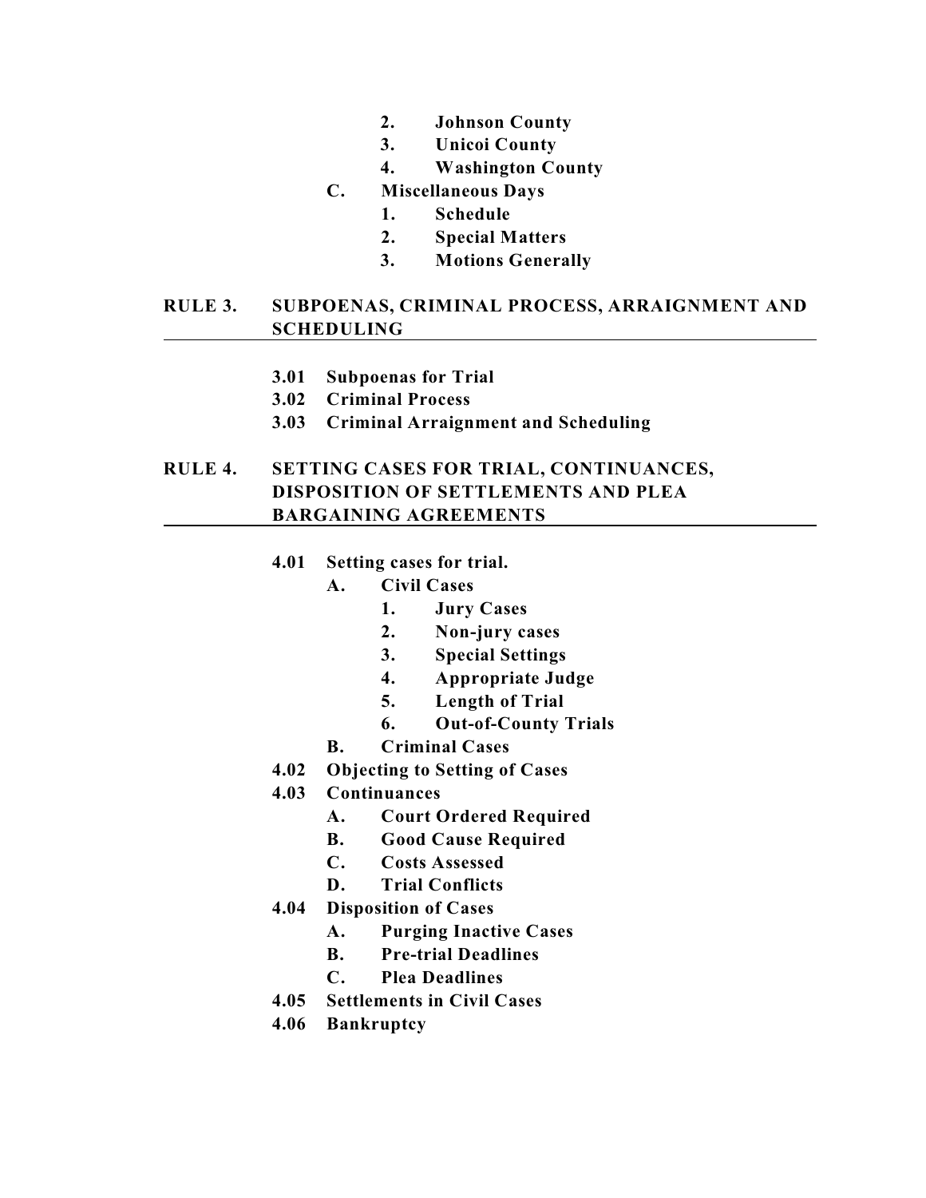- 2. **Johnson County**
- 3. **Unicoi County**
- 4. **Washington County**

**C. Miscellaneous Days**

- 1. **Schedule**
- 2. **Special Matters**
- 3. **Motions Generally**

## RULE 3. SUBPOENAS, CRIMINAL PROCESS, ARRAIGNMENT AND SCHEDULING

- **3.01 Subpoenas for Trial**
- **3.02 Criminal Process**
- **3.03 Criminal Arraignment and Scheduling**

## RULE 4. SETTING CASES FOR TRIAL, CONTINUANCES, DISPOSITION OF SETTLEMENTS AND PLEA BARGAINING AGREEMENTS

- **4.01 Setting cases for trial.**
  - **A. Civil Cases**
    - 1. **Jury Cases**
    - 2. **Non-jury cases**
    - 3. **Special Settings**
    - 4. **Appropriate Judge**
    - 5. **Length of Trial**
    - 6. **Out-of-County Trials**
  - **B. Criminal Cases**
- **4.02 Objecting to Setting of Cases**
- **4.03 Continuances**
  - **A. Court Ordered Required**
  - **B. Good Cause Required**
  - **C. Costs Assessed**
  - **D. Trial Conflicts**
- **4.04 Disposition of Cases**
  - **A. Purging Inactive Cases**
  - **B. Pre-trial Deadlines**
  - **C. Plea Deadlines**
- **4.05 Settlements in Civil Cases**
- **4.06 Bankruptcy**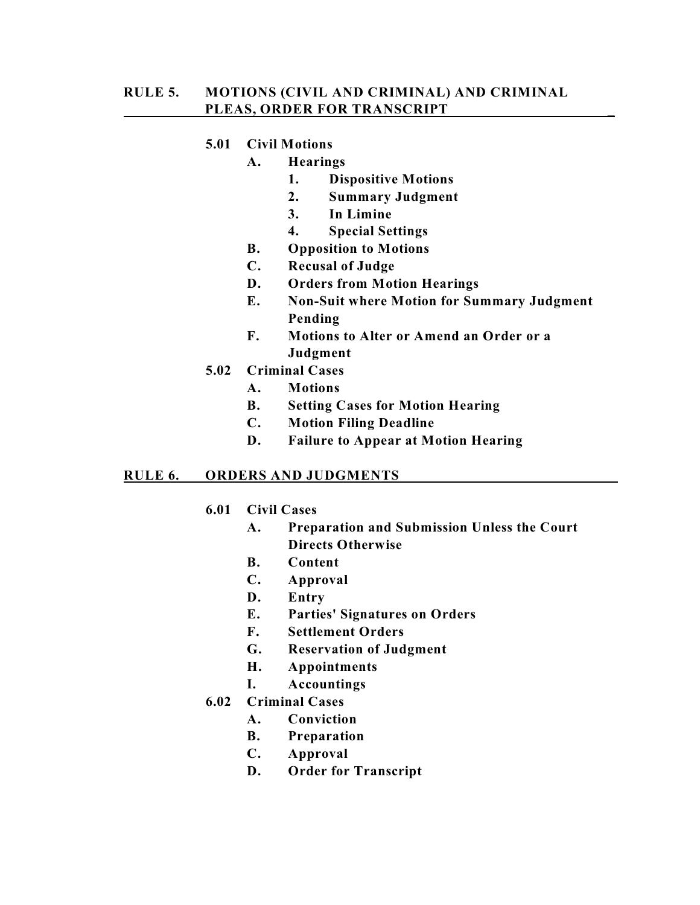## RULE 5. MOTIONS (CIVIL AND CRIMINAL) AND CRIMINAL PLEAS, ORDER FOR TRANSCRIPT

- **5.01 Civil Motions**
  - **A. Hearings**
    - **1. Dispositive Motions**
    - **2. Summary Judgment**
    - **3. In Limine**
    - **4. Special Settings**
  - **B. Opposition to Motions**
  - **C. Recusal of Judge**
  - **D. Orders from Motion Hearings**
  - **E. Non-Suit where Motion for Summary Judgment Pending**
  - **F. Motions to Alter or Amend an Order or a Judgment**
- **5.02 Criminal Cases**
  - **A. Motions**
  - **B. Setting Cases for Motion Hearing**
  - **C. Motion Filing Deadline**
  - **D. Failure to Appear at Motion Hearing**

## RULE 6. ORDERS AND JUDGMENTS

- **6.01 Civil Cases**
  - **A. Preparation and Submission Unless the Court Directs Otherwise**
  - **B. Content**
  - **C. Approval**
  - **D. Entry**
  - **E. Parties' Signatures on Orders**
  - **F. Settlement Orders**
  - **G. Reservation of Judgment**
  - **H. Appointments**
  - **I. Accountings**
- **6.02 Criminal Cases**
  - **A. Conviction**
  - **B. Preparation**
  - **C. Approval**
  - **D. Order for Transcript**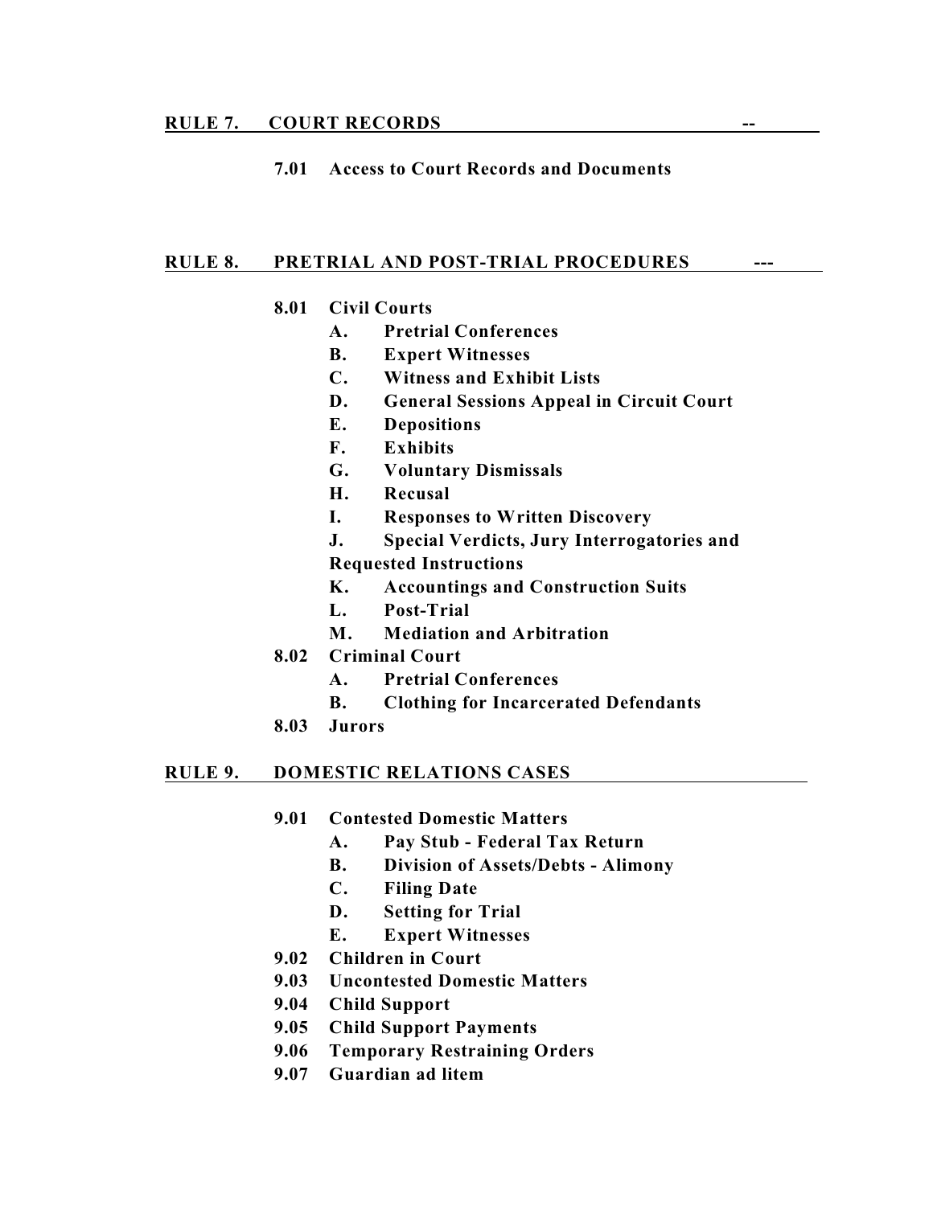**RULE 7. COURT RECORDS --**

- **7.01 Access to Court Records and Documents**

**RULE 8. PRETRIAL AND POST-TRIAL PROCEDURES ---**

- **8.01 Civil Courts**
  - **A. Pretrial Conferences**
  - **B. Expert Witnesses**
  - **C. Witness and Exhibit Lists**
  - **D. General Sessions Appeal in Circuit Court**
  - **E. Depositions**
  - **F. Exhibits**
  - **G. Voluntary Dismissals**
  - **H. Recusal**
  - **I. Responses to Written Discovery**
  - **J. Special Verdicts, Jury Interrogatories and Requested Instructions**
  - **K. Accountings and Construction Suits**
  - **L. Post-Trial**
  - **M. Mediation and Arbitration**
- **8.02 Criminal Court**
  - **A. Pretrial Conferences**
  - **B. Clothing for Incarcerated Defendants**
- **8.03 Jurors**

**RULE 9. DOMESTIC RELATIONS CASES**

- **9.01 Contested Domestic Matters**
  - **A. Pay Stub - Federal Tax Return**
  - **B. Division of Assets/Debts - Alimony**
  - **C. Filing Date**
  - **D. Setting for Trial**
  - **E. Expert Witnesses**
- **9.02 Children in Court**
- **9.03 Uncontested Domestic Matters**
- **9.04 Child Support**
- **9.05 Child Support Payments**
- **9.06 Temporary Restraining Orders**
- **9.07 Guardian ad litem**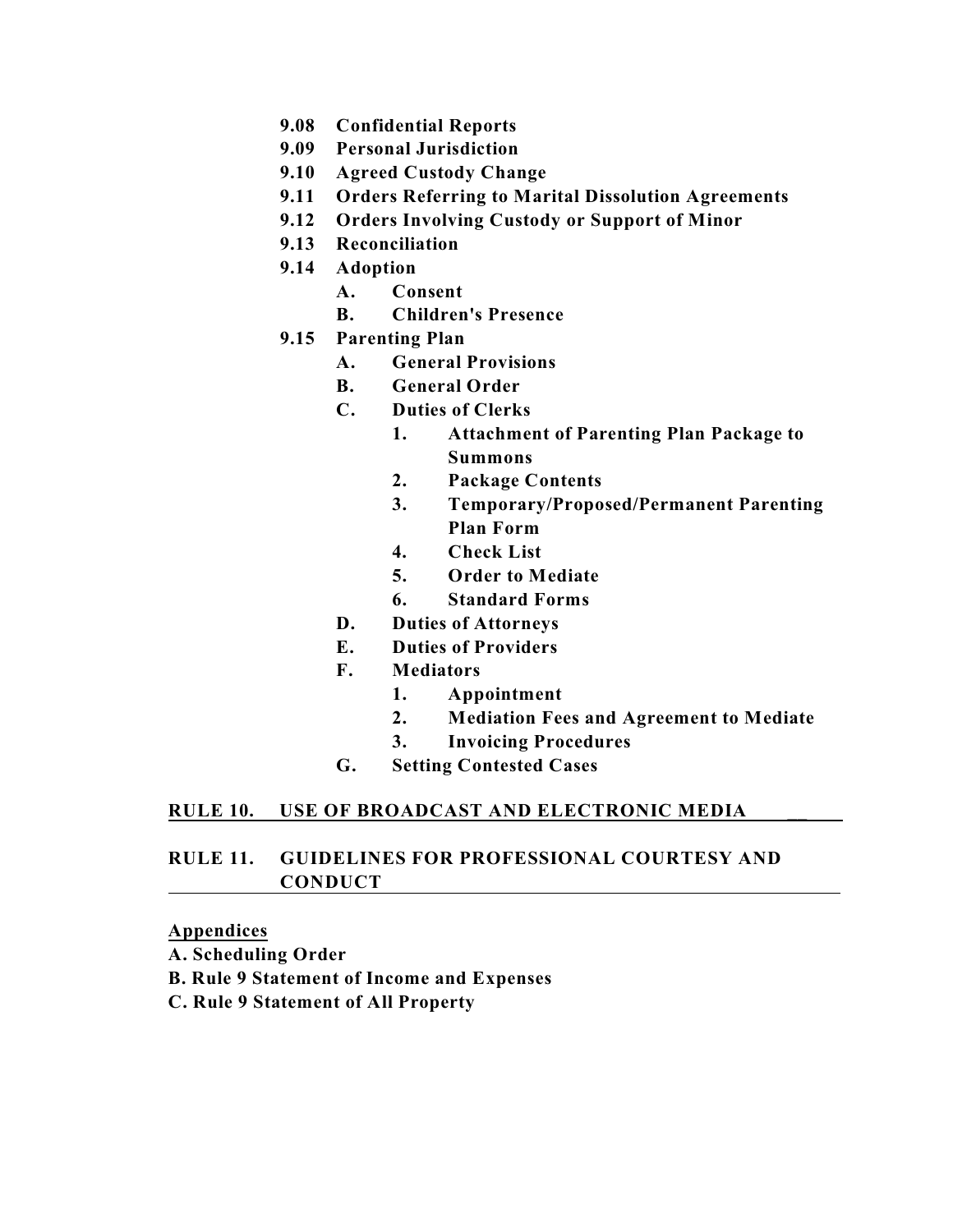- **9.08 Confidential Reports**
- **9.09 Personal Jurisdiction**
- **9.10 Agreed Custody Change**
- **9.11 Orders Referring to Marital Dissolution Agreements**
- **9.12 Orders Involving Custody or Support of Minor**
- **9.13 Reconciliation**
- **9.14 Adoption**
  - **A. Consent**
  - **B. Children's Presence**
- **9.15 Parenting Plan**
  - **A. General Provisions**
  - **B. General Order**
  - **C. Duties of Clerks**
    - **1. Attachment of Parenting Plan Package to Summons**
    - **2. Package Contents**
    - **3. Temporary/Proposed/Permanent Parenting Plan Form**
    - **4. Check List**
    - **5. Order to Mediate**
    - **6. Standard Forms**
  - **D. Duties of Attorneys**
  - **E. Duties of Providers**
  - **F. Mediators**
    - **1. Appointment**
    - **2. Mediation Fees and Agreement to Mediate**
    - **3. Invoicing Procedures**
  - **G. Setting Contested Cases**

**RULE 10. USE OF BROADCAST AND ELECTRONIC MEDIA**

**RULE 11. GUIDELINES FOR PROFESSIONAL COURTESY AND CONDUCT**

**Appendices**

**A. Scheduling Order**

**B. Rule 9 Statement of Income and Expenses**

**C. Rule 9 Statement of All Property**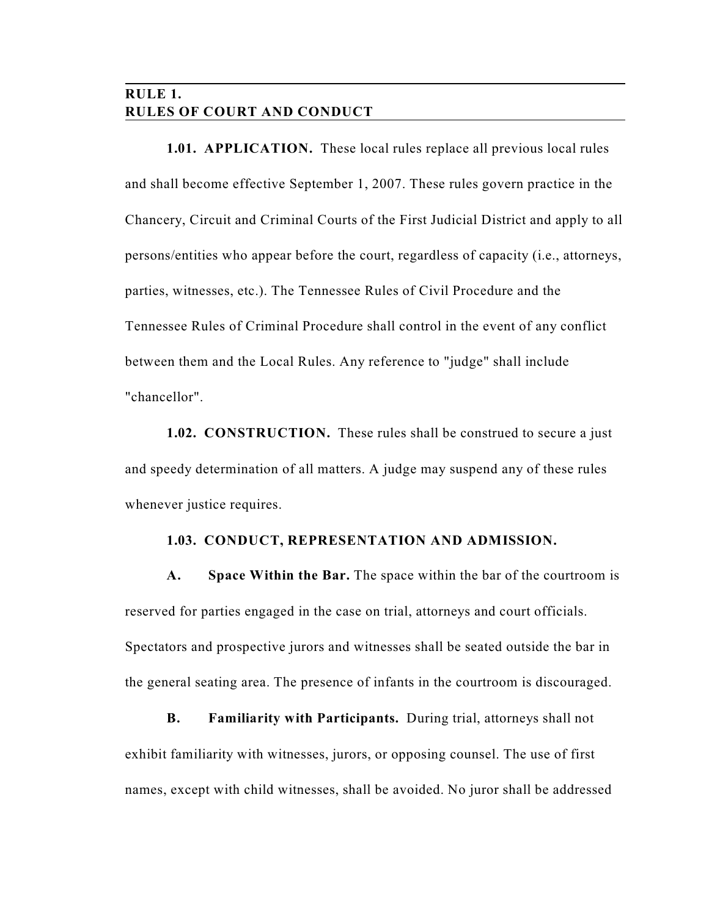## RULE 1.
## RULES OF COURT AND CONDUCT

**1.01. APPLICATION.** These local rules replace all previous local rules and shall become effective September 1, 2007. These rules govern practice in the Chancery, Circuit and Criminal Courts of the First Judicial District and apply to all persons/entities who appear before the court, regardless of capacity (i.e., attorneys, parties, witnesses, etc.). The Tennessee Rules of Civil Procedure and the Tennessee Rules of Criminal Procedure shall control in the event of any conflict between them and the Local Rules. Any reference to "judge" shall include "chancellor".

**1.02. CONSTRUCTION.** These rules shall be construed to secure a just and speedy determination of all matters. A judge may suspend any of these rules whenever justice requires.

**1.03. CONDUCT, REPRESENTATION AND ADMISSION.**

**A. Space Within the Bar.** The space within the bar of the courtroom is reserved for parties engaged in the case on trial, attorneys and court officials. Spectators and prospective jurors and witnesses shall be seated outside the bar in the general seating area. The presence of infants in the courtroom is discouraged.

**B. Familiarity with Participants.** During trial, attorneys shall not exhibit familiarity with witnesses, jurors, or opposing counsel. The use of first names, except with child witnesses, shall be avoided. No juror shall be addressed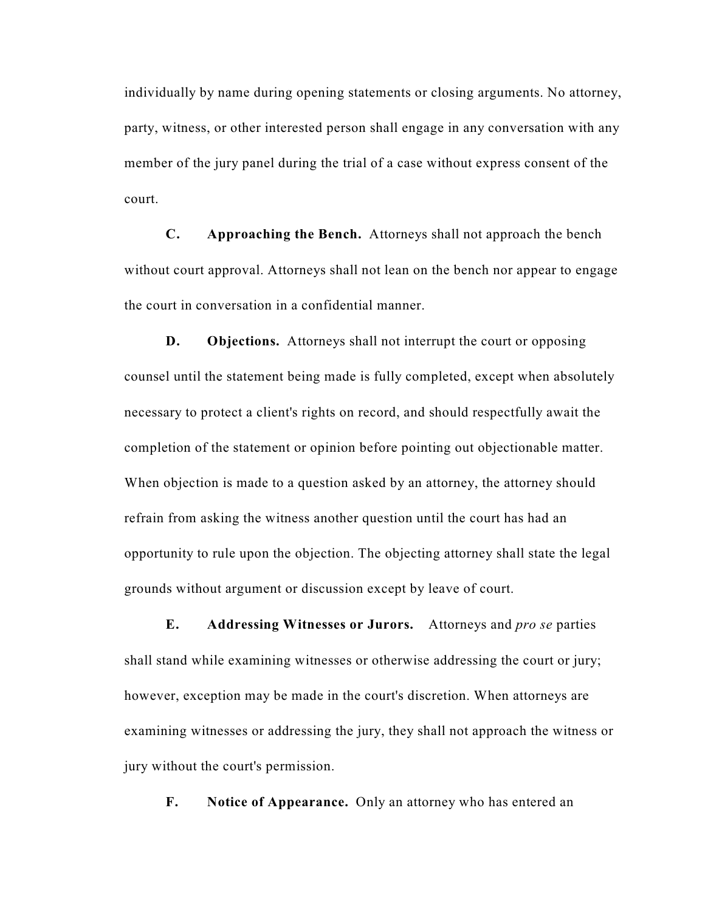individually by name during opening statements or closing arguments. No attorney, party, witness, or other interested person shall engage in any conversation with any member of the jury panel during the trial of a case without express consent of the court.

**C. Approaching the Bench.** Attorneys shall not approach the bench without court approval. Attorneys shall not lean on the bench nor appear to engage the court in conversation in a confidential manner.

**D. Objections.** Attorneys shall not interrupt the court or opposing counsel until the statement being made is fully completed, except when absolutely necessary to protect a client's rights on record, and should respectfully await the completion of the statement or opinion before pointing out objectionable matter. When objection is made to a question asked by an attorney, the attorney should refrain from asking the witness another question until the court has had an opportunity to rule upon the objection. The objecting attorney shall state the legal grounds without argument or discussion except by leave of court.

**E. Addressing Witnesses or Jurors.** Attorneys and *pro se* parties shall stand while examining witnesses or otherwise addressing the court or jury; however, exception may be made in the court's discretion. When attorneys are examining witnesses or addressing the jury, they shall not approach the witness or jury without the court's permission.

**F. Notice of Appearance.** Only an attorney who has entered an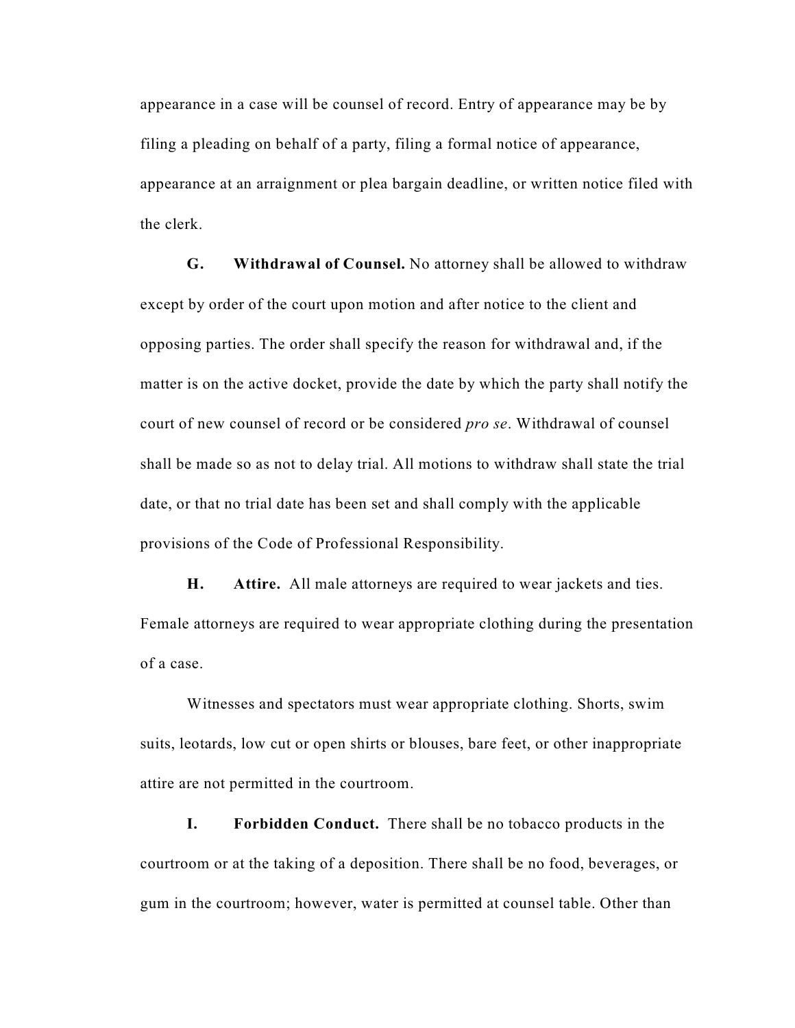appearance in a case will be counsel of record. Entry of appearance may be by filing a pleading on behalf of a party, filing a formal notice of appearance, appearance at an arraignment or plea bargain deadline, or written notice filed with the clerk.

**G. Withdrawal of Counsel.** No attorney shall be allowed to withdraw except by order of the court upon motion and after notice to the client and opposing parties. The order shall specify the reason for withdrawal and, if the matter is on the active docket, provide the date by which the party shall notify the court of new counsel of record or be considered *pro se*. Withdrawal of counsel shall be made so as not to delay trial. All motions to withdraw shall state the trial date, or that no trial date has been set and shall comply with the applicable provisions of the Code of Professional Responsibility.

**H. Attire.** All male attorneys are required to wear jackets and ties. Female attorneys are required to wear appropriate clothing during the presentation of a case.

Witnesses and spectators must wear appropriate clothing. Shorts, swim suits, leotards, low cut or open shirts or blouses, bare feet, or other inappropriate attire are not permitted in the courtroom.

**I. Forbidden Conduct.** There shall be no tobacco products in the courtroom or at the taking of a deposition. There shall be no food, beverages, or gum in the courtroom; however, water is permitted at counsel table. Other than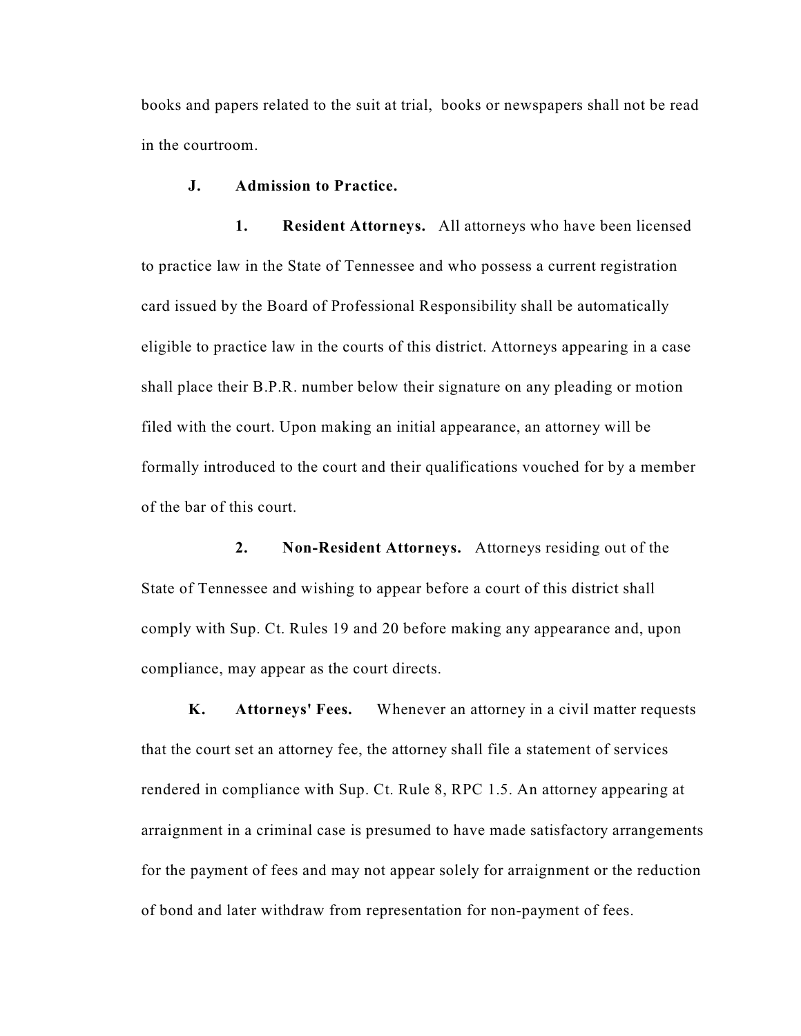books and papers related to the suit at trial, books or newspapers shall not be read in the courtroom.

**J. Admission to Practice.**

**1. Resident Attorneys.** All attorneys who have been licensed to practice law in the State of Tennessee and who possess a current registration card issued by the Board of Professional Responsibility shall be automatically eligible to practice law in the courts of this district. Attorneys appearing in a case shall place their B.P.R. number below their signature on any pleading or motion filed with the court. Upon making an initial appearance, an attorney will be formally introduced to the court and their qualifications vouched for by a member of the bar of this court.

**2. Non-Resident Attorneys.** Attorneys residing out of the State of Tennessee and wishing to appear before a court of this district shall comply with Sup. Ct. Rules 19 and 20 before making any appearance and, upon compliance, may appear as the court directs.

**K. Attorneys' Fees.** Whenever an attorney in a civil matter requests that the court set an attorney fee, the attorney shall file a statement of services rendered in compliance with Sup. Ct. Rule 8, RPC 1.5. An attorney appearing at arraignment in a criminal case is presumed to have made satisfactory arrangements for the payment of fees and may not appear solely for arraignment or the reduction of bond and later withdraw from representation for non-payment of fees.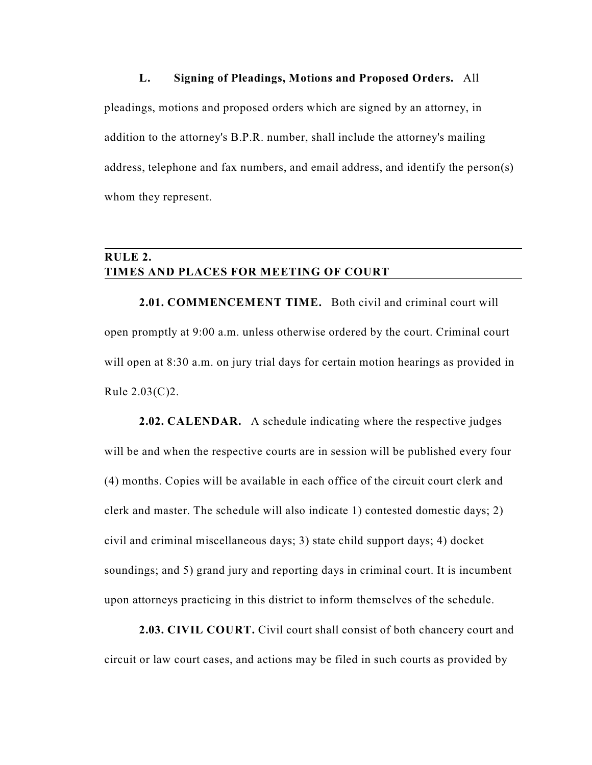**L. Signing of Pleadings, Motions and Proposed Orders.** All pleadings, motions and proposed orders which are signed by an attorney, in addition to the attorney's B.P.R. number, shall include the attorney's mailing address, telephone and fax numbers, and email address, and identify the person(s) whom they represent.

## RULE 2.
## TIMES AND PLACES FOR MEETING OF COURT

**2.01. COMMENCEMENT TIME.** Both civil and criminal court will open promptly at 9:00 a.m. unless otherwise ordered by the court. Criminal court will open at 8:30 a.m. on jury trial days for certain motion hearings as provided in Rule 2.03(C)2.

**2.02. CALENDAR.** A schedule indicating where the respective judges will be and when the respective courts are in session will be published every four (4) months. Copies will be available in each office of the circuit court clerk and clerk and master. The schedule will also indicate 1) contested domestic days; 2) civil and criminal miscellaneous days; 3) state child support days; 4) docket soundings; and 5) grand jury and reporting days in criminal court. It is incumbent upon attorneys practicing in this district to inform themselves of the schedule.

**2.03. CIVIL COURT.** Civil court shall consist of both chancery court and circuit or law court cases, and actions may be filed in such courts as provided by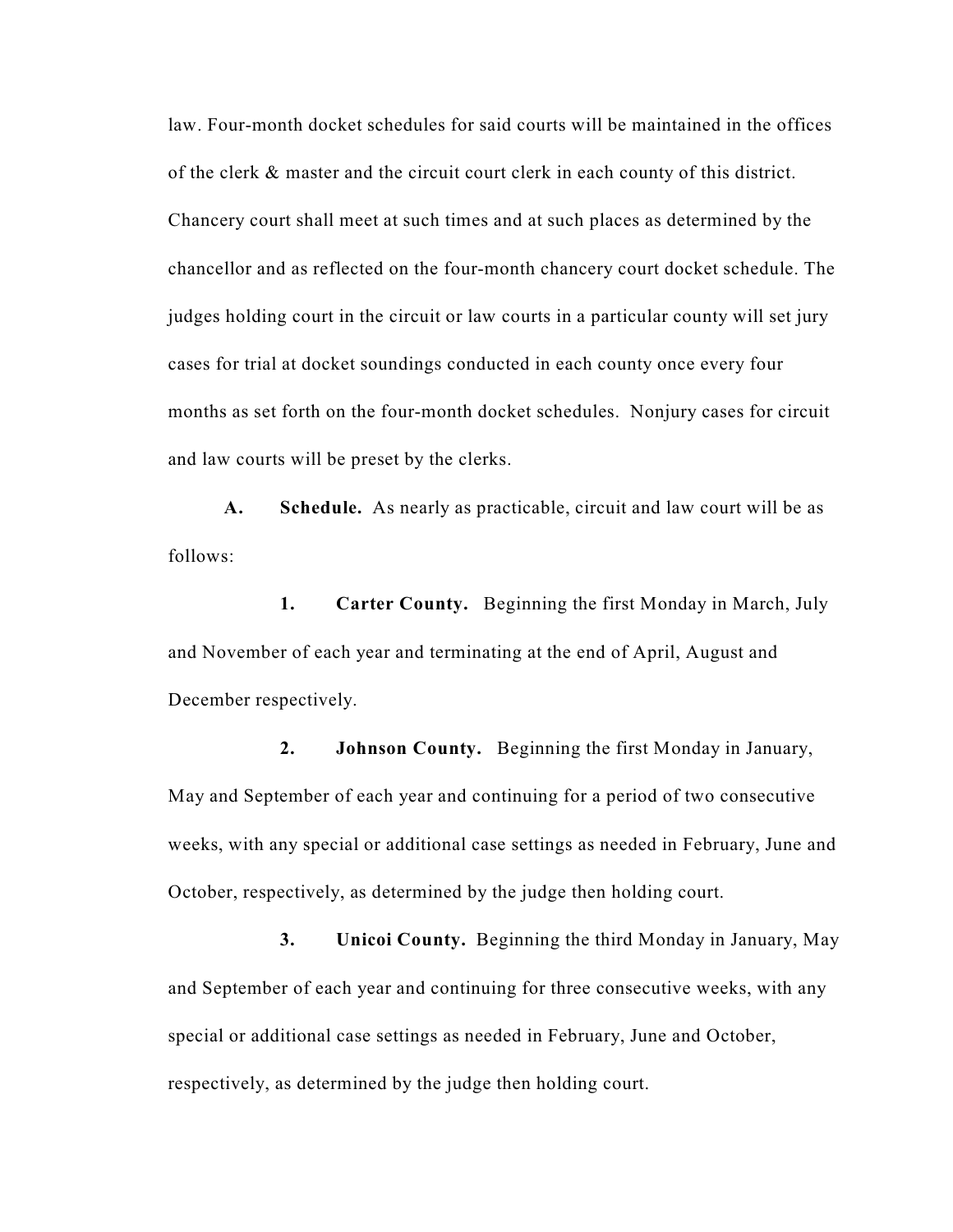law. Four-month docket schedules for said courts will be maintained in the offices of the clerk & master and the circuit court clerk in each county of this district. Chancery court shall meet at such times and at such places as determined by the chancellor and as reflected on the four-month chancery court docket schedule. The judges holding court in the circuit or law courts in a particular county will set jury cases for trial at docket soundings conducted in each county once every four months as set forth on the four-month docket schedules. Nonjury cases for circuit and law courts will be preset by the clerks.

**A. Schedule.** As nearly as practicable, circuit and law court will be as follows:

**1. Carter County.** Beginning the first Monday in March, July and November of each year and terminating at the end of April, August and December respectively.

**2. Johnson County.** Beginning the first Monday in January, May and September of each year and continuing for a period of two consecutive weeks, with any special or additional case settings as needed in February, June and October, respectively, as determined by the judge then holding court.

**3. Unicoi County.** Beginning the third Monday in January, May and September of each year and continuing for three consecutive weeks, with any special or additional case settings as needed in February, June and October, respectively, as determined by the judge then holding court.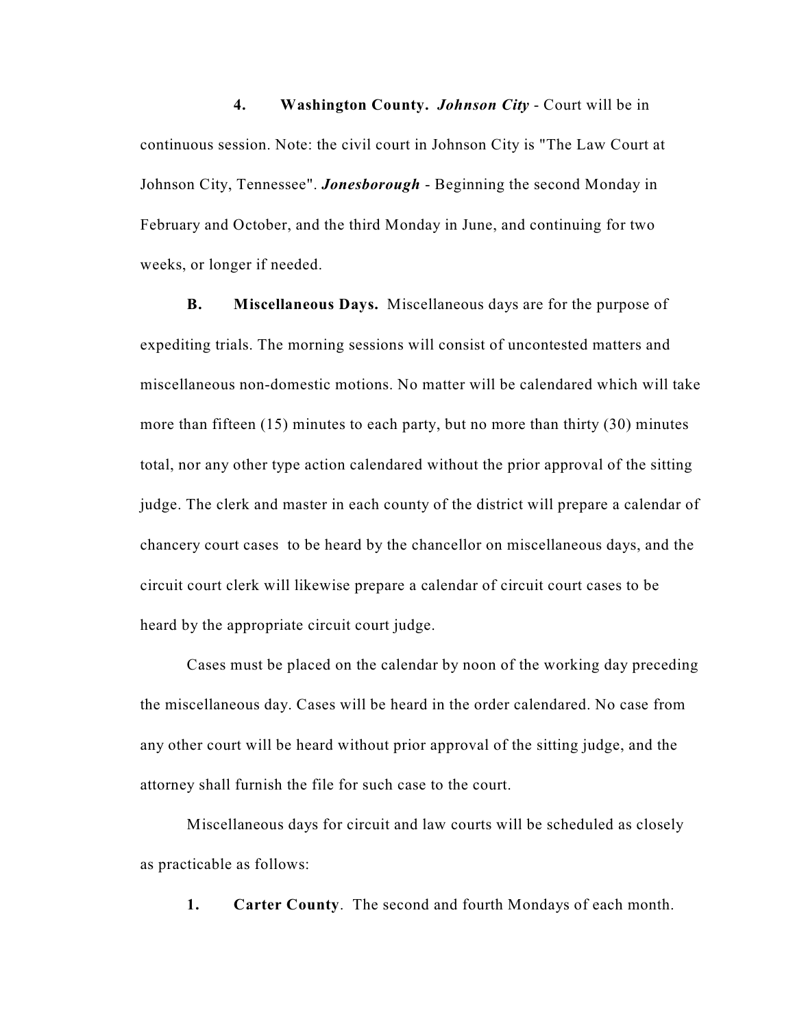**4. Washington County.** ***Johnson City*** - Court will be in continuous session. Note: the civil court in Johnson City is "The Law Court at Johnson City, Tennessee". ***Jonesborough*** - Beginning the second Monday in February and October, and the third Monday in June, and continuing for two weeks, or longer if needed.

**B. Miscellaneous Days.** Miscellaneous days are for the purpose of expediting trials. The morning sessions will consist of uncontested matters and miscellaneous non-domestic motions. No matter will be calendared which will take more than fifteen (15) minutes to each party, but no more than thirty (30) minutes total, nor any other type action calendared without the prior approval of the sitting judge. The clerk and master in each county of the district will prepare a calendar of chancery court cases to be heard by the chancellor on miscellaneous days, and the circuit court clerk will likewise prepare a calendar of circuit court cases to be heard by the appropriate circuit court judge.

Cases must be placed on the calendar by noon of the working day preceding the miscellaneous day. Cases will be heard in the order calendared. No case from any other court will be heard without prior approval of the sitting judge, and the attorney shall furnish the file for such case to the court.

Miscellaneous days for circuit and law courts will be scheduled as closely as practicable as follows:

**1. Carter County**. The second and fourth Mondays of each month.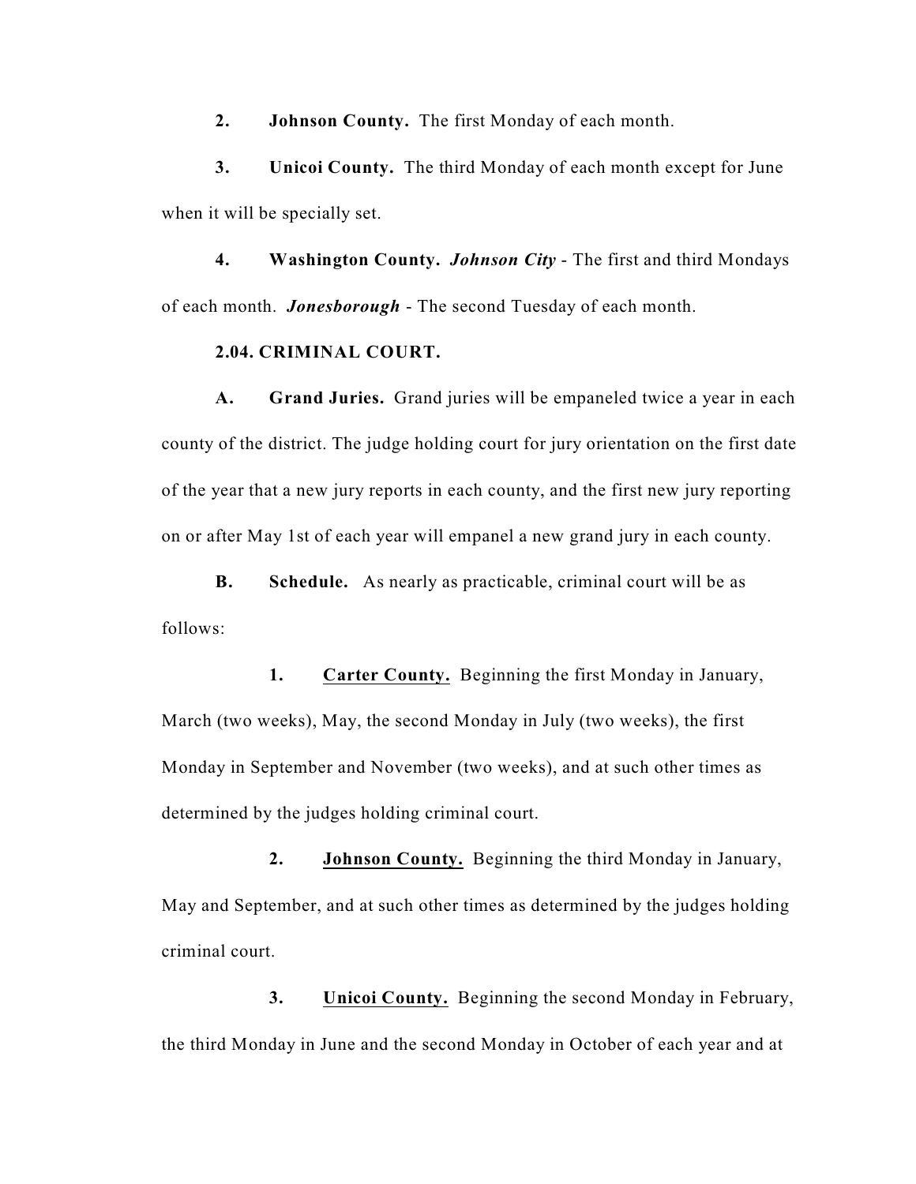**2. Johnson County.** The first Monday of each month.

**3. Unicoi County.** The third Monday of each month except for June when it will be specially set.

**4. Washington County.** ***Johnson City*** - The first and third Mondays of each month. ***Jonesborough*** - The second Tuesday of each month.

**2.04. CRIMINAL COURT.**

**A. Grand Juries.** Grand juries will be empaneled twice a year in each county of the district. The judge holding court for jury orientation on the first date of the year that a new jury reports in each county, and the first new jury reporting on or after May 1st of each year will empanel a new grand jury in each county.

**B. Schedule.** As nearly as practicable, criminal court will be as follows:

**1. Carter County.** Beginning the first Monday in January, March (two weeks), May, the second Monday in July (two weeks), the first Monday in September and November (two weeks), and at such other times as determined by the judges holding criminal court.

**2. Johnson County.** Beginning the third Monday in January, May and September, and at such other times as determined by the judges holding criminal court.

**3. Unicoi County.** Beginning the second Monday in February, the third Monday in June and the second Monday in October of each year and at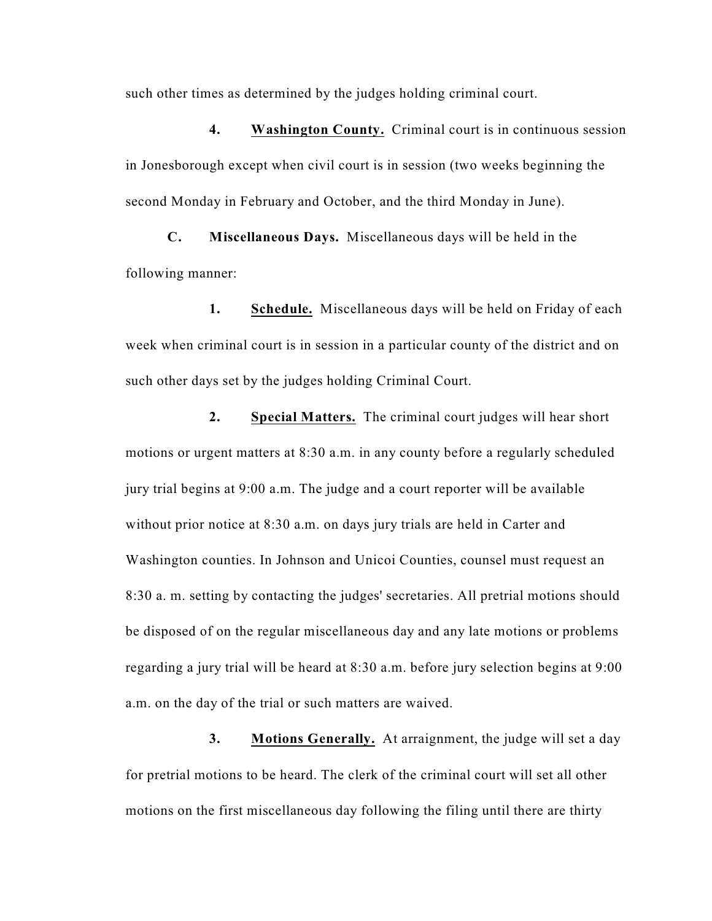such other times as determined by the judges holding criminal court.

**4.** **Washington County.** Criminal court is in continuous session in Jonesborough except when civil court is in session (two weeks beginning the second Monday in February and October, and the third Monday in June).

**C.** **Miscellaneous Days.** Miscellaneous days will be held in the following manner:

**1.** **Schedule.** Miscellaneous days will be held on Friday of each week when criminal court is in session in a particular county of the district and on such other days set by the judges holding Criminal Court.

**2.** **Special Matters.** The criminal court judges will hear short motions or urgent matters at 8:30 a.m. in any county before a regularly scheduled jury trial begins at 9:00 a.m. The judge and a court reporter will be available without prior notice at 8:30 a.m. on days jury trials are held in Carter and Washington counties. In Johnson and Unicoi Counties, counsel must request an 8:30 a. m. setting by contacting the judges' secretaries. All pretrial motions should be disposed of on the regular miscellaneous day and any late motions or problems regarding a jury trial will be heard at 8:30 a.m. before jury selection begins at 9:00 a.m. on the day of the trial or such matters are waived.

**3.** **Motions Generally.** At arraignment, the judge will set a day for pretrial motions to be heard. The clerk of the criminal court will set all other motions on the first miscellaneous day following the filing until there are thirty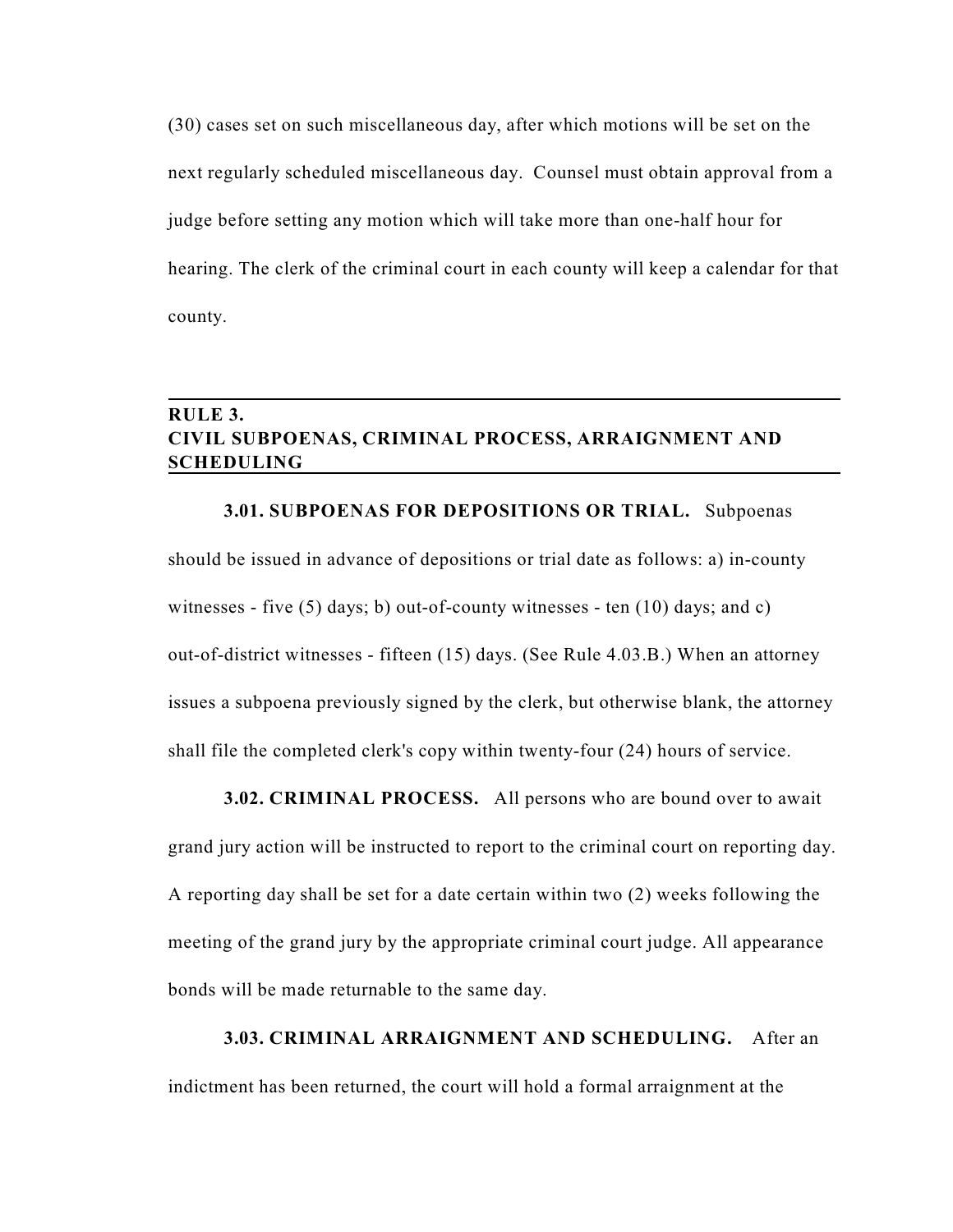(30) cases set on such miscellaneous day, after which motions will be set on the next regularly scheduled miscellaneous day. Counsel must obtain approval from a judge before setting any motion which will take more than one-half hour for hearing. The clerk of the criminal court in each county will keep a calendar for that county.

## RULE 3.
## CIVIL SUBPOENAS, CRIMINAL PROCESS, ARRAIGNMENT AND SCHEDULING

**3.01. SUBPOENAS FOR DEPOSITIONS OR TRIAL.** Subpoenas should be issued in advance of depositions or trial date as follows: a) in-county witnesses - five (5) days; b) out-of-county witnesses - ten (10) days; and c) out-of-district witnesses - fifteen (15) days. (See Rule 4.03.B.) When an attorney issues a subpoena previously signed by the clerk, but otherwise blank, the attorney shall file the completed clerk's copy within twenty-four (24) hours of service.

**3.02. CRIMINAL PROCESS.** All persons who are bound over to await grand jury action will be instructed to report to the criminal court on reporting day. A reporting day shall be set for a date certain within two (2) weeks following the meeting of the grand jury by the appropriate criminal court judge. All appearance bonds will be made returnable to the same day.

**3.03. CRIMINAL ARRAIGNMENT AND SCHEDULING.** After an indictment has been returned, the court will hold a formal arraignment at the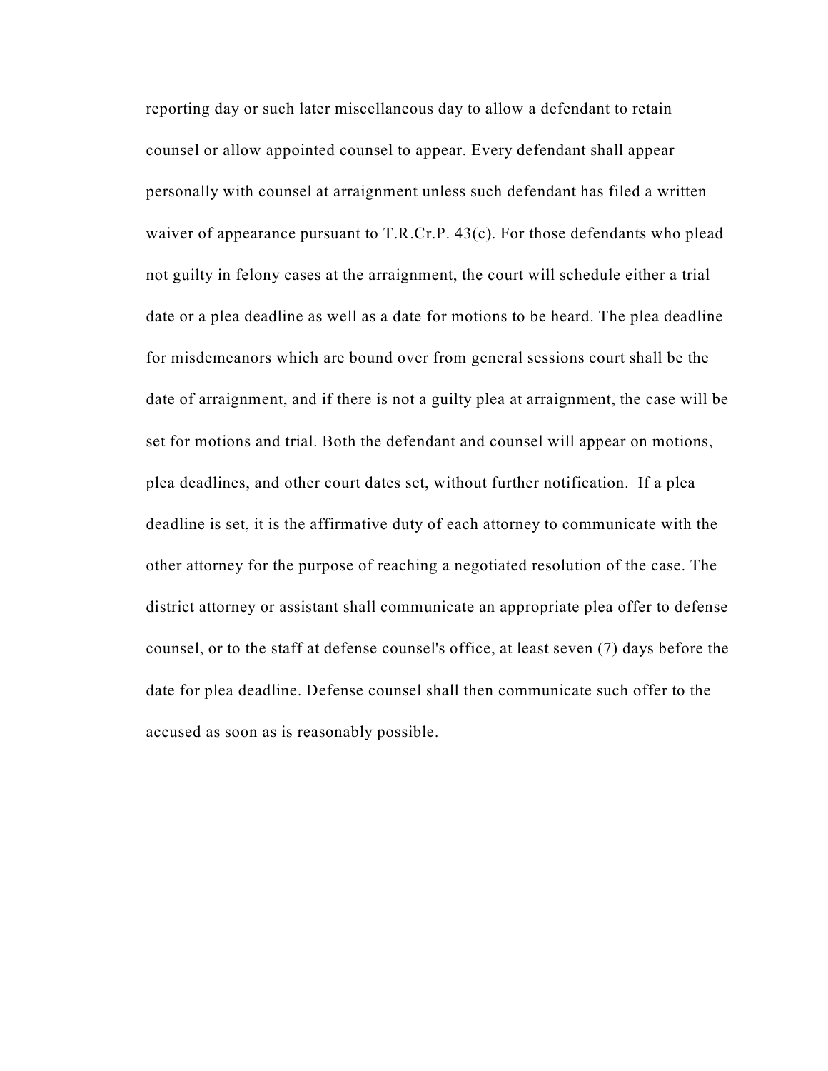reporting day or such later miscellaneous day to allow a defendant to retain counsel or allow appointed counsel to appear. Every defendant shall appear personally with counsel at arraignment unless such defendant has filed a written waiver of appearance pursuant to T.R.Cr.P. 43(c). For those defendants who plead not guilty in felony cases at the arraignment, the court will schedule either a trial date or a plea deadline as well as a date for motions to be heard. The plea deadline for misdemeanors which are bound over from general sessions court shall be the date of arraignment, and if there is not a guilty plea at arraignment, the case will be set for motions and trial. Both the defendant and counsel will appear on motions, plea deadlines, and other court dates set, without further notification. If a plea deadline is set, it is the affirmative duty of each attorney to communicate with the other attorney for the purpose of reaching a negotiated resolution of the case. The district attorney or assistant shall communicate an appropriate plea offer to defense counsel, or to the staff at defense counsel's office, at least seven (7) days before the date for plea deadline. Defense counsel shall then communicate such offer to the accused as soon as is reasonably possible.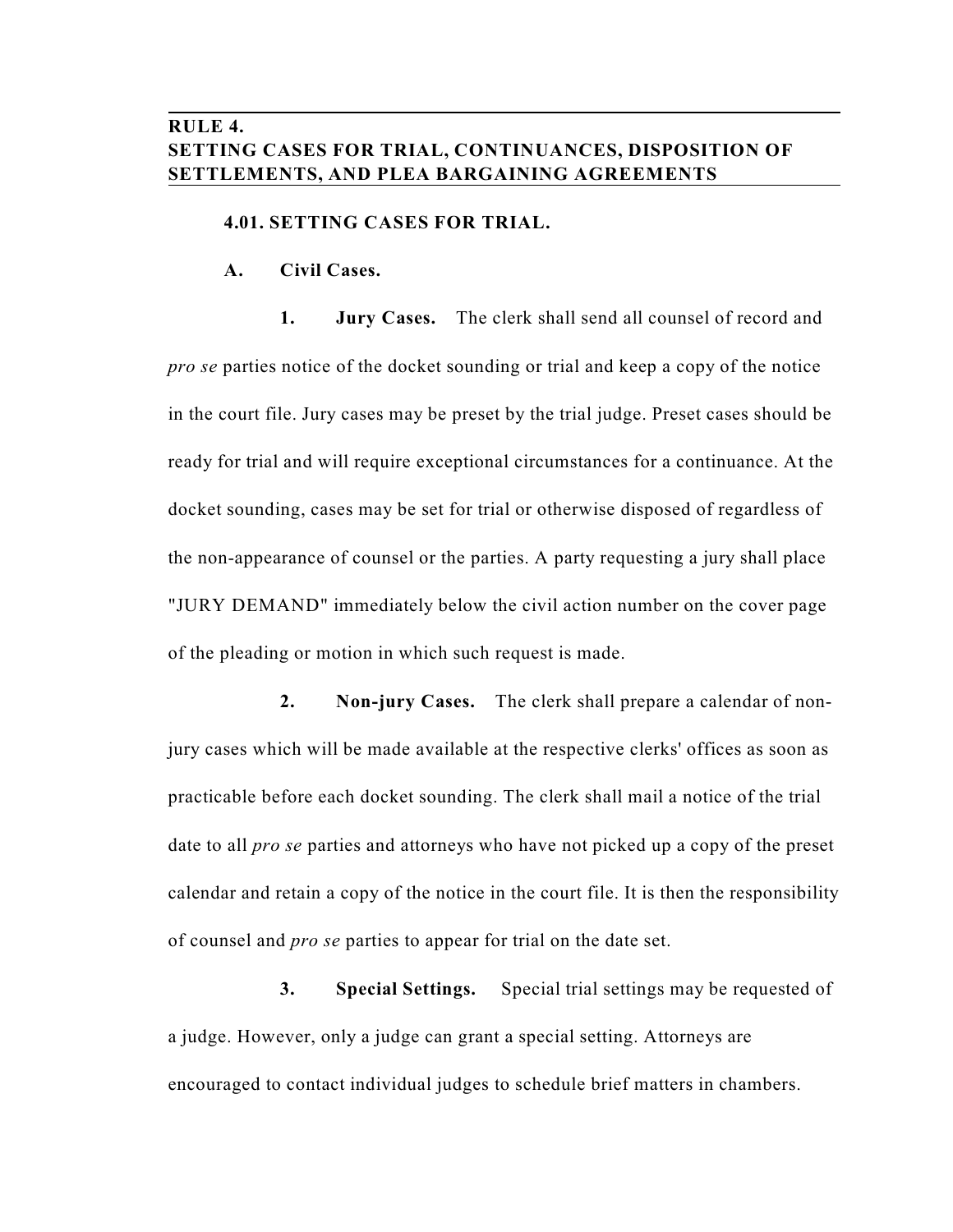## RULE 4.
## SETTING CASES FOR TRIAL, CONTINUANCES, DISPOSITION OF SETTLEMENTS, AND PLEA BARGAINING AGREEMENTS

### 4.01. SETTING CASES FOR TRIAL.

#### A. Civil Cases.

**1. Jury Cases.** The clerk shall send all counsel of record and *pro se* parties notice of the docket sounding or trial and keep a copy of the notice in the court file. Jury cases may be preset by the trial judge. Preset cases should be ready for trial and will require exceptional circumstances for a continuance. At the docket sounding, cases may be set for trial or otherwise disposed of regardless of the non-appearance of counsel or the parties. A party requesting a jury shall place "JURY DEMAND" immediately below the civil action number on the cover page of the pleading or motion in which such request is made.

**2. Non-jury Cases.** The clerk shall prepare a calendar of non-jury cases which will be made available at the respective clerks' offices as soon as practicable before each docket sounding. The clerk shall mail a notice of the trial date to all *pro se* parties and attorneys who have not picked up a copy of the preset calendar and retain a copy of the notice in the court file. It is then the responsibility of counsel and *pro se* parties to appear for trial on the date set.

**3. Special Settings.** Special trial settings may be requested of a judge. However, only a judge can grant a special setting. Attorneys are encouraged to contact individual judges to schedule brief matters in chambers.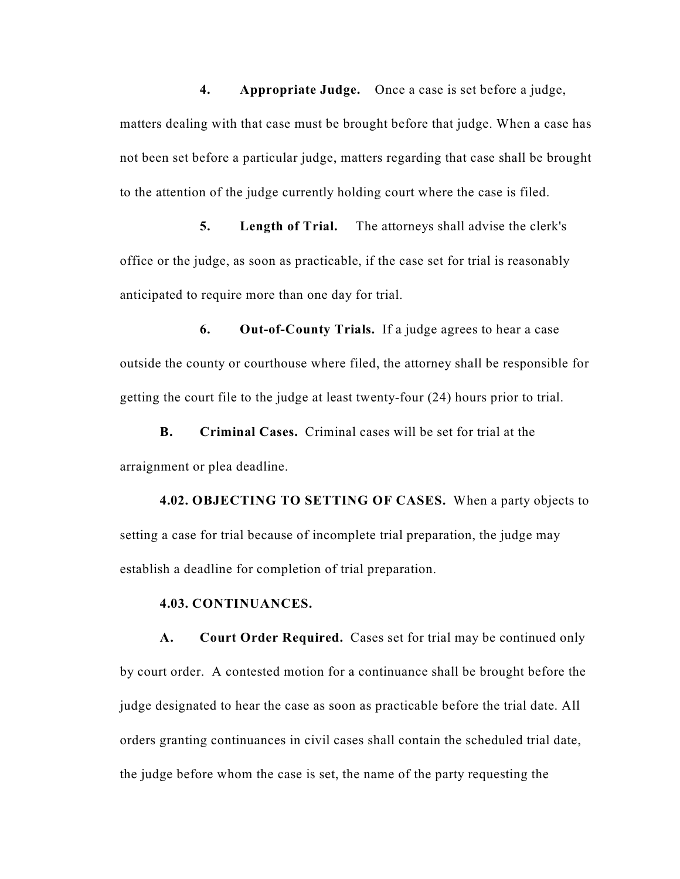**4. Appropriate Judge.** Once a case is set before a judge, matters dealing with that case must be brought before that judge. When a case has not been set before a particular judge, matters regarding that case shall be brought to the attention of the judge currently holding court where the case is filed.

**5. Length of Trial.** The attorneys shall advise the clerk's office or the judge, as soon as practicable, if the case set for trial is reasonably anticipated to require more than one day for trial.

**6. Out-of-County Trials.** If a judge agrees to hear a case outside the county or courthouse where filed, the attorney shall be responsible for getting the court file to the judge at least twenty-four (24) hours prior to trial.

**B. Criminal Cases.** Criminal cases will be set for trial at the arraignment or plea deadline.

**4.02. OBJECTING TO SETTING OF CASES.** When a party objects to setting a case for trial because of incomplete trial preparation, the judge may establish a deadline for completion of trial preparation.

**4.03. CONTINUANCES.**

**A. Court Order Required.** Cases set for trial may be continued only by court order. A contested motion for a continuance shall be brought before the judge designated to hear the case as soon as practicable before the trial date. All orders granting continuances in civil cases shall contain the scheduled trial date, the judge before whom the case is set, the name of the party requesting the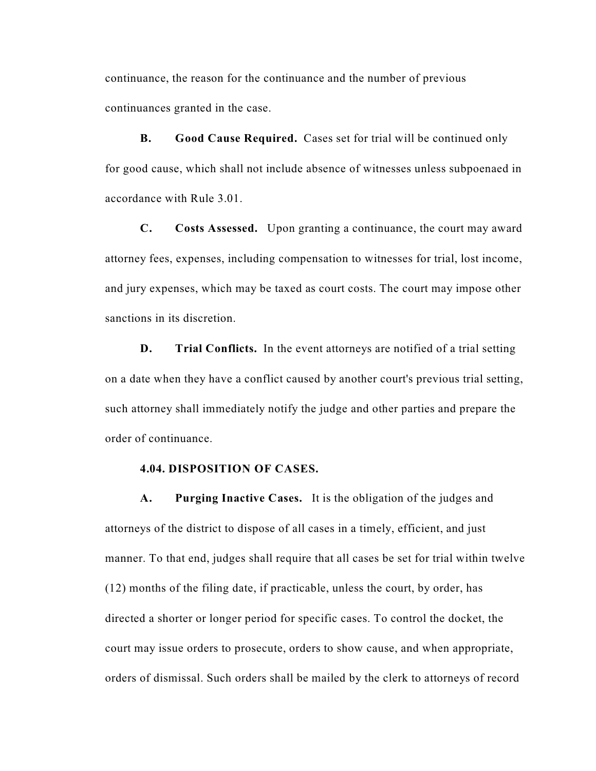continuance, the reason for the continuance and the number of previous continuances granted in the case.

**B. Good Cause Required.** Cases set for trial will be continued only for good cause, which shall not include absence of witnesses unless subpoenaed in accordance with Rule 3.01.

**C. Costs Assessed.** Upon granting a continuance, the court may award attorney fees, expenses, including compensation to witnesses for trial, lost income, and jury expenses, which may be taxed as court costs. The court may impose other sanctions in its discretion.

**D. Trial Conflicts.** In the event attorneys are notified of a trial setting on a date when they have a conflict caused by another court's previous trial setting, such attorney shall immediately notify the judge and other parties and prepare the order of continuance.

**4.04. DISPOSITION OF CASES.**

**A. Purging Inactive Cases.** It is the obligation of the judges and attorneys of the district to dispose of all cases in a timely, efficient, and just manner. To that end, judges shall require that all cases be set for trial within twelve (12) months of the filing date, if practicable, unless the court, by order, has directed a shorter or longer period for specific cases. To control the docket, the court may issue orders to prosecute, orders to show cause, and when appropriate, orders of dismissal. Such orders shall be mailed by the clerk to attorneys of record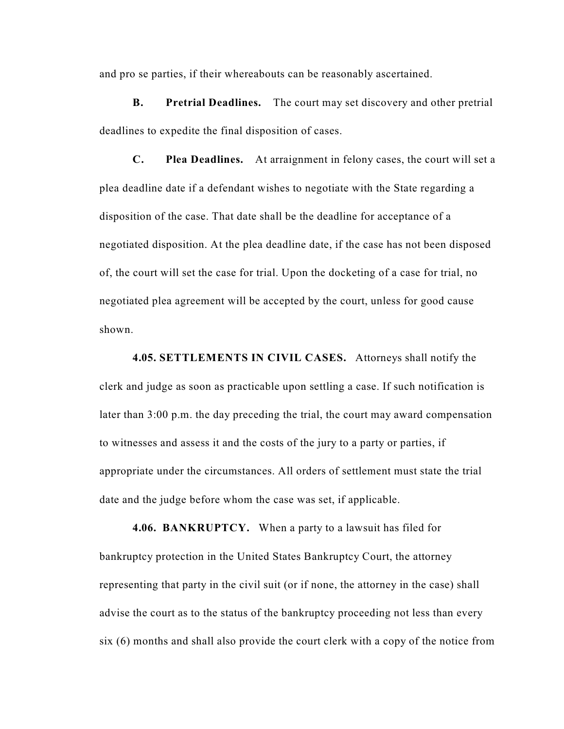and pro se parties, if their whereabouts can be reasonably ascertained.

**B. Pretrial Deadlines.** The court may set discovery and other pretrial deadlines to expedite the final disposition of cases.

**C. Plea Deadlines.** At arraignment in felony cases, the court will set a plea deadline date if a defendant wishes to negotiate with the State regarding a disposition of the case. That date shall be the deadline for acceptance of a negotiated disposition. At the plea deadline date, if the case has not been disposed of, the court will set the case for trial. Upon the docketing of a case for trial, no negotiated plea agreement will be accepted by the court, unless for good cause shown.

**4.05. SETTLEMENTS IN CIVIL CASES.** Attorneys shall notify the clerk and judge as soon as practicable upon settling a case. If such notification is later than 3:00 p.m. the day preceding the trial, the court may award compensation to witnesses and assess it and the costs of the jury to a party or parties, if appropriate under the circumstances. All orders of settlement must state the trial date and the judge before whom the case was set, if applicable.

**4.06. BANKRUPTCY.** When a party to a lawsuit has filed for bankruptcy protection in the United States Bankruptcy Court, the attorney representing that party in the civil suit (or if none, the attorney in the case) shall advise the court as to the status of the bankruptcy proceeding not less than every six (6) months and shall also provide the court clerk with a copy of the notice from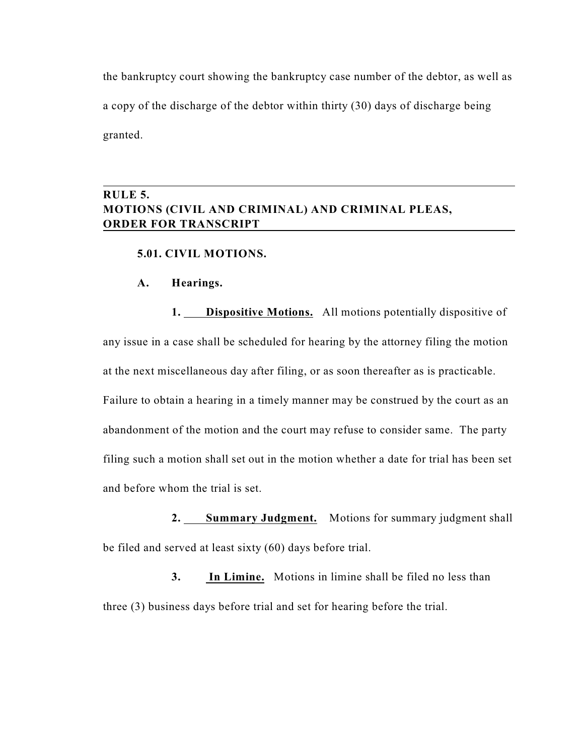the bankruptcy court showing the bankruptcy case number of the debtor, as well as a copy of the discharge of the debtor within thirty (30) days of discharge being granted.

## RULE 5.
## MOTIONS (CIVIL AND CRIMINAL) AND CRIMINAL PLEAS, ORDER FOR TRANSCRIPT

### 5.01. CIVIL MOTIONS.

#### A. Hearings.

**1. Dispositive Motions.** All motions potentially dispositive of any issue in a case shall be scheduled for hearing by the attorney filing the motion at the next miscellaneous day after filing, or as soon thereafter as is practicable. Failure to obtain a hearing in a timely manner may be construed by the court as an abandonment of the motion and the court may refuse to consider same. The party filing such a motion shall set out in the motion whether a date for trial has been set and before whom the trial is set.

**2. Summary Judgment.** Motions for summary judgment shall be filed and served at least sixty (60) days before trial.

**3. In Limine.** Motions in limine shall be filed no less than three (3) business days before trial and set for hearing before the trial.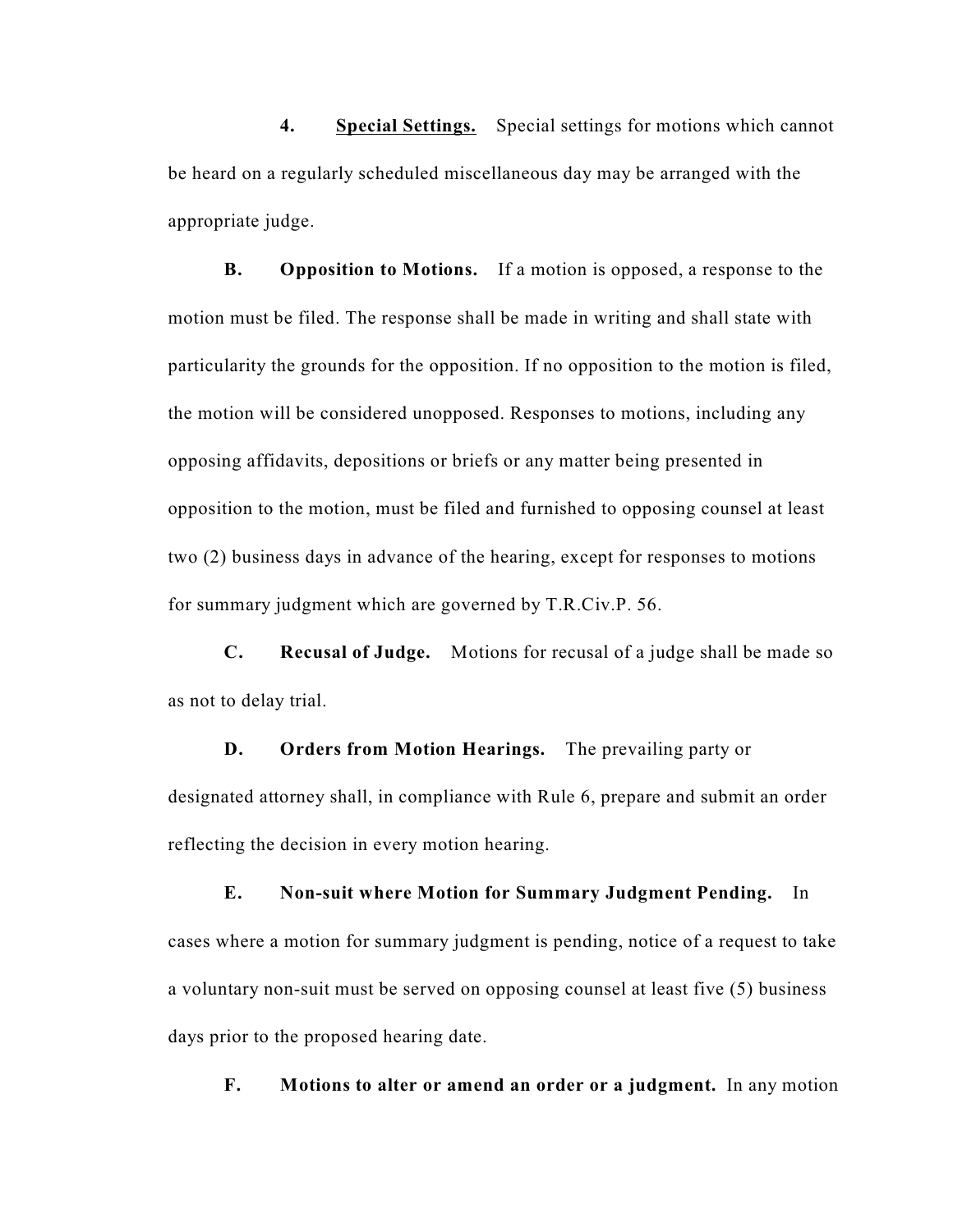**4.** **<u>Special Settings.</u>** Special settings for motions which cannot be heard on a regularly scheduled miscellaneous day may be arranged with the appropriate judge.

**B. Opposition to Motions.** If a motion is opposed, a response to the motion must be filed. The response shall be made in writing and shall state with particularity the grounds for the opposition. If no opposition to the motion is filed, the motion will be considered unopposed. Responses to motions, including any opposing affidavits, depositions or briefs or any matter being presented in opposition to the motion, must be filed and furnished to opposing counsel at least two (2) business days in advance of the hearing, except for responses to motions for summary judgment which are governed by T.R.Civ.P. 56.

**C. Recusal of Judge.** Motions for recusal of a judge shall be made so as not to delay trial.

**D. Orders from Motion Hearings.** The prevailing party or designated attorney shall, in compliance with Rule 6, prepare and submit an order reflecting the decision in every motion hearing.

**E. Non-suit where Motion for Summary Judgment Pending.** In cases where a motion for summary judgment is pending, notice of a request to take a voluntary non-suit must be served on opposing counsel at least five (5) business days prior to the proposed hearing date.

**F. Motions to alter or amend an order or a judgment.** In any motion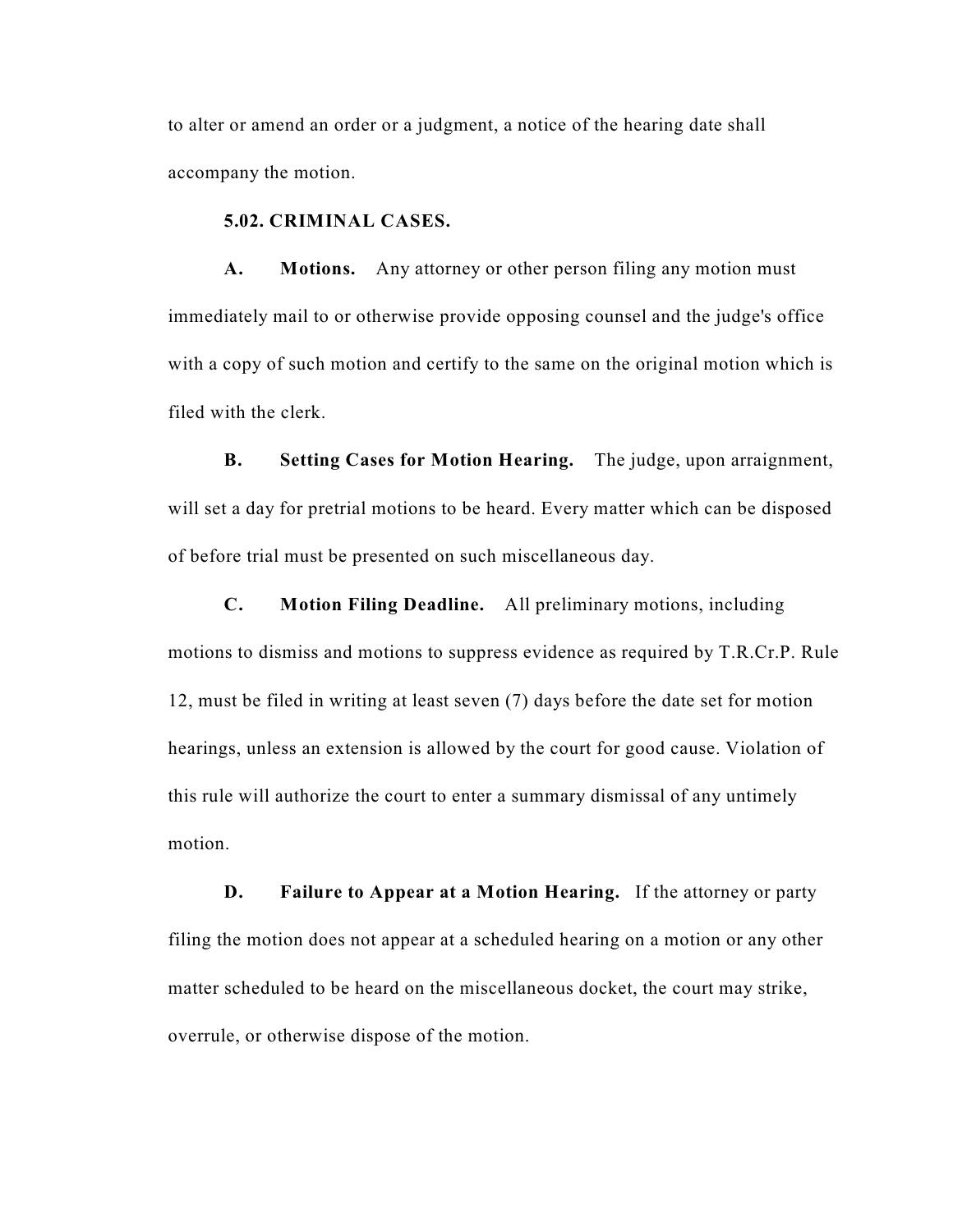to alter or amend an order or a judgment, a notice of the hearing date shall accompany the motion.

### 5.02. CRIMINAL CASES.

**A. Motions.** Any attorney or other person filing any motion must immediately mail to or otherwise provide opposing counsel and the judge's office with a copy of such motion and certify to the same on the original motion which is filed with the clerk.

**B. Setting Cases for Motion Hearing.** The judge, upon arraignment, will set a day for pretrial motions to be heard. Every matter which can be disposed of before trial must be presented on such miscellaneous day.

**C. Motion Filing Deadline.** All preliminary motions, including motions to dismiss and motions to suppress evidence as required by T.R.Cr.P. Rule 12, must be filed in writing at least seven (7) days before the date set for motion hearings, unless an extension is allowed by the court for good cause. Violation of this rule will authorize the court to enter a summary dismissal of any untimely motion.

**D. Failure to Appear at a Motion Hearing.** If the attorney or party filing the motion does not appear at a scheduled hearing on a motion or any other matter scheduled to be heard on the miscellaneous docket, the court may strike, overrule, or otherwise dispose of the motion.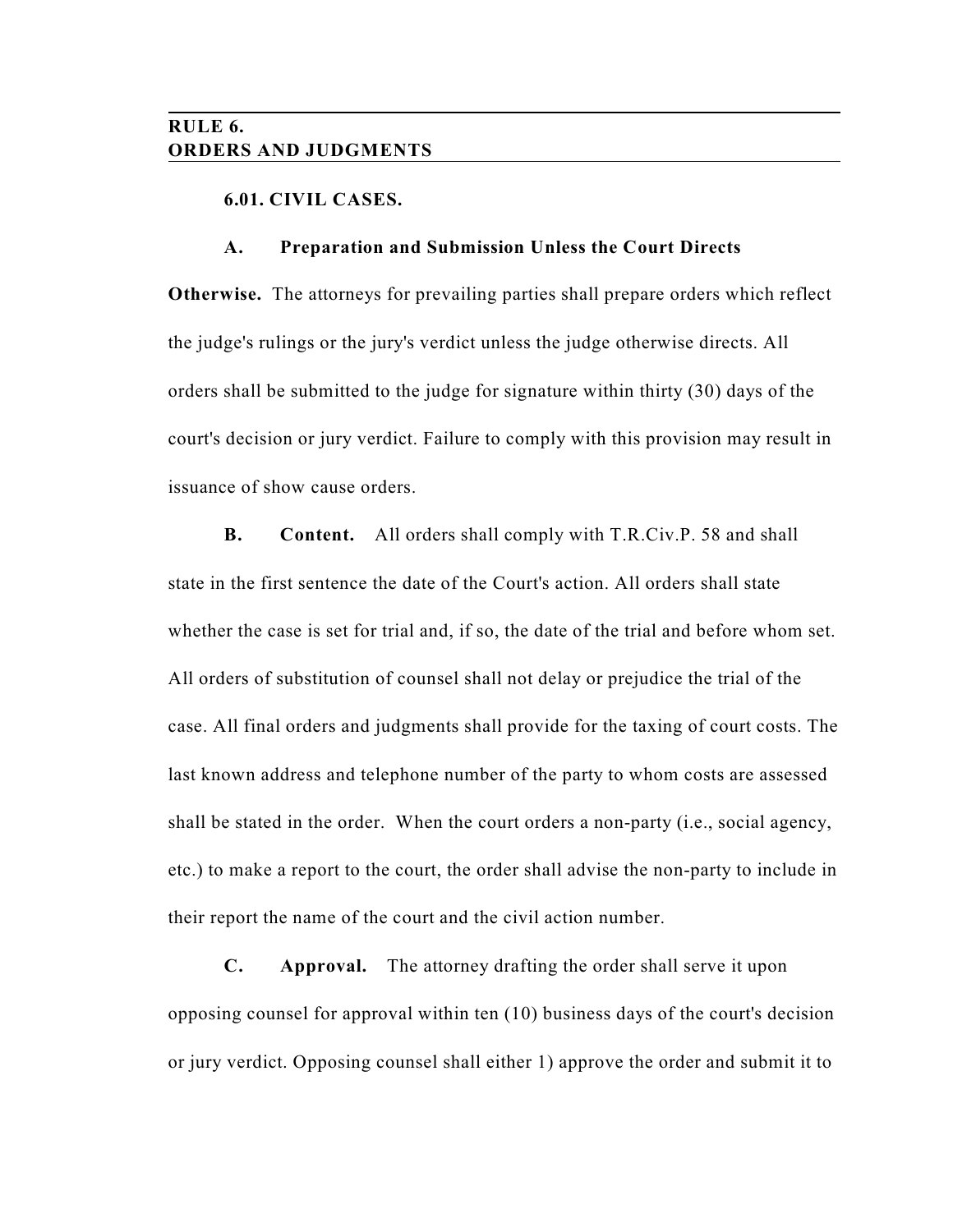## RULE 6.
## ORDERS AND JUDGMENTS

### 6.01. CIVIL CASES.

**A. Preparation and Submission Unless the Court Directs Otherwise.** The attorneys for prevailing parties shall prepare orders which reflect the judge's rulings or the jury's verdict unless the judge otherwise directs. All orders shall be submitted to the judge for signature within thirty (30) days of the court's decision or jury verdict. Failure to comply with this provision may result in issuance of show cause orders.

**B. Content.** All orders shall comply with T.R.Civ.P. 58 and shall state in the first sentence the date of the Court's action. All orders shall state whether the case is set for trial and, if so, the date of the trial and before whom set. All orders of substitution of counsel shall not delay or prejudice the trial of the case. All final orders and judgments shall provide for the taxing of court costs. The last known address and telephone number of the party to whom costs are assessed shall be stated in the order. When the court orders a non-party (i.e., social agency, etc.) to make a report to the court, the order shall advise the non-party to include in their report the name of the court and the civil action number.

**C. Approval.** The attorney drafting the order shall serve it upon opposing counsel for approval within ten (10) business days of the court's decision or jury verdict. Opposing counsel shall either 1) approve the order and submit it to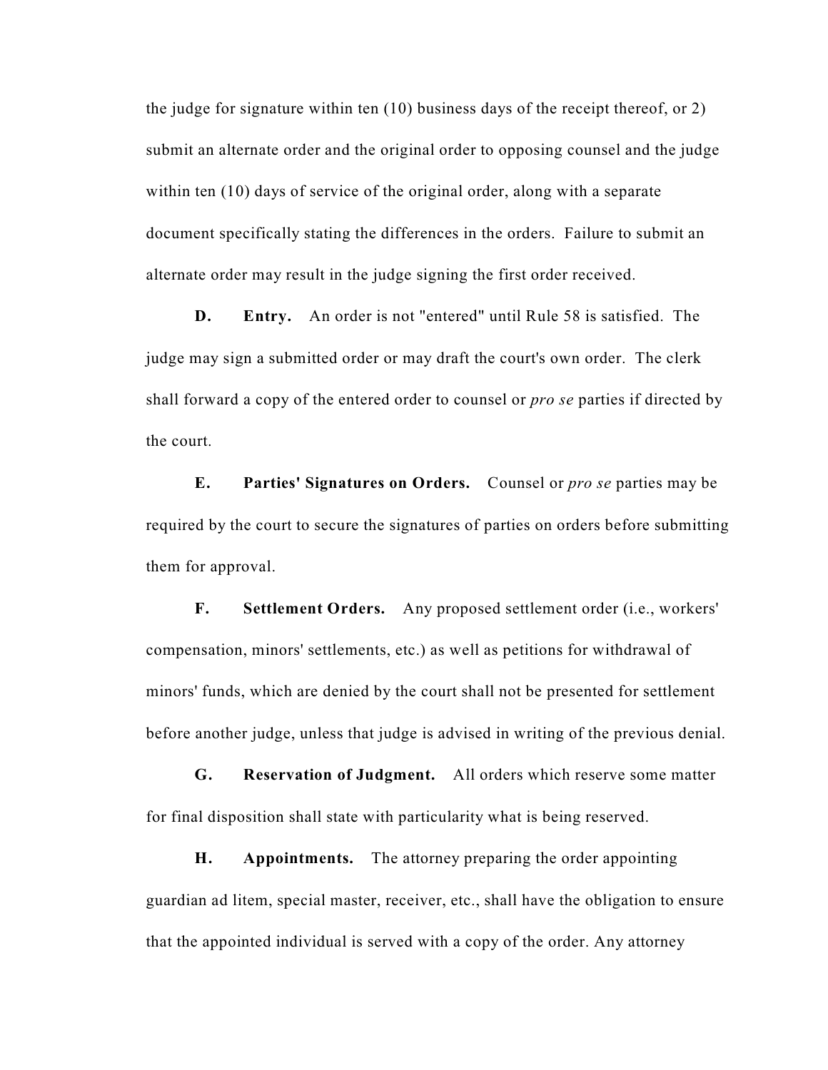the judge for signature within ten (10) business days of the receipt thereof, or 2) submit an alternate order and the original order to opposing counsel and the judge within ten (10) days of service of the original order, along with a separate document specifically stating the differences in the orders. Failure to submit an alternate order may result in the judge signing the first order received.

**D. Entry.** An order is not "entered" until Rule 58 is satisfied. The judge may sign a submitted order or may draft the court's own order. The clerk shall forward a copy of the entered order to counsel or *pro se* parties if directed by the court.

**E. Parties' Signatures on Orders.** Counsel or *pro se* parties may be required by the court to secure the signatures of parties on orders before submitting them for approval.

**F. Settlement Orders.** Any proposed settlement order (i.e., workers' compensation, minors' settlements, etc.) as well as petitions for withdrawal of minors' funds, which are denied by the court shall not be presented for settlement before another judge, unless that judge is advised in writing of the previous denial.

**G. Reservation of Judgment.** All orders which reserve some matter for final disposition shall state with particularity what is being reserved.

**H. Appointments.** The attorney preparing the order appointing guardian ad litem, special master, receiver, etc., shall have the obligation to ensure that the appointed individual is served with a copy of the order. Any attorney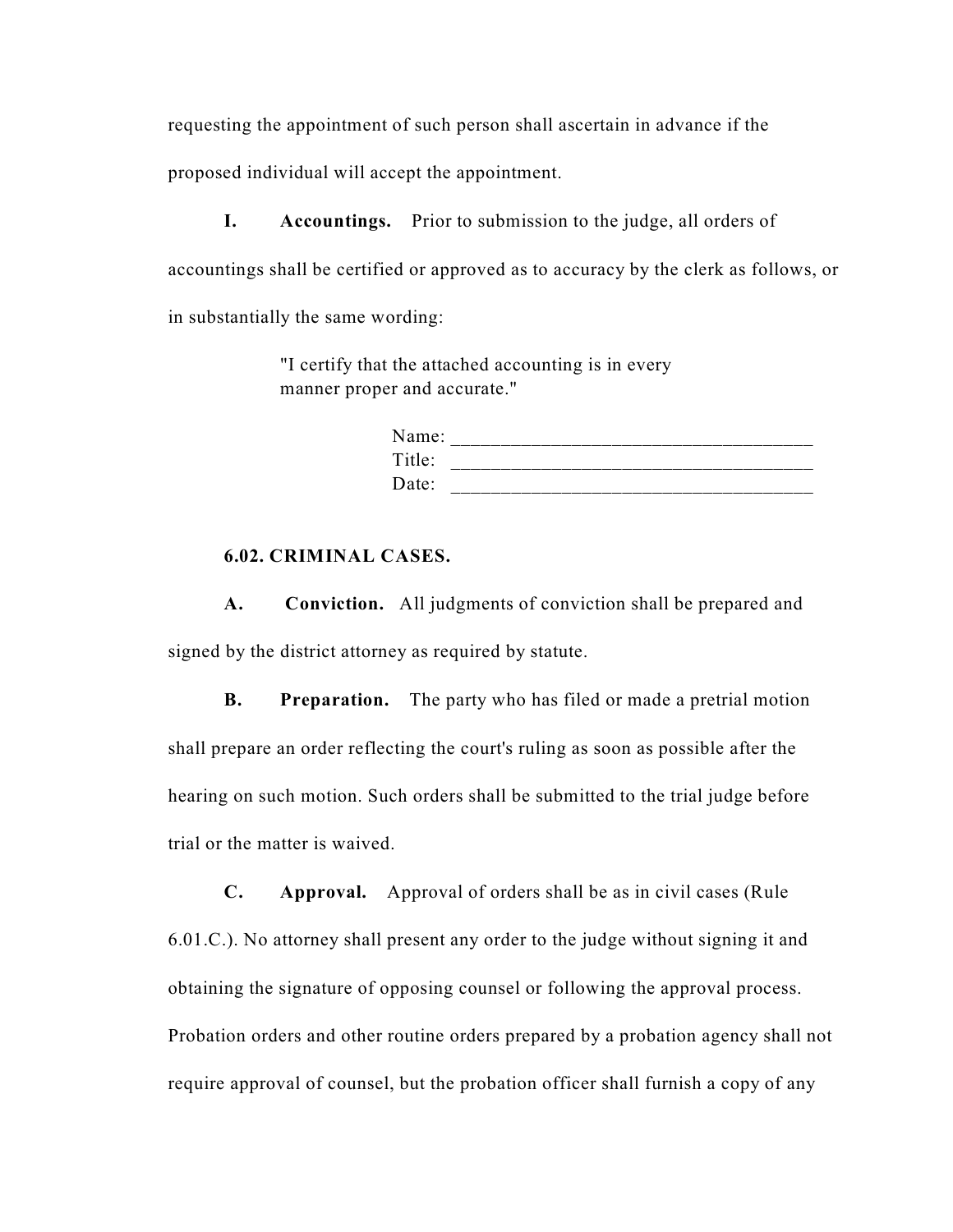requesting the appointment of such person shall ascertain in advance if the proposed individual will accept the appointment.

**I. Accountings.** Prior to submission to the judge, all orders of accountings shall be certified or approved as to accuracy by the clerk as follows, or in substantially the same wording:

> "I certify that the attached accounting is in every manner proper and accurate."
>
> Name: ____________________________________
> Title: ____________________________________
> Date: ____________________________________

**6.02. CRIMINAL CASES.**

**A. Conviction.** All judgments of conviction shall be prepared and signed by the district attorney as required by statute.

**B. Preparation.** The party who has filed or made a pretrial motion shall prepare an order reflecting the court's ruling as soon as possible after the hearing on such motion. Such orders shall be submitted to the trial judge before trial or the matter is waived.

**C. Approval.** Approval of orders shall be as in civil cases (Rule 6.01.C.). No attorney shall present any order to the judge without signing it and obtaining the signature of opposing counsel or following the approval process. Probation orders and other routine orders prepared by a probation agency shall not require approval of counsel, but the probation officer shall furnish a copy of any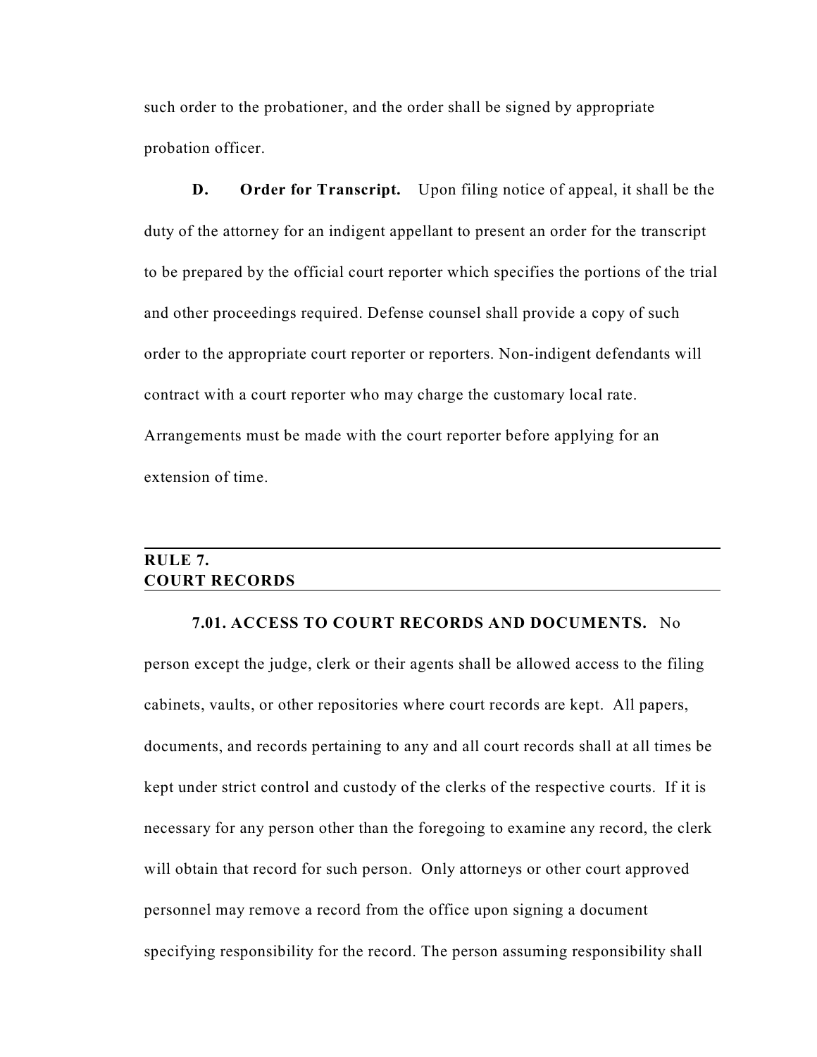such order to the probationer, and the order shall be signed by appropriate probation officer.

**D. Order for Transcript.** Upon filing notice of appeal, it shall be the duty of the attorney for an indigent appellant to present an order for the transcript to be prepared by the official court reporter which specifies the portions of the trial and other proceedings required. Defense counsel shall provide a copy of such order to the appropriate court reporter or reporters. Non-indigent defendants will contract with a court reporter who may charge the customary local rate. Arrangements must be made with the court reporter before applying for an extension of time.

## RULE 7.
## COURT RECORDS

**7.01. ACCESS TO COURT RECORDS AND DOCUMENTS.** No person except the judge, clerk or their agents shall be allowed access to the filing cabinets, vaults, or other repositories where court records are kept. All papers, documents, and records pertaining to any and all court records shall at all times be kept under strict control and custody of the clerks of the respective courts. If it is necessary for any person other than the foregoing to examine any record, the clerk will obtain that record for such person. Only attorneys or other court approved personnel may remove a record from the office upon signing a document specifying responsibility for the record. The person assuming responsibility shall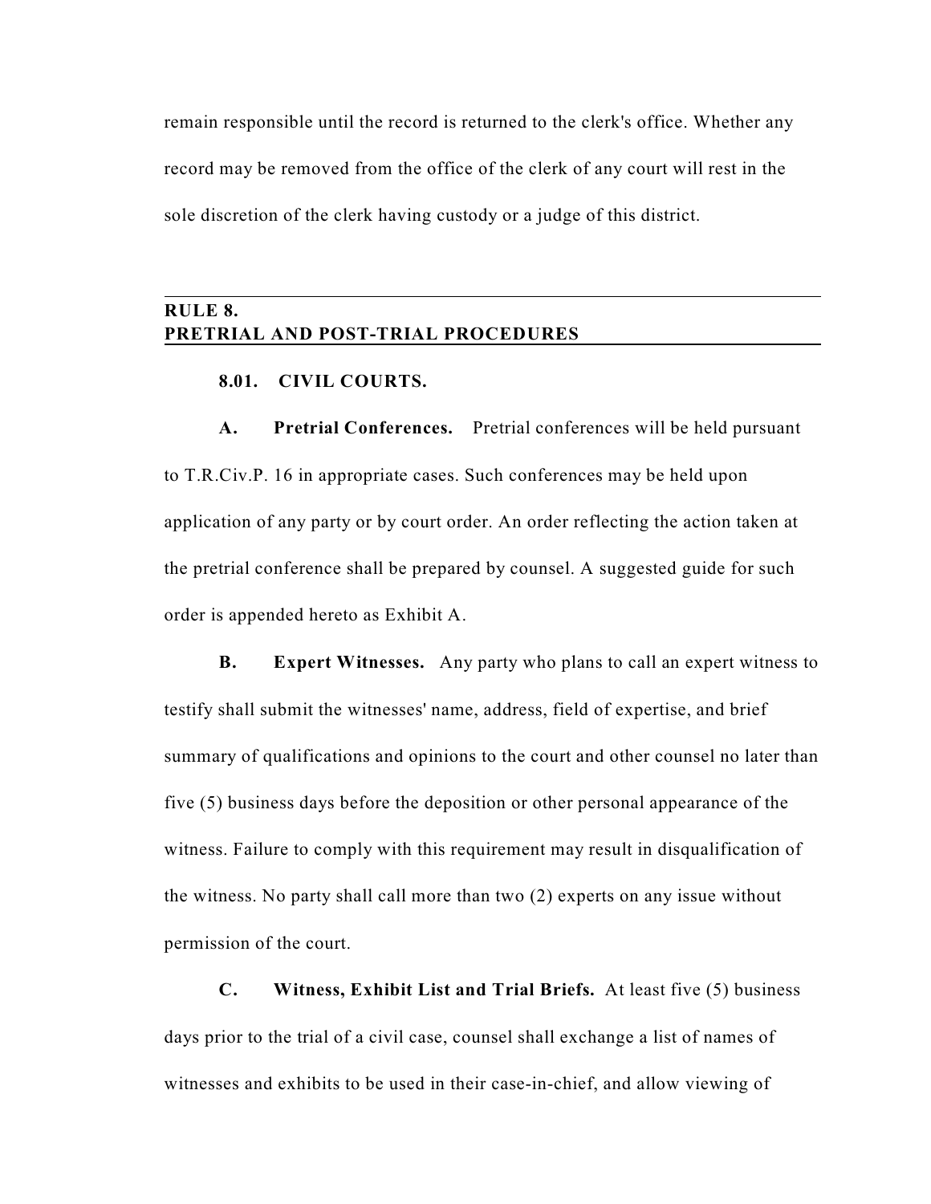remain responsible until the record is returned to the clerk's office. Whether any record may be removed from the office of the clerk of any court will rest in the sole discretion of the clerk having custody or a judge of this district.

## RULE 8.
## PRETRIAL AND POST-TRIAL PROCEDURES

### 8.01. CIVIL COURTS.

**A. Pretrial Conferences.** Pretrial conferences will be held pursuant to T.R.Civ.P. 16 in appropriate cases. Such conferences may be held upon application of any party or by court order. An order reflecting the action taken at the pretrial conference shall be prepared by counsel. A suggested guide for such order is appended hereto as Exhibit A.

**B. Expert Witnesses.** Any party who plans to call an expert witness to testify shall submit the witnesses' name, address, field of expertise, and brief summary of qualifications and opinions to the court and other counsel no later than five (5) business days before the deposition or other personal appearance of the witness. Failure to comply with this requirement may result in disqualification of the witness. No party shall call more than two (2) experts on any issue without permission of the court.

**C. Witness, Exhibit List and Trial Briefs.** At least five (5) business days prior to the trial of a civil case, counsel shall exchange a list of names of witnesses and exhibits to be used in their case-in-chief, and allow viewing of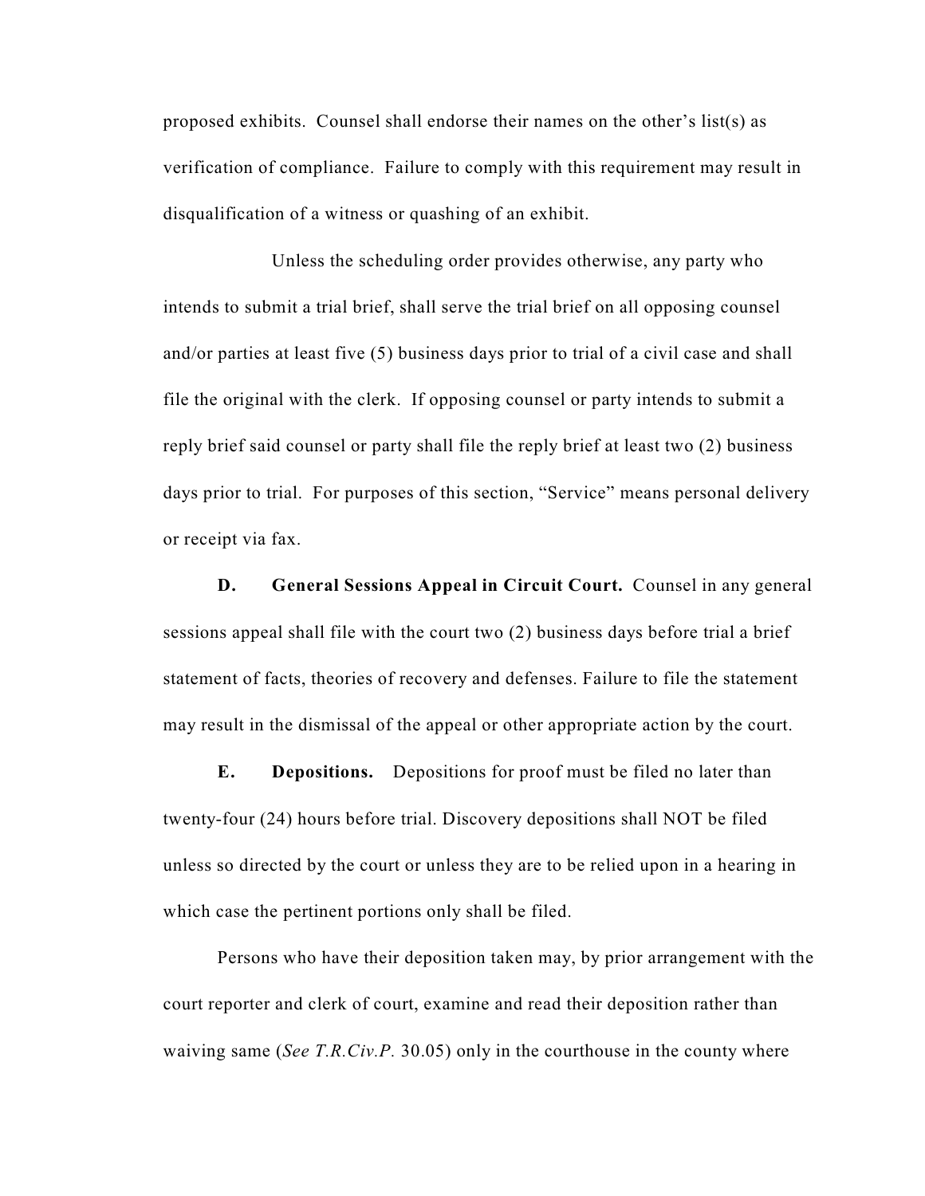proposed exhibits. Counsel shall endorse their names on the other's list(s) as verification of compliance. Failure to comply with this requirement may result in disqualification of a witness or quashing of an exhibit.

Unless the scheduling order provides otherwise, any party who intends to submit a trial brief, shall serve the trial brief on all opposing counsel and/or parties at least five (5) business days prior to trial of a civil case and shall file the original with the clerk. If opposing counsel or party intends to submit a reply brief said counsel or party shall file the reply brief at least two (2) business days prior to trial. For purposes of this section, "Service" means personal delivery or receipt via fax.

**D. General Sessions Appeal in Circuit Court.** Counsel in any general sessions appeal shall file with the court two (2) business days before trial a brief statement of facts, theories of recovery and defenses. Failure to file the statement may result in the dismissal of the appeal or other appropriate action by the court.

**E. Depositions.** Depositions for proof must be filed no later than twenty-four (24) hours before trial. Discovery depositions shall NOT be filed unless so directed by the court or unless they are to be relied upon in a hearing in which case the pertinent portions only shall be filed.

Persons who have their deposition taken may, by prior arrangement with the court reporter and clerk of court, examine and read their deposition rather than waiving same (*See T.R.Civ.P.* 30.05) only in the courthouse in the county where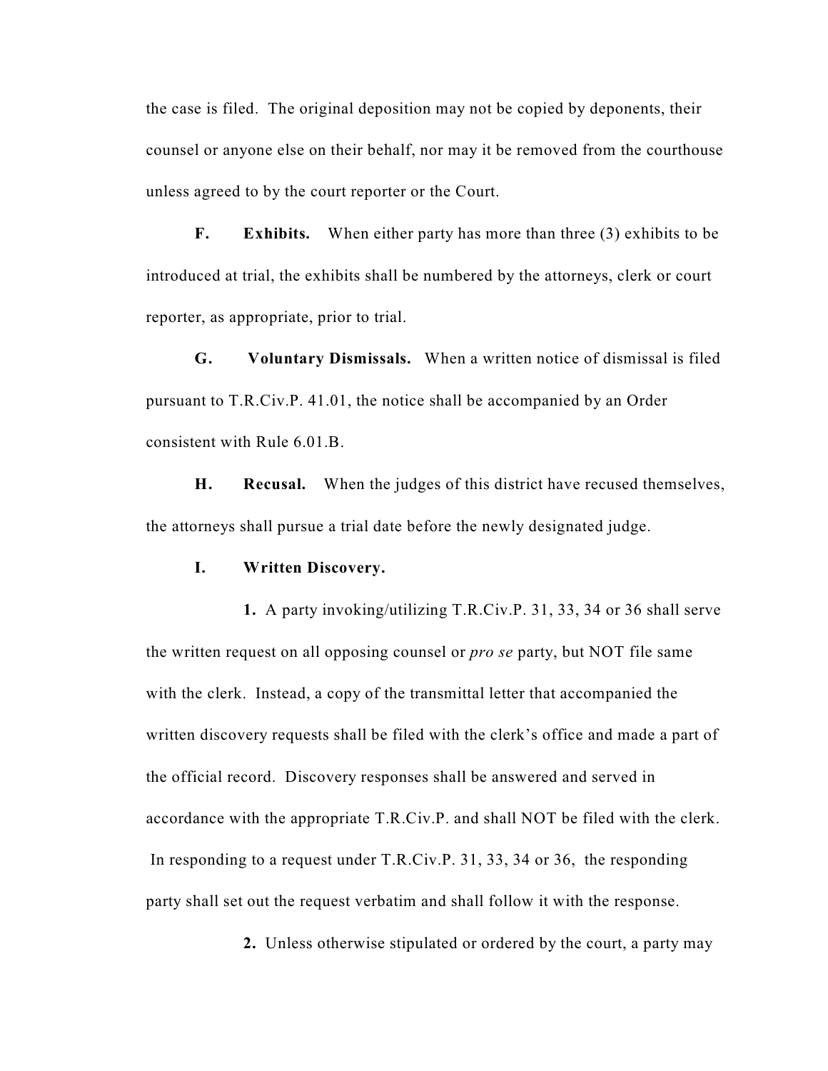the case is filed. The original deposition may not be copied by deponents, their counsel or anyone else on their behalf, nor may it be removed from the courthouse unless agreed to by the court reporter or the Court.

**F. Exhibits.** When either party has more than three (3) exhibits to be introduced at trial, the exhibits shall be numbered by the attorneys, clerk or court reporter, as appropriate, prior to trial.

**G. Voluntary Dismissals.** When a written notice of dismissal is filed pursuant to T.R.Civ.P. 41.01, the notice shall be accompanied by an Order consistent with Rule 6.01.B.

**H. Recusal.** When the judges of this district have recused themselves, the attorneys shall pursue a trial date before the newly designated judge.

**I. Written Discovery.**

**1.** A party invoking/utilizing T.R.Civ.P. 31, 33, 34 or 36 shall serve the written request on all opposing counsel or *pro se* party, but NOT file same with the clerk. Instead, a copy of the transmittal letter that accompanied the written discovery requests shall be filed with the clerk's office and made a part of the official record. Discovery responses shall be answered and served in accordance with the appropriate T.R.Civ.P. and shall NOT be filed with the clerk. In responding to a request under T.R.Civ.P. 31, 33, 34 or 36, the responding party shall set out the request verbatim and shall follow it with the response.

**2.** Unless otherwise stipulated or ordered by the court, a party may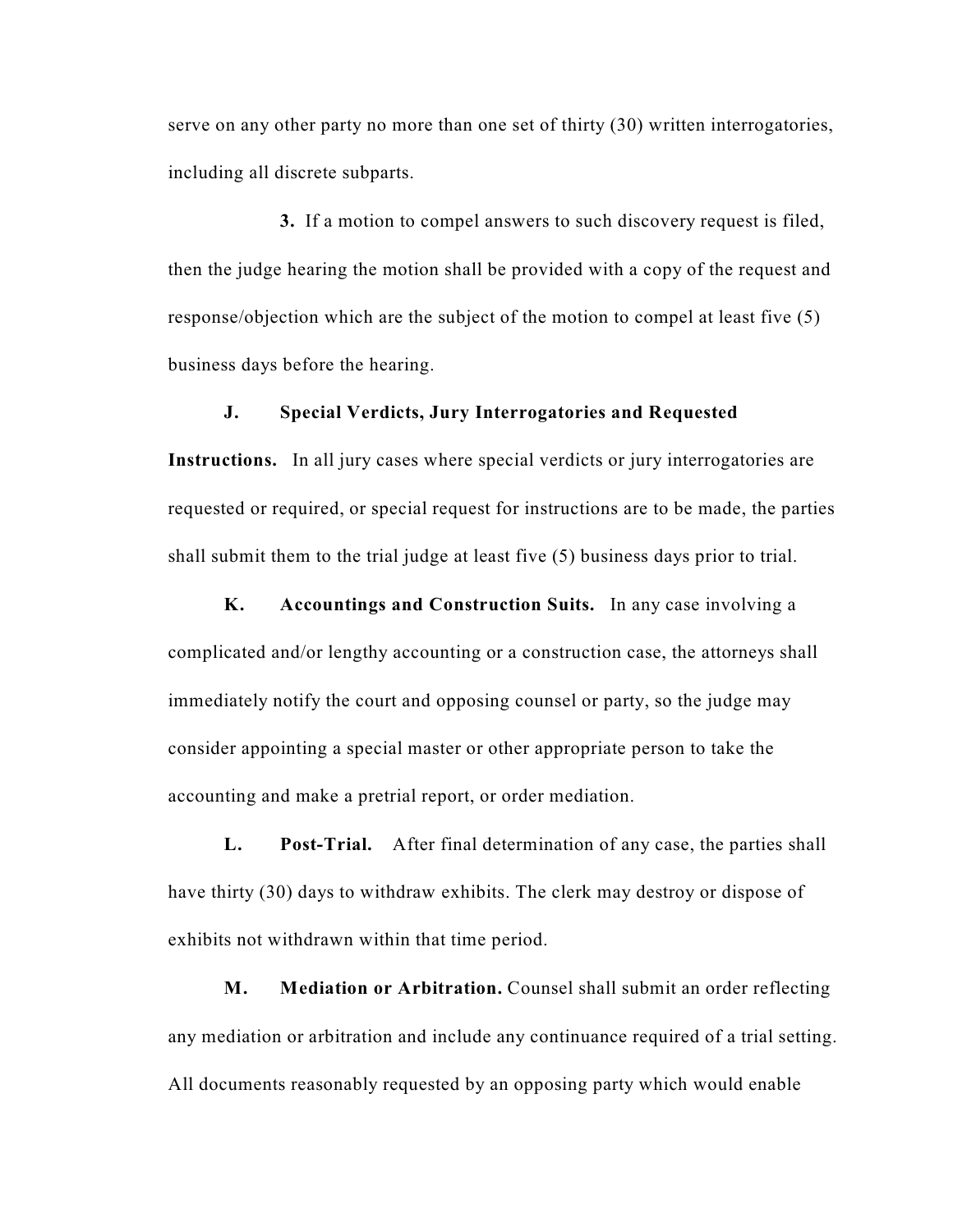serve on any other party no more than one set of thirty (30) written interrogatories, including all discrete subparts.

**3.** If a motion to compel answers to such discovery request is filed, then the judge hearing the motion shall be provided with a copy of the request and response/objection which are the subject of the motion to compel at least five (5) business days before the hearing.

**J. Special Verdicts, Jury Interrogatories and Requested Instructions.** In all jury cases where special verdicts or jury interrogatories are requested or required, or special request for instructions are to be made, the parties shall submit them to the trial judge at least five (5) business days prior to trial.

**K. Accountings and Construction Suits.** In any case involving a complicated and/or lengthy accounting or a construction case, the attorneys shall immediately notify the court and opposing counsel or party, so the judge may consider appointing a special master or other appropriate person to take the accounting and make a pretrial report, or order mediation.

**L. Post-Trial.** After final determination of any case, the parties shall have thirty (30) days to withdraw exhibits. The clerk may destroy or dispose of exhibits not withdrawn within that time period.

**M. Mediation or Arbitration.** Counsel shall submit an order reflecting any mediation or arbitration and include any continuance required of a trial setting. All documents reasonably requested by an opposing party which would enable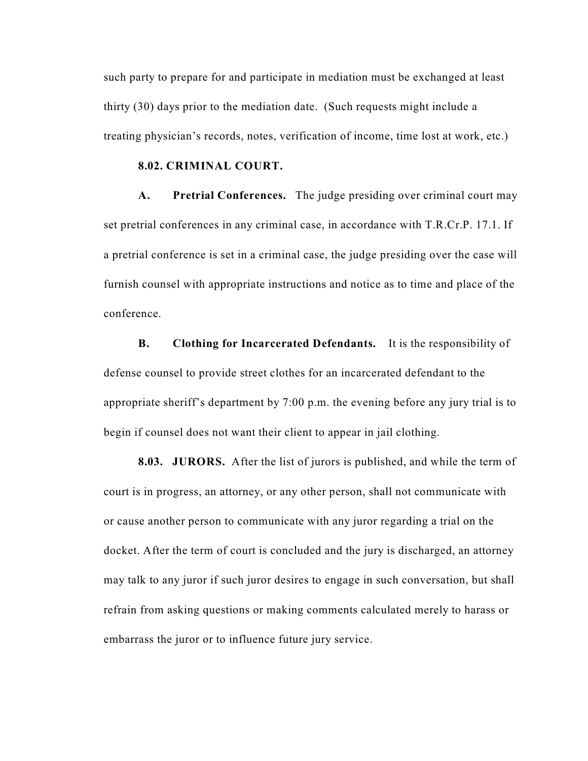such party to prepare for and participate in mediation must be exchanged at least thirty (30) days prior to the mediation date. (Such requests might include a treating physician's records, notes, verification of income, time lost at work, etc.)

**8.02. CRIMINAL COURT.**

**A. Pretrial Conferences.** The judge presiding over criminal court may set pretrial conferences in any criminal case, in accordance with T.R.Cr.P. 17.1. If a pretrial conference is set in a criminal case, the judge presiding over the case will furnish counsel with appropriate instructions and notice as to time and place of the conference.

**B. Clothing for Incarcerated Defendants.** It is the responsibility of defense counsel to provide street clothes for an incarcerated defendant to the appropriate sheriff's department by 7:00 p.m. the evening before any jury trial is to begin if counsel does not want their client to appear in jail clothing.

**8.03. JURORS.** After the list of jurors is published, and while the term of court is in progress, an attorney, or any other person, shall not communicate with or cause another person to communicate with any juror regarding a trial on the docket. After the term of court is concluded and the jury is discharged, an attorney may talk to any juror if such juror desires to engage in such conversation, but shall refrain from asking questions or making comments calculated merely to harass or embarrass the juror or to influence future jury service.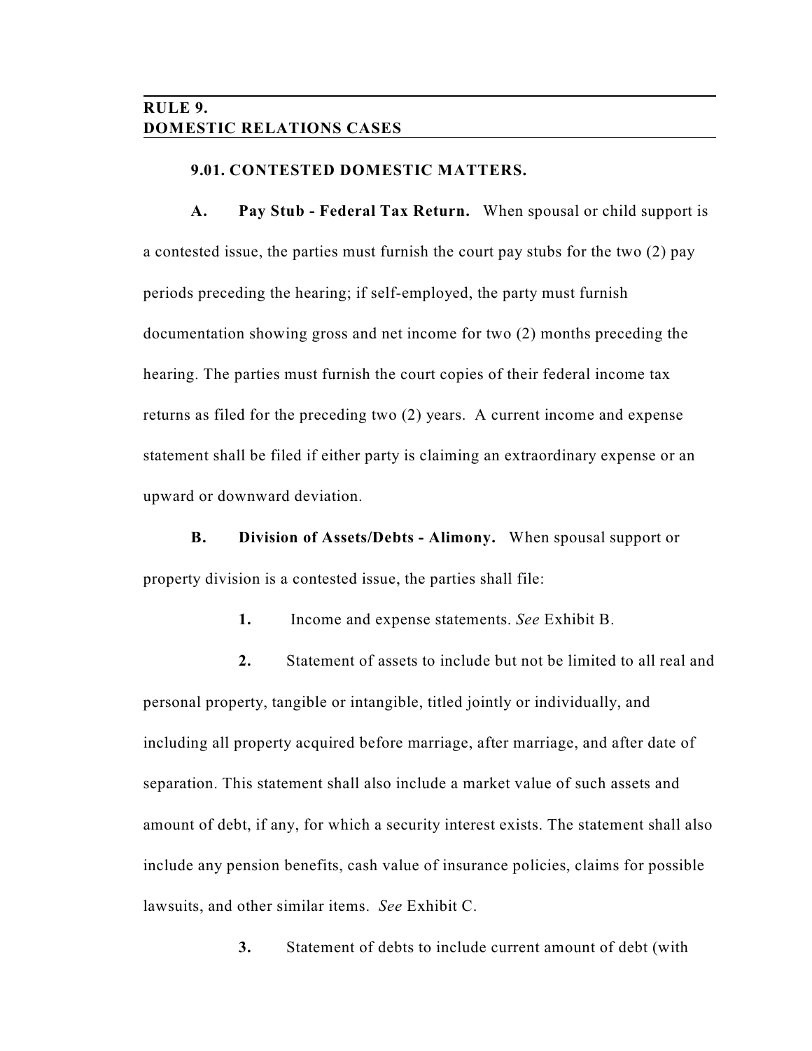## RULE 9.
## DOMESTIC RELATIONS CASES

### 9.01. CONTESTED DOMESTIC MATTERS.

**A. Pay Stub - Federal Tax Return.** When spousal or child support is a contested issue, the parties must furnish the court pay stubs for the two (2) pay periods preceding the hearing; if self-employed, the party must furnish documentation showing gross and net income for two (2) months preceding the hearing. The parties must furnish the court copies of their federal income tax returns as filed for the preceding two (2) years. A current income and expense statement shall be filed if either party is claiming an extraordinary expense or an upward or downward deviation.

**B. Division of Assets/Debts - Alimony.** When spousal support or property division is a contested issue, the parties shall file:

**1.** Income and expense statements. *See* Exhibit B.

**2.** Statement of assets to include but not be limited to all real and personal property, tangible or intangible, titled jointly or individually, and including all property acquired before marriage, after marriage, and after date of separation. This statement shall also include a market value of such assets and amount of debt, if any, for which a security interest exists. The statement shall also include any pension benefits, cash value of insurance policies, claims for possible lawsuits, and other similar items. *See* Exhibit C.

**3.** Statement of debts to include current amount of debt (with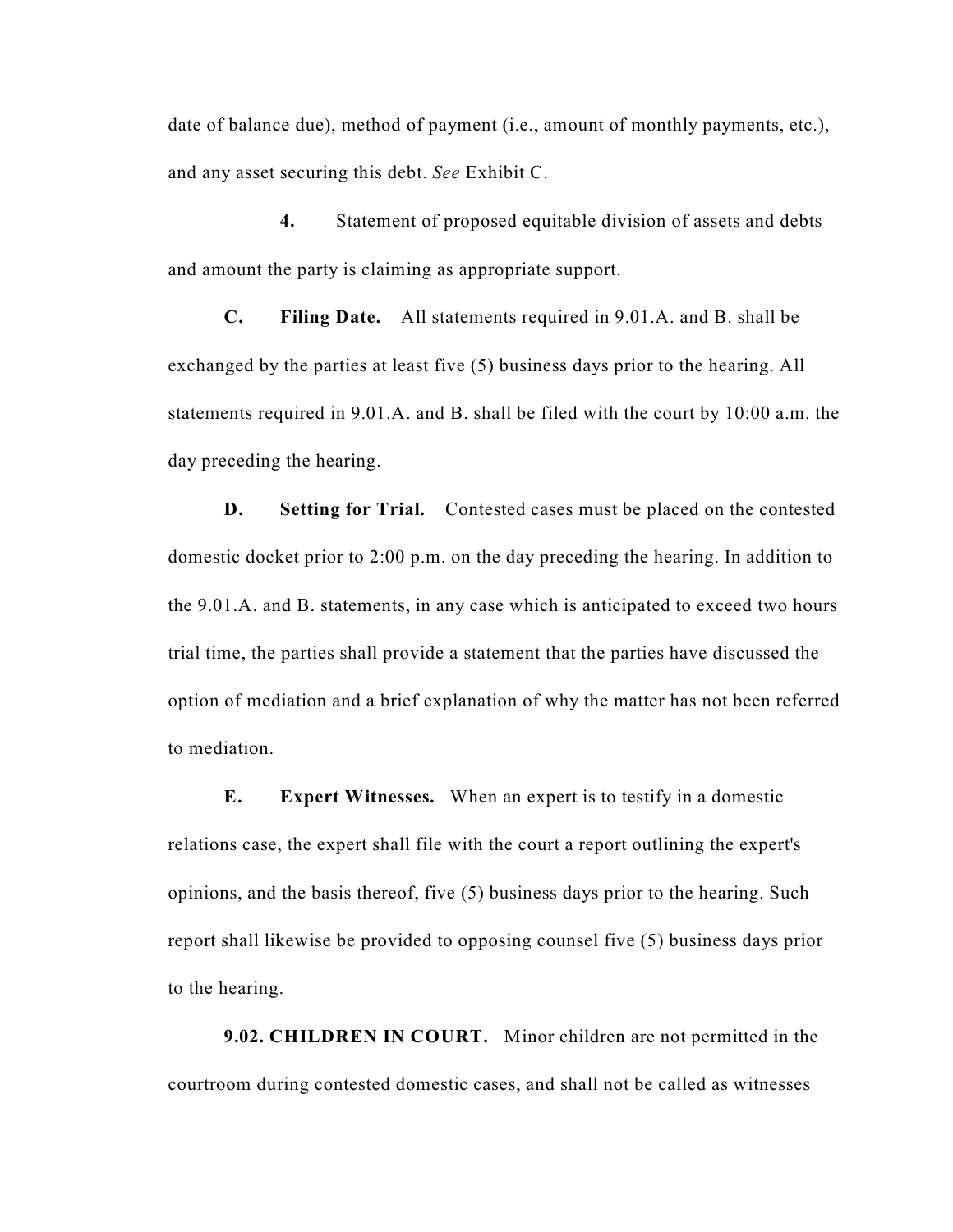date of balance due), method of payment (i.e., amount of monthly payments, etc.), and any asset securing this debt. *See* Exhibit C.

**4.** Statement of proposed equitable division of assets and debts and amount the party is claiming as appropriate support.

**C. Filing Date.** All statements required in 9.01.A. and B. shall be exchanged by the parties at least five (5) business days prior to the hearing. All statements required in 9.01.A. and B. shall be filed with the court by 10:00 a.m. the day preceding the hearing.

**D. Setting for Trial.** Contested cases must be placed on the contested domestic docket prior to 2:00 p.m. on the day preceding the hearing. In addition to the 9.01.A. and B. statements, in any case which is anticipated to exceed two hours trial time, the parties shall provide a statement that the parties have discussed the option of mediation and a brief explanation of why the matter has not been referred to mediation.

**E. Expert Witnesses.** When an expert is to testify in a domestic relations case, the expert shall file with the court a report outlining the expert's opinions, and the basis thereof, five (5) business days prior to the hearing. Such report shall likewise be provided to opposing counsel five (5) business days prior to the hearing.

**9.02. CHILDREN IN COURT.** Minor children are not permitted in the courtroom during contested domestic cases, and shall not be called as witnesses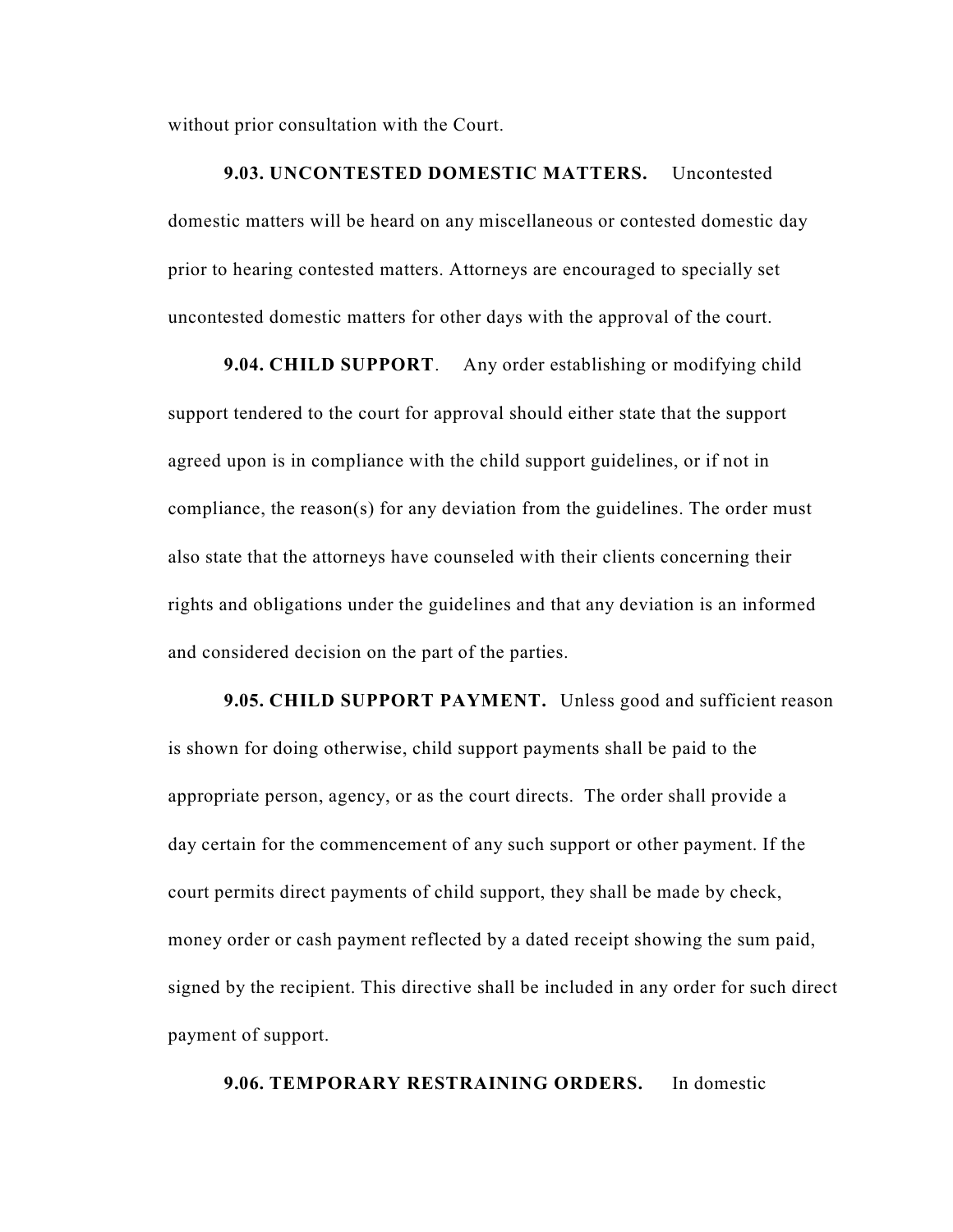without prior consultation with the Court.

**9.03. UNCONTESTED DOMESTIC MATTERS.** Uncontested domestic matters will be heard on any miscellaneous or contested domestic day prior to hearing contested matters. Attorneys are encouraged to specially set uncontested domestic matters for other days with the approval of the court.

**9.04. CHILD SUPPORT**. Any order establishing or modifying child support tendered to the court for approval should either state that the support agreed upon is in compliance with the child support guidelines, or if not in compliance, the reason(s) for any deviation from the guidelines. The order must also state that the attorneys have counseled with their clients concerning their rights and obligations under the guidelines and that any deviation is an informed and considered decision on the part of the parties.

**9.05. CHILD SUPPORT PAYMENT.** Unless good and sufficient reason is shown for doing otherwise, child support payments shall be paid to the appropriate person, agency, or as the court directs. The order shall provide a day certain for the commencement of any such support or other payment. If the court permits direct payments of child support, they shall be made by check, money order or cash payment reflected by a dated receipt showing the sum paid, signed by the recipient. This directive shall be included in any order for such direct payment of support.

**9.06. TEMPORARY RESTRAINING ORDERS.** In domestic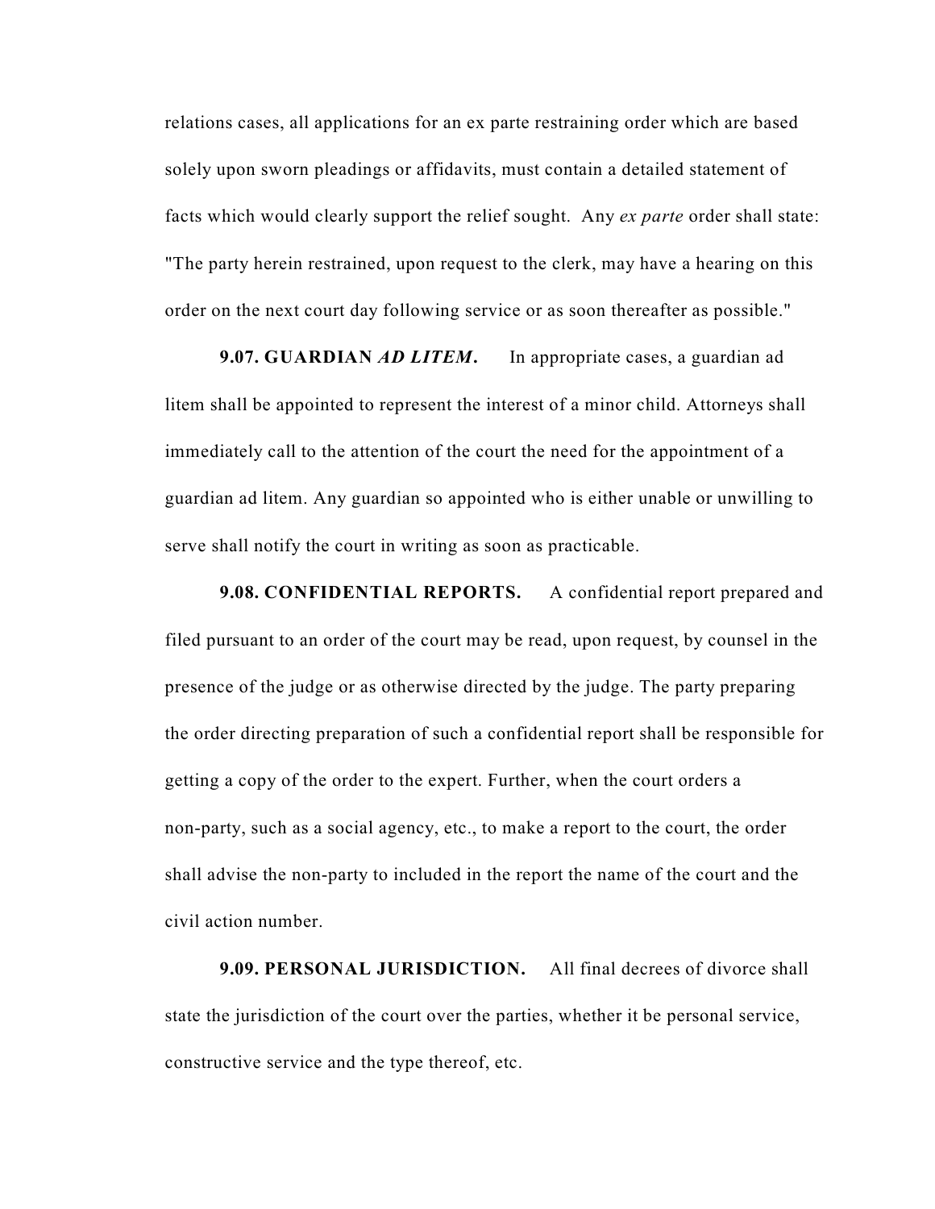relations cases, all applications for an ex parte restraining order which are based solely upon sworn pleadings or affidavits, must contain a detailed statement of facts which would clearly support the relief sought. Any *ex parte* order shall state: "The party herein restrained, upon request to the clerk, may have a hearing on this order on the next court day following service or as soon thereafter as possible."

**9.07. GUARDIAN *AD LITEM*.** In appropriate cases, a guardian ad litem shall be appointed to represent the interest of a minor child. Attorneys shall immediately call to the attention of the court the need for the appointment of a guardian ad litem. Any guardian so appointed who is either unable or unwilling to serve shall notify the court in writing as soon as practicable.

**9.08. CONFIDENTIAL REPORTS.** A confidential report prepared and filed pursuant to an order of the court may be read, upon request, by counsel in the presence of the judge or as otherwise directed by the judge. The party preparing the order directing preparation of such a confidential report shall be responsible for getting a copy of the order to the expert. Further, when the court orders a non-party, such as a social agency, etc., to make a report to the court, the order shall advise the non-party to included in the report the name of the court and the civil action number.

**9.09. PERSONAL JURISDICTION.** All final decrees of divorce shall state the jurisdiction of the court over the parties, whether it be personal service, constructive service and the type thereof, etc.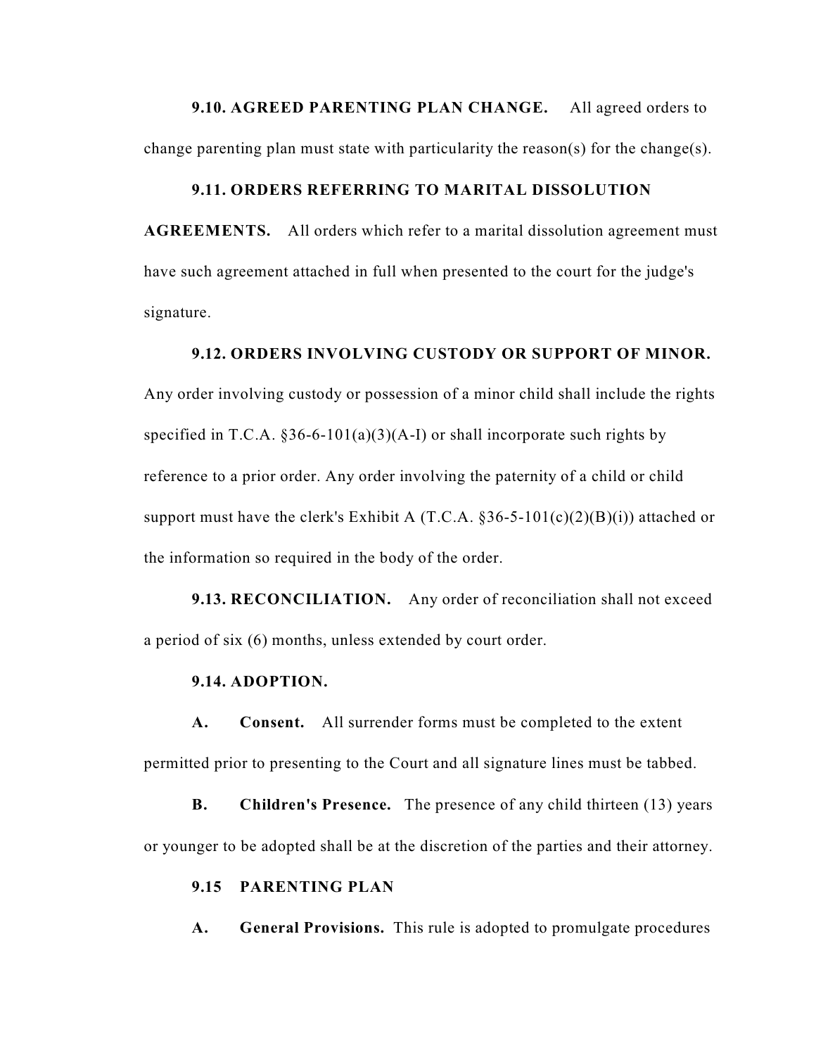**9.10. AGREED PARENTING PLAN CHANGE.** All agreed orders to change parenting plan must state with particularity the reason(s) for the change(s).

**9.11. ORDERS REFERRING TO MARITAL DISSOLUTION AGREEMENTS.** All orders which refer to a marital dissolution agreement must have such agreement attached in full when presented to the court for the judge's signature.

**9.12. ORDERS INVOLVING CUSTODY OR SUPPORT OF MINOR.** Any order involving custody or possession of a minor child shall include the rights specified in T.C.A. §36-6-101(a)(3)(A-I) or shall incorporate such rights by reference to a prior order. Any order involving the paternity of a child or child support must have the clerk's Exhibit A (T.C.A. §36-5-101(c)(2)(B)(i)) attached or the information so required in the body of the order.

**9.13. RECONCILIATION.** Any order of reconciliation shall not exceed a period of six (6) months, unless extended by court order.

**9.14. ADOPTION.**

**A. Consent.** All surrender forms must be completed to the extent permitted prior to presenting to the Court and all signature lines must be tabbed.

**B. Children's Presence.** The presence of any child thirteen (13) years or younger to be adopted shall be at the discretion of the parties and their attorney.

**9.15 PARENTING PLAN**

**A. General Provisions.** This rule is adopted to promulgate procedures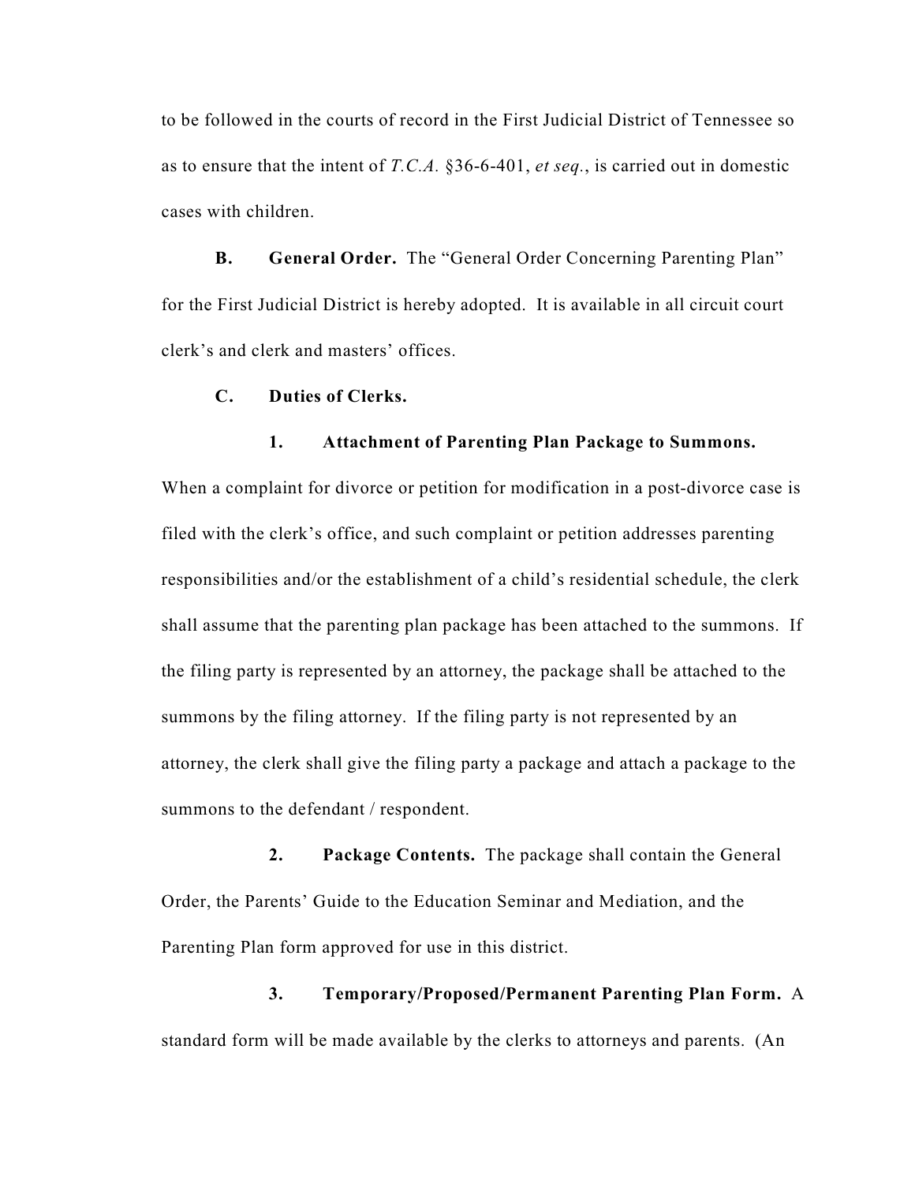to be followed in the courts of record in the First Judicial District of Tennessee so as to ensure that the intent of *T.C.A.* §36-6-401, *et seq.*, is carried out in domestic cases with children.

**B. General Order.** The "General Order Concerning Parenting Plan" for the First Judicial District is hereby adopted. It is available in all circuit court clerk's and clerk and masters' offices.

**C. Duties of Clerks.**

**1. Attachment of Parenting Plan Package to Summons.** When a complaint for divorce or petition for modification in a post-divorce case is filed with the clerk's office, and such complaint or petition addresses parenting responsibilities and/or the establishment of a child's residential schedule, the clerk shall assume that the parenting plan package has been attached to the summons. If the filing party is represented by an attorney, the package shall be attached to the summons by the filing attorney. If the filing party is not represented by an attorney, the clerk shall give the filing party a package and attach a package to the summons to the defendant / respondent.

**2. Package Contents.** The package shall contain the General Order, the Parents' Guide to the Education Seminar and Mediation, and the Parenting Plan form approved for use in this district.

**3. Temporary/Proposed/Permanent Parenting Plan Form.** A standard form will be made available by the clerks to attorneys and parents. (An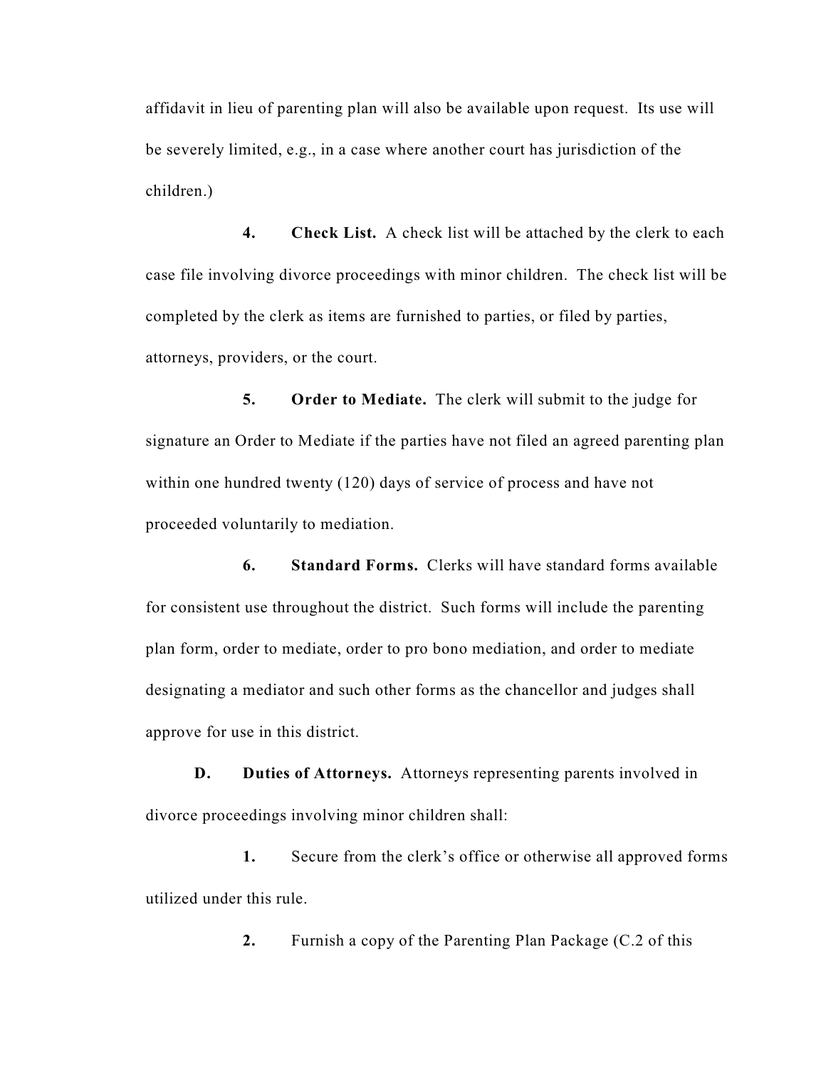affidavit in lieu of parenting plan will also be available upon request. Its use will be severely limited, e.g., in a case where another court has jurisdiction of the children.)

**4. Check List.** A check list will be attached by the clerk to each case file involving divorce proceedings with minor children. The check list will be completed by the clerk as items are furnished to parties, or filed by parties, attorneys, providers, or the court.

**5. Order to Mediate.** The clerk will submit to the judge for signature an Order to Mediate if the parties have not filed an agreed parenting plan within one hundred twenty (120) days of service of process and have not proceeded voluntarily to mediation.

**6. Standard Forms.** Clerks will have standard forms available for consistent use throughout the district. Such forms will include the parenting plan form, order to mediate, order to pro bono mediation, and order to mediate designating a mediator and such other forms as the chancellor and judges shall approve for use in this district.

**D. Duties of Attorneys.** Attorneys representing parents involved in divorce proceedings involving minor children shall:

**1.** Secure from the clerk's office or otherwise all approved forms utilized under this rule.

**2.** Furnish a copy of the Parenting Plan Package (C.2 of this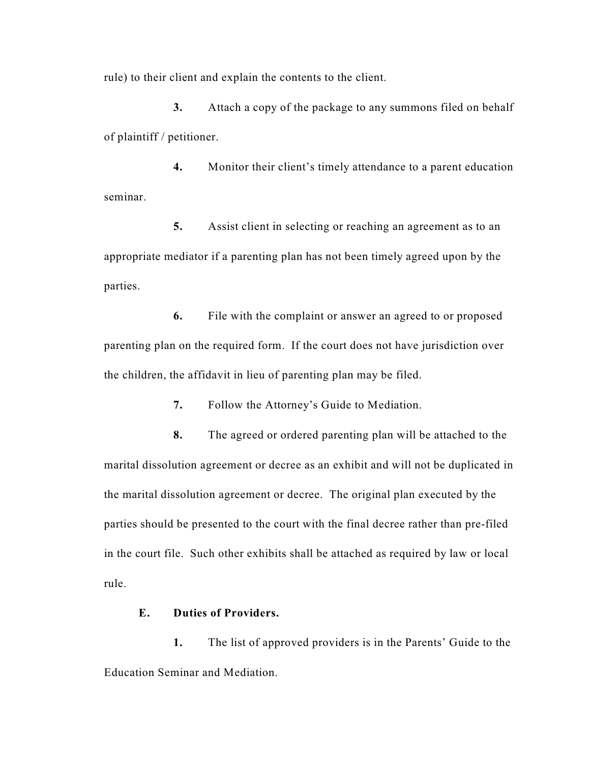rule) to their client and explain the contents to the client.

**3.** Attach a copy of the package to any summons filed on behalf of plaintiff / petitioner.

**4.** Monitor their client's timely attendance to a parent education seminar.

**5.** Assist client in selecting or reaching an agreement as to an appropriate mediator if a parenting plan has not been timely agreed upon by the parties.

**6.** File with the complaint or answer an agreed to or proposed parenting plan on the required form. If the court does not have jurisdiction over the children, the affidavit in lieu of parenting plan may be filed.

**7.** Follow the Attorney's Guide to Mediation.

**8.** The agreed or ordered parenting plan will be attached to the marital dissolution agreement or decree as an exhibit and will not be duplicated in the marital dissolution agreement or decree. The original plan executed by the parties should be presented to the court with the final decree rather than pre-filed in the court file. Such other exhibits shall be attached as required by law or local rule.

**E. Duties of Providers.**

**1.** The list of approved providers is in the Parents' Guide to the Education Seminar and Mediation.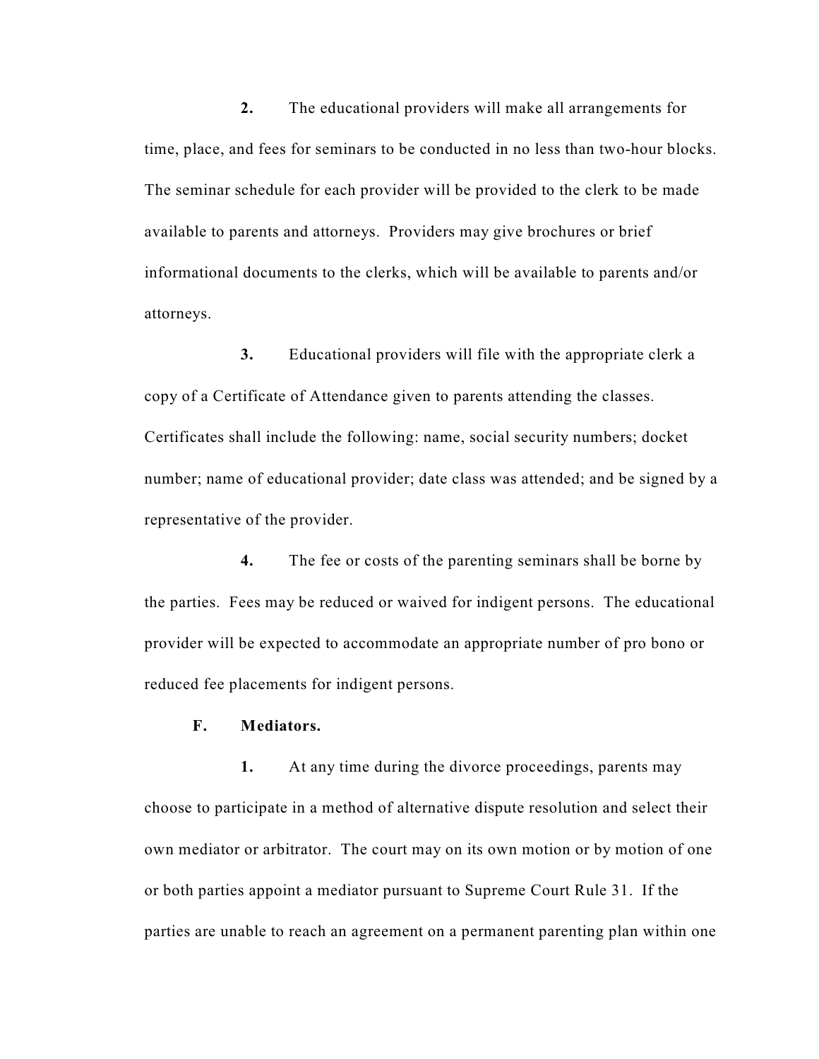**2.** The educational providers will make all arrangements for time, place, and fees for seminars to be conducted in no less than two-hour blocks. The seminar schedule for each provider will be provided to the clerk to be made available to parents and attorneys. Providers may give brochures or brief informational documents to the clerks, which will be available to parents and/or attorneys.

**3.** Educational providers will file with the appropriate clerk a copy of a Certificate of Attendance given to parents attending the classes. Certificates shall include the following: name, social security numbers; docket number; name of educational provider; date class was attended; and be signed by a representative of the provider.

**4.** The fee or costs of the parenting seminars shall be borne by the parties. Fees may be reduced or waived for indigent persons. The educational provider will be expected to accommodate an appropriate number of pro bono or reduced fee placements for indigent persons.

**F. Mediators.**

**1.** At any time during the divorce proceedings, parents may choose to participate in a method of alternative dispute resolution and select their own mediator or arbitrator. The court may on its own motion or by motion of one or both parties appoint a mediator pursuant to Supreme Court Rule 31. If the parties are unable to reach an agreement on a permanent parenting plan within one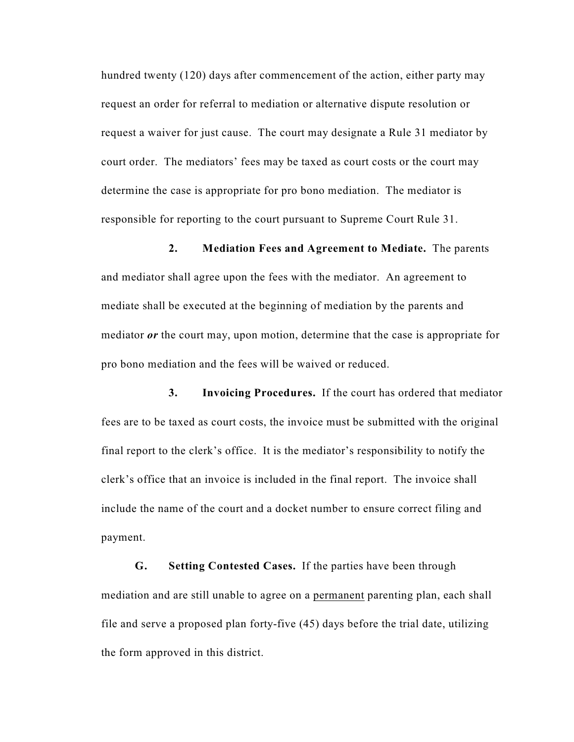hundred twenty (120) days after commencement of the action, either party may request an order for referral to mediation or alternative dispute resolution or request a waiver for just cause. The court may designate a Rule 31 mediator by court order. The mediators' fees may be taxed as court costs or the court may determine the case is appropriate for pro bono mediation. The mediator is responsible for reporting to the court pursuant to Supreme Court Rule 31.

**2. Mediation Fees and Agreement to Mediate.** The parents and mediator shall agree upon the fees with the mediator. An agreement to mediate shall be executed at the beginning of mediation by the parents and mediator ***or*** the court may, upon motion, determine that the case is appropriate for pro bono mediation and the fees will be waived or reduced.

**3. Invoicing Procedures.** If the court has ordered that mediator fees are to be taxed as court costs, the invoice must be submitted with the original final report to the clerk's office. It is the mediator's responsibility to notify the clerk's office that an invoice is included in the final report. The invoice shall include the name of the court and a docket number to ensure correct filing and payment.

**G. Setting Contested Cases.** If the parties have been through mediation and are still unable to agree on a <u>permanent</u> parenting plan, each shall file and serve a proposed plan forty-five (45) days before the trial date, utilizing the form approved in this district.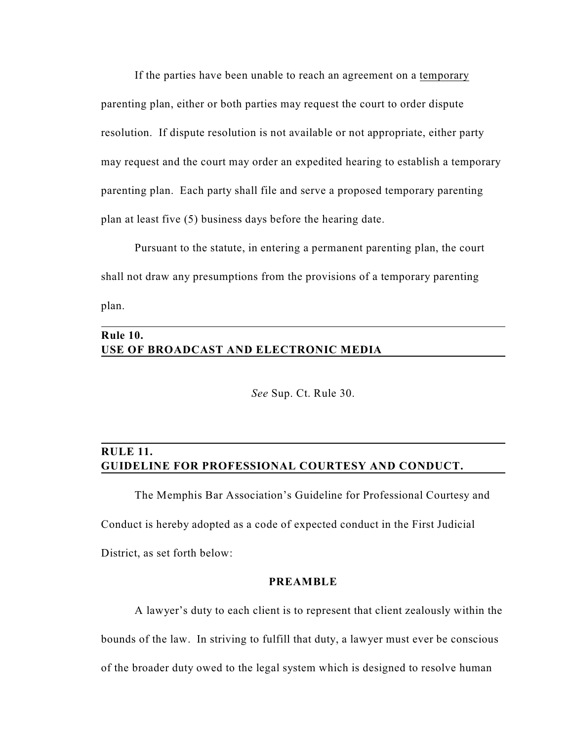If the parties have been unable to reach an agreement on a <u>temporary</u> parenting plan, either or both parties may request the court to order dispute resolution. If dispute resolution is not available or not appropriate, either party may request and the court may order an expedited hearing to establish a temporary parenting plan. Each party shall file and serve a proposed temporary parenting plan at least five (5) business days before the hearing date.

Pursuant to the statute, in entering a permanent parenting plan, the court shall not draw any presumptions from the provisions of a temporary parenting plan.

## Rule 10.
## USE OF BROADCAST AND ELECTRONIC MEDIA

*See* Sup. Ct. Rule 30.

## RULE 11.
## GUIDELINE FOR PROFESSIONAL COURTESY AND CONDUCT.

The Memphis Bar Association's Guideline for Professional Courtesy and Conduct is hereby adopted as a code of expected conduct in the First Judicial District, as set forth below:

### PREAMBLE

A lawyer's duty to each client is to represent that client zealously within the bounds of the law. In striving to fulfill that duty, a lawyer must ever be conscious of the broader duty owed to the legal system which is designed to resolve human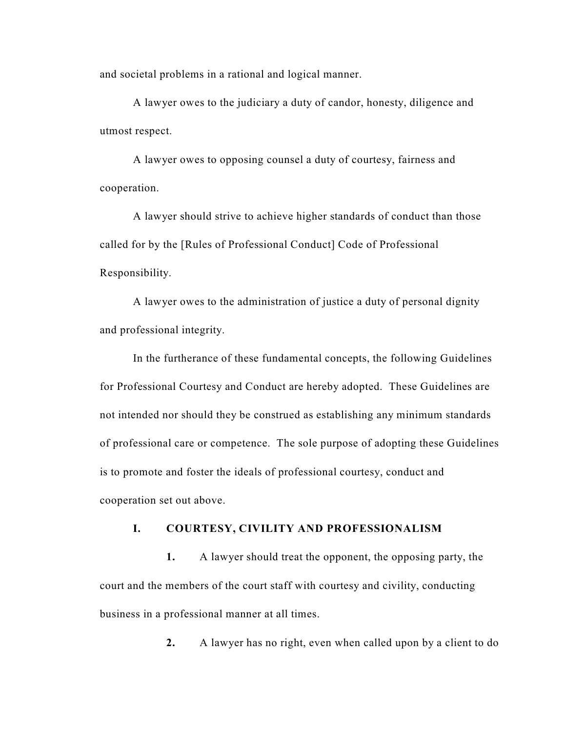and societal problems in a rational and logical manner.

A lawyer owes to the judiciary a duty of candor, honesty, diligence and utmost respect.

A lawyer owes to opposing counsel a duty of courtesy, fairness and cooperation.

A lawyer should strive to achieve higher standards of conduct than those called for by the [Rules of Professional Conduct] Code of Professional Responsibility.

A lawyer owes to the administration of justice a duty of personal dignity and professional integrity.

In the furtherance of these fundamental concepts, the following Guidelines for Professional Courtesy and Conduct are hereby adopted. These Guidelines are not intended nor should they be construed as establishing any minimum standards of professional care or competence. The sole purpose of adopting these Guidelines is to promote and foster the ideals of professional courtesy, conduct and cooperation set out above.

## I. COURTESY, CIVILITY AND PROFESSIONALISM

**1.** A lawyer should treat the opponent, the opposing party, the court and the members of the court staff with courtesy and civility, conducting business in a professional manner at all times.

**2.** A lawyer has no right, even when called upon by a client to do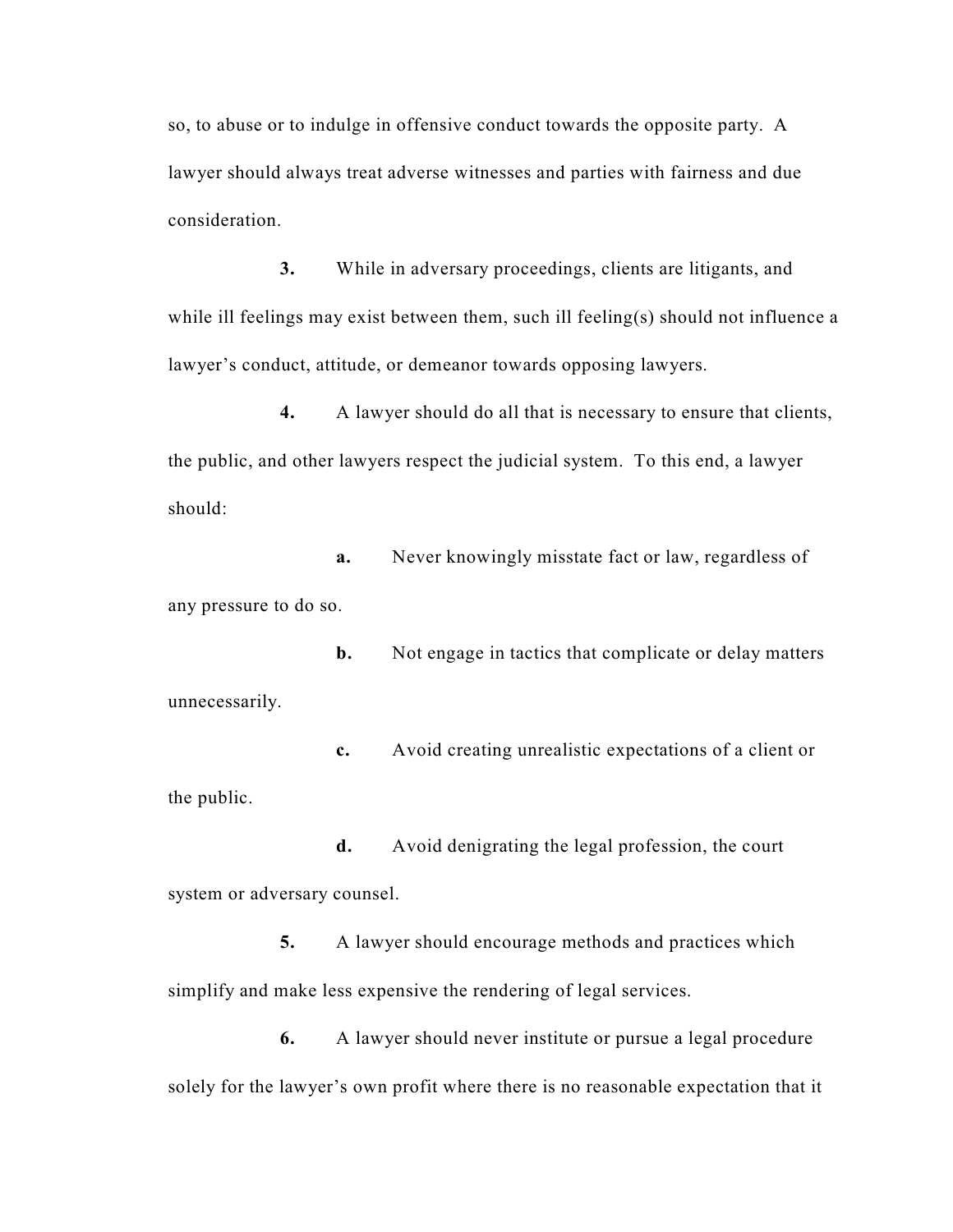so, to abuse or to indulge in offensive conduct towards the opposite party. A lawyer should always treat adverse witnesses and parties with fairness and due consideration.

**3.** While in adversary proceedings, clients are litigants, and while ill feelings may exist between them, such ill feeling(s) should not influence a lawyer's conduct, attitude, or demeanor towards opposing lawyers.

**4.** A lawyer should do all that is necessary to ensure that clients, the public, and other lawyers respect the judicial system. To this end, a lawyer should:

**a.** Never knowingly misstate fact or law, regardless of any pressure to do so.

**b.** Not engage in tactics that complicate or delay matters unnecessarily.

**c.** Avoid creating unrealistic expectations of a client or the public.

**d.** Avoid denigrating the legal profession, the court system or adversary counsel.

**5.** A lawyer should encourage methods and practices which simplify and make less expensive the rendering of legal services.

**6.** A lawyer should never institute or pursue a legal procedure solely for the lawyer's own profit where there is no reasonable expectation that it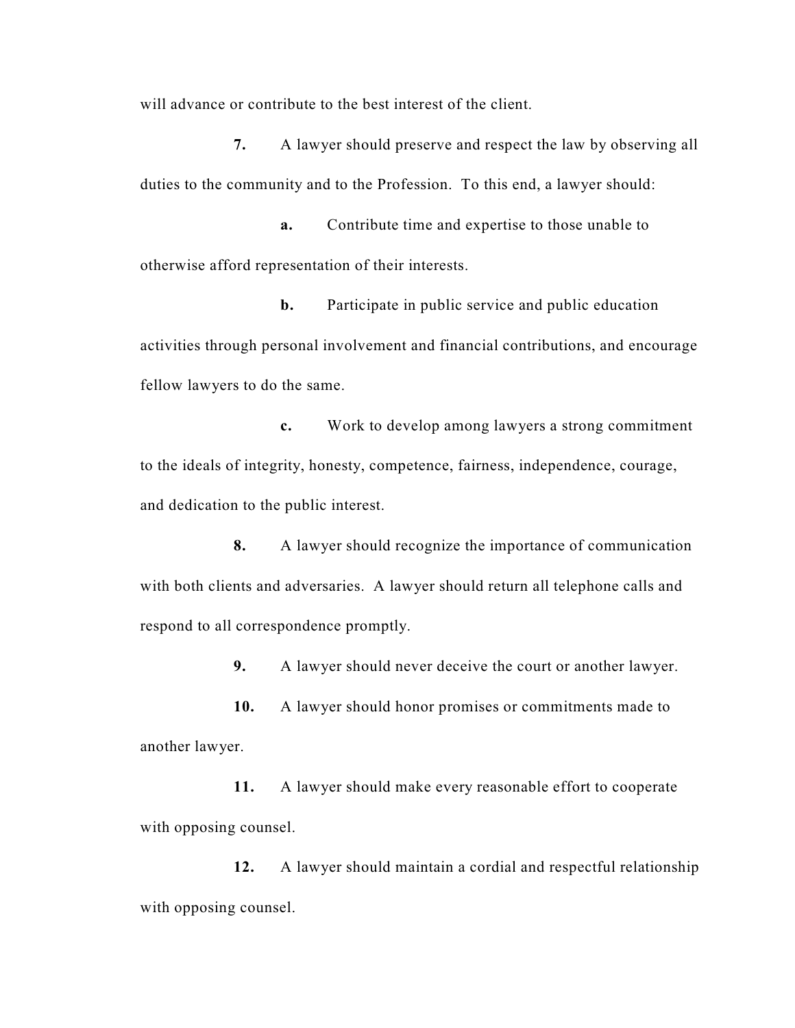will advance or contribute to the best interest of the client.

**7.** A lawyer should preserve and respect the law by observing all duties to the community and to the Profession. To this end, a lawyer should:

**a.** Contribute time and expertise to those unable to otherwise afford representation of their interests.

**b.** Participate in public service and public education activities through personal involvement and financial contributions, and encourage fellow lawyers to do the same.

**c.** Work to develop among lawyers a strong commitment to the ideals of integrity, honesty, competence, fairness, independence, courage, and dedication to the public interest.

**8.** A lawyer should recognize the importance of communication with both clients and adversaries. A lawyer should return all telephone calls and respond to all correspondence promptly.

**9.** A lawyer should never deceive the court or another lawyer.

**10.** A lawyer should honor promises or commitments made to another lawyer.

**11.** A lawyer should make every reasonable effort to cooperate with opposing counsel.

**12.** A lawyer should maintain a cordial and respectful relationship with opposing counsel.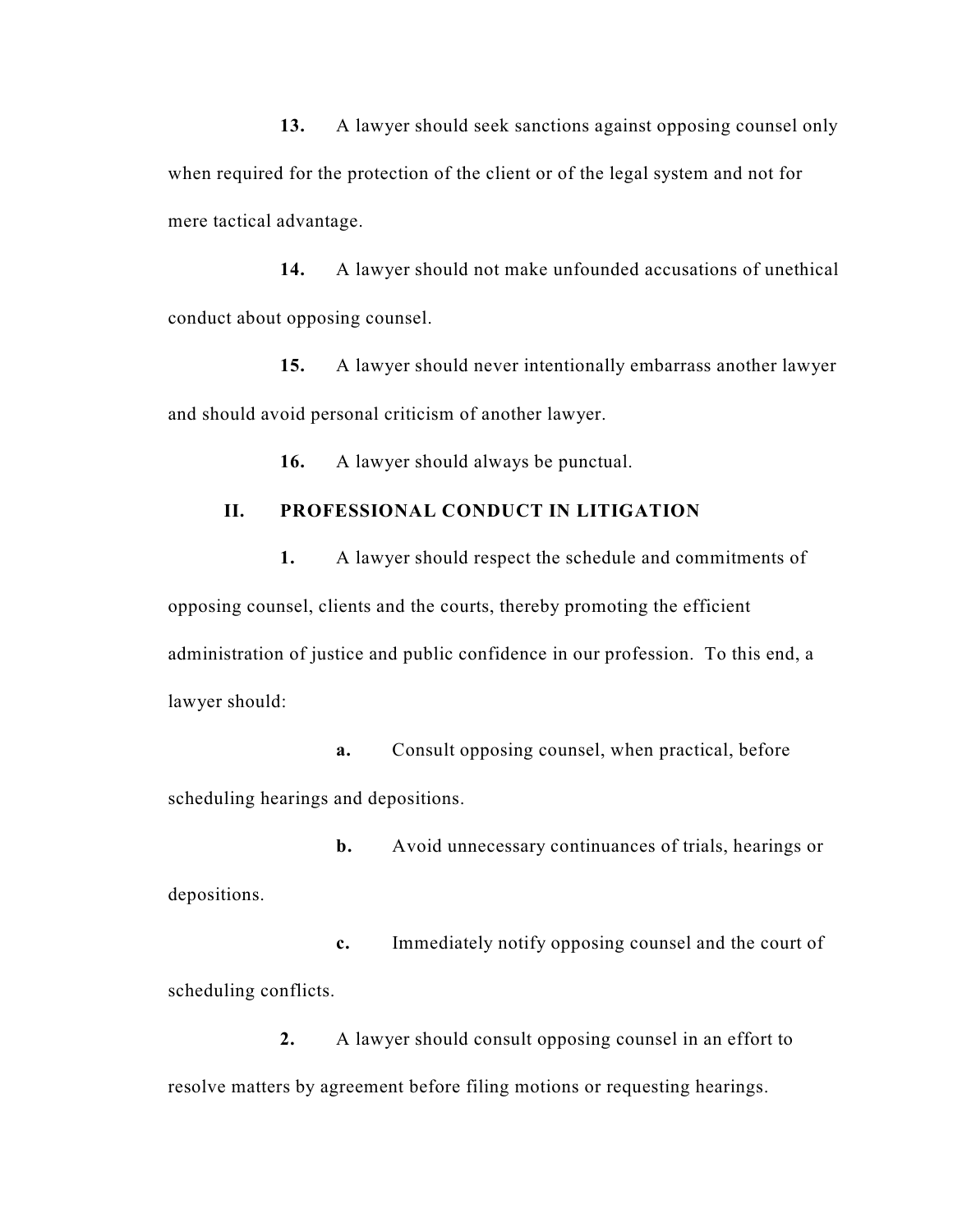**13.** A lawyer should seek sanctions against opposing counsel only when required for the protection of the client or of the legal system and not for mere tactical advantage.

**14.** A lawyer should not make unfounded accusations of unethical conduct about opposing counsel.

**15.** A lawyer should never intentionally embarrass another lawyer and should avoid personal criticism of another lawyer.

**16.** A lawyer should always be punctual.

## II. PROFESSIONAL CONDUCT IN LITIGATION

**1.** A lawyer should respect the schedule and commitments of opposing counsel, clients and the courts, thereby promoting the efficient administration of justice and public confidence in our profession. To this end, a lawyer should:

**a.** Consult opposing counsel, when practical, before scheduling hearings and depositions.

**b.** Avoid unnecessary continuances of trials, hearings or depositions.

**c.** Immediately notify opposing counsel and the court of scheduling conflicts.

**2.** A lawyer should consult opposing counsel in an effort to resolve matters by agreement before filing motions or requesting hearings.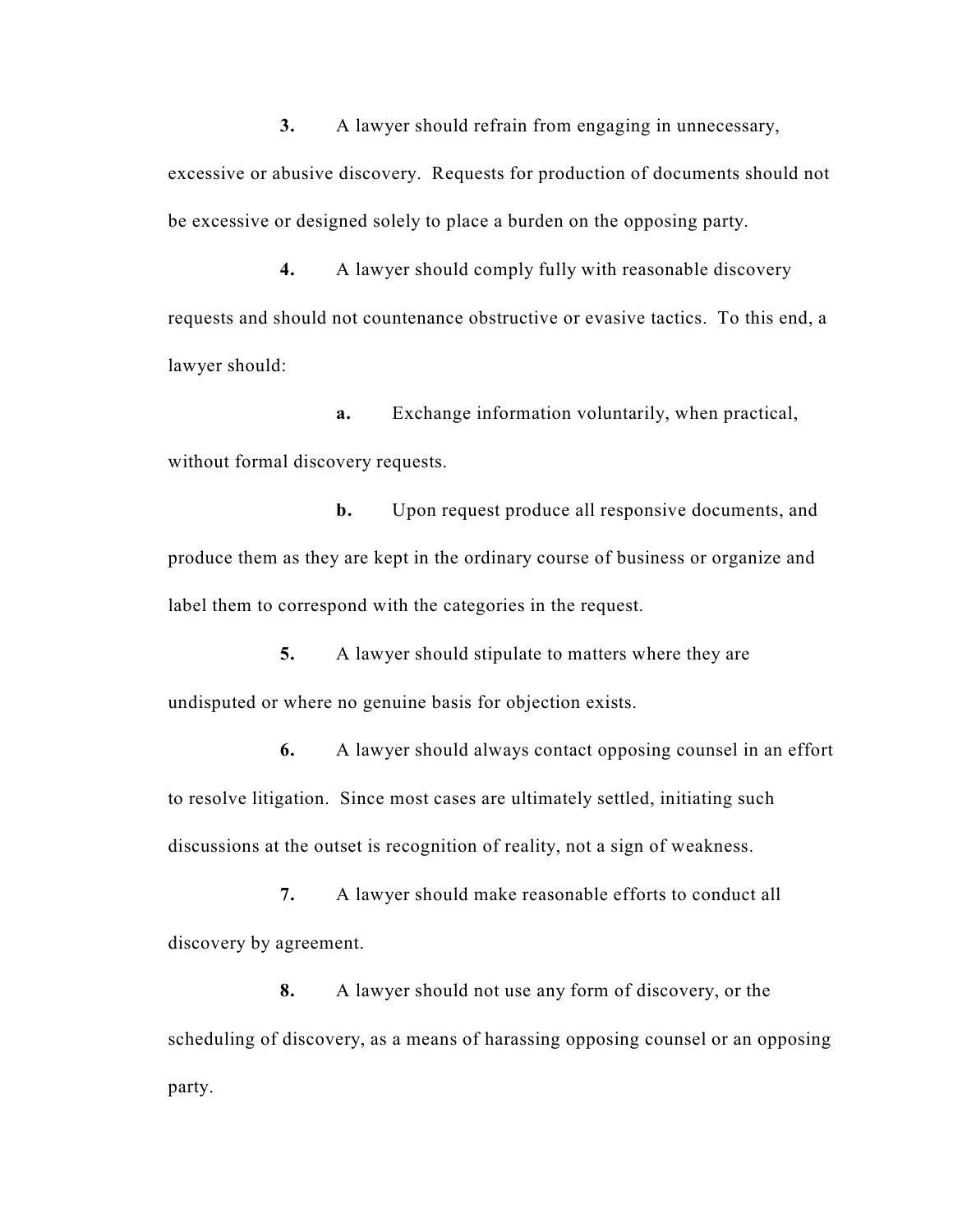**3.** A lawyer should refrain from engaging in unnecessary, excessive or abusive discovery. Requests for production of documents should not be excessive or designed solely to place a burden on the opposing party.

**4.** A lawyer should comply fully with reasonable discovery requests and should not countenance obstructive or evasive tactics. To this end, a lawyer should:

**a.** Exchange information voluntarily, when practical, without formal discovery requests.

**b.** Upon request produce all responsive documents, and produce them as they are kept in the ordinary course of business or organize and label them to correspond with the categories in the request.

**5.** A lawyer should stipulate to matters where they are undisputed or where no genuine basis for objection exists.

**6.** A lawyer should always contact opposing counsel in an effort to resolve litigation. Since most cases are ultimately settled, initiating such discussions at the outset is recognition of reality, not a sign of weakness.

**7.** A lawyer should make reasonable efforts to conduct all discovery by agreement.

**8.** A lawyer should not use any form of discovery, or the scheduling of discovery, as a means of harassing opposing counsel or an opposing party.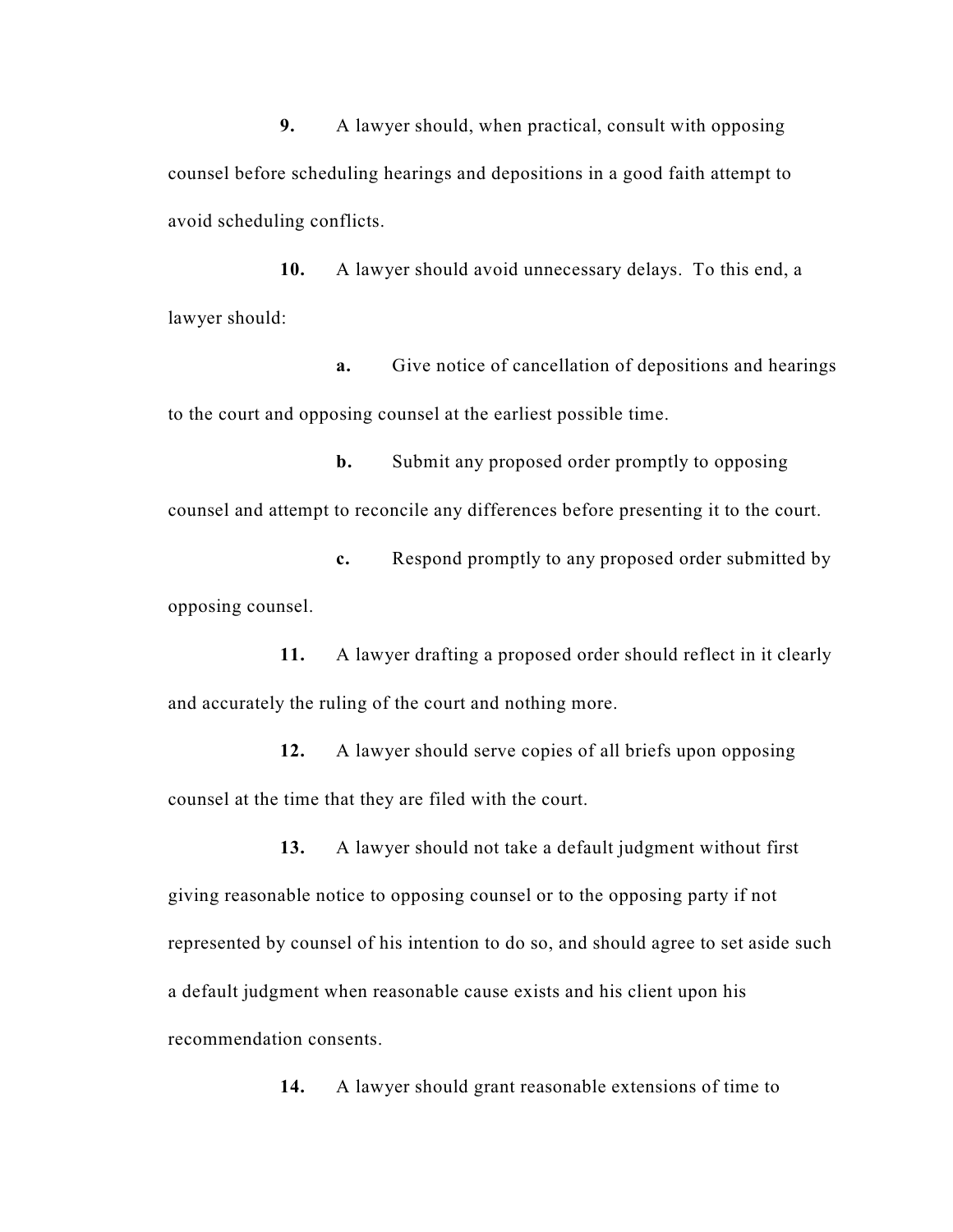**9.** A lawyer should, when practical, consult with opposing counsel before scheduling hearings and depositions in a good faith attempt to avoid scheduling conflicts.

**10.** A lawyer should avoid unnecessary delays. To this end, a lawyer should:

**a.** Give notice of cancellation of depositions and hearings to the court and opposing counsel at the earliest possible time.

**b.** Submit any proposed order promptly to opposing counsel and attempt to reconcile any differences before presenting it to the court.

**c.** Respond promptly to any proposed order submitted by opposing counsel.

**11.** A lawyer drafting a proposed order should reflect in it clearly and accurately the ruling of the court and nothing more.

**12.** A lawyer should serve copies of all briefs upon opposing counsel at the time that they are filed with the court.

**13.** A lawyer should not take a default judgment without first giving reasonable notice to opposing counsel or to the opposing party if not represented by counsel of his intention to do so, and should agree to set aside such a default judgment when reasonable cause exists and his client upon his recommendation consents.

**14.** A lawyer should grant reasonable extensions of time to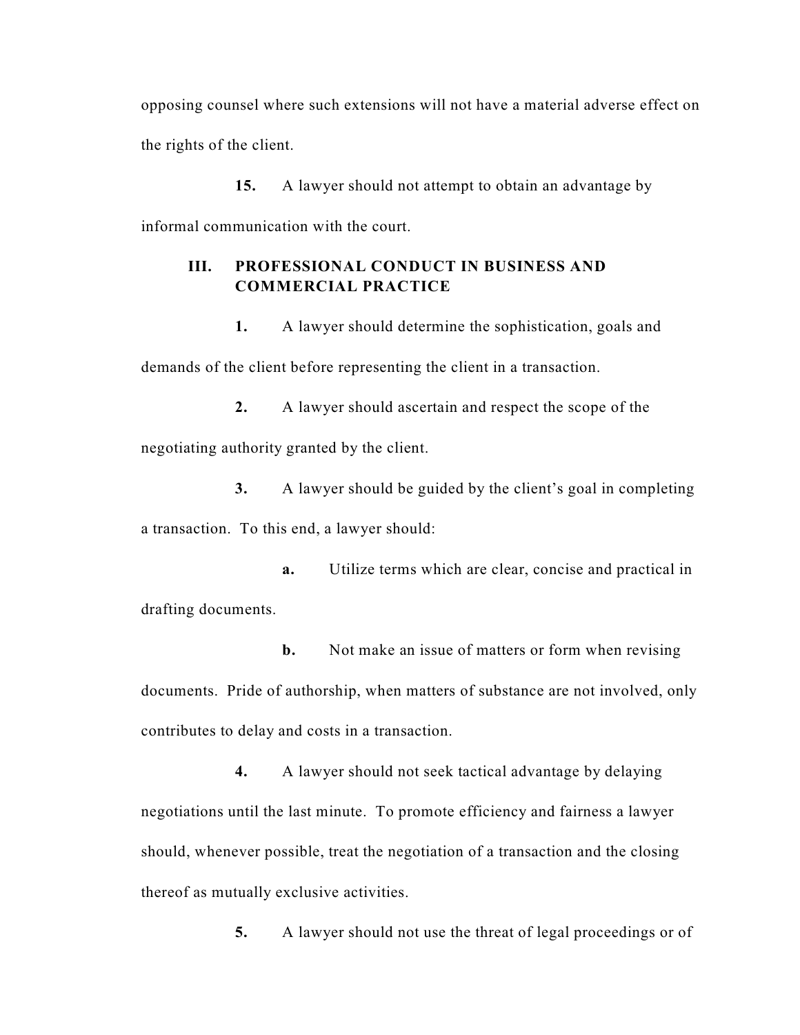opposing counsel where such extensions will not have a material adverse effect on the rights of the client.

**15.** A lawyer should not attempt to obtain an advantage by informal communication with the court.

## III. PROFESSIONAL CONDUCT IN BUSINESS AND COMMERCIAL PRACTICE

**1.** A lawyer should determine the sophistication, goals and demands of the client before representing the client in a transaction.

**2.** A lawyer should ascertain and respect the scope of the negotiating authority granted by the client.

**3.** A lawyer should be guided by the client's goal in completing a transaction. To this end, a lawyer should:

**a.** Utilize terms which are clear, concise and practical in drafting documents.

**b.** Not make an issue of matters or form when revising documents. Pride of authorship, when matters of substance are not involved, only contributes to delay and costs in a transaction.

**4.** A lawyer should not seek tactical advantage by delaying negotiations until the last minute. To promote efficiency and fairness a lawyer should, whenever possible, treat the negotiation of a transaction and the closing thereof as mutually exclusive activities.

**5.** A lawyer should not use the threat of legal proceedings or of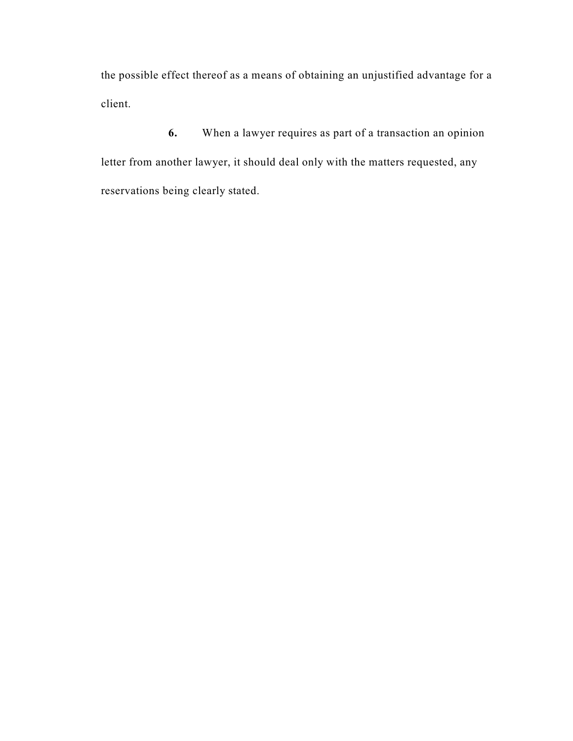the possible effect thereof as a means of obtaining an unjustified advantage for a client.

**6.** When a lawyer requires as part of a transaction an opinion letter from another lawyer, it should deal only with the matters requested, any reservations being clearly stated.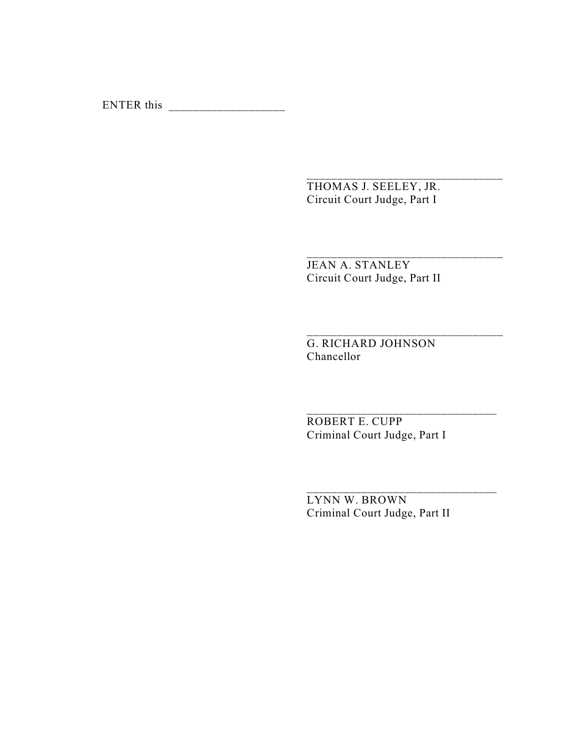ENTER this ___________________

_________________________________
THOMAS J. SEELEY, JR.
Circuit Court Judge, Part I

_________________________________
JEAN A. STANLEY
Circuit Court Judge, Part II

_________________________________
G. RICHARD JOHNSON
Chancellor

________________________________
ROBERT E. CUPP
Criminal Court Judge, Part I

________________________________
LYNN W. BROWN
Criminal Court Judge, Part II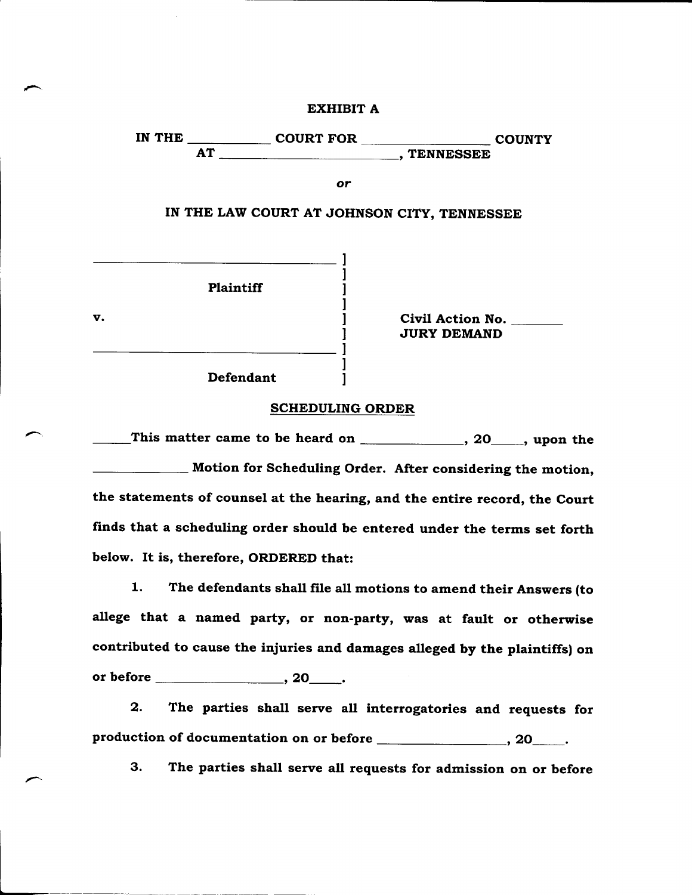EXHIBIT A

IN THE ____________ COURT FOR __________________ COUNTY
AT __________________________, TENNESSEE

*or*

IN THE LAW COURT AT JOHNSON CITY, TENNESSEE

_________________________________ ]
]
Plaintiff ]
]
v. ] Civil Action No. ________
] JURY DEMAND
_________________________________ ]
]
Defendant ]

## SCHEDULING ORDER

_____This matter came to be heard on _______________, 20_____, upon the _____________ Motion for Scheduling Order. After considering the motion, the statements of counsel at the hearing, and the entire record, the Court finds that a scheduling order should be entered under the terms set forth below. It is, therefore, ORDERED that:

1. The defendants shall file all motions to amend their Answers (to allege that a named party, or non-party, was at fault or otherwise contributed to cause the injuries and damages alleged by the plaintiffs) on or before __________________, 20_____.

2. The parties shall serve all interrogatories and requests for production of documentation on or before __________________, 20_____.

3. The parties shall serve all requests for admission on or before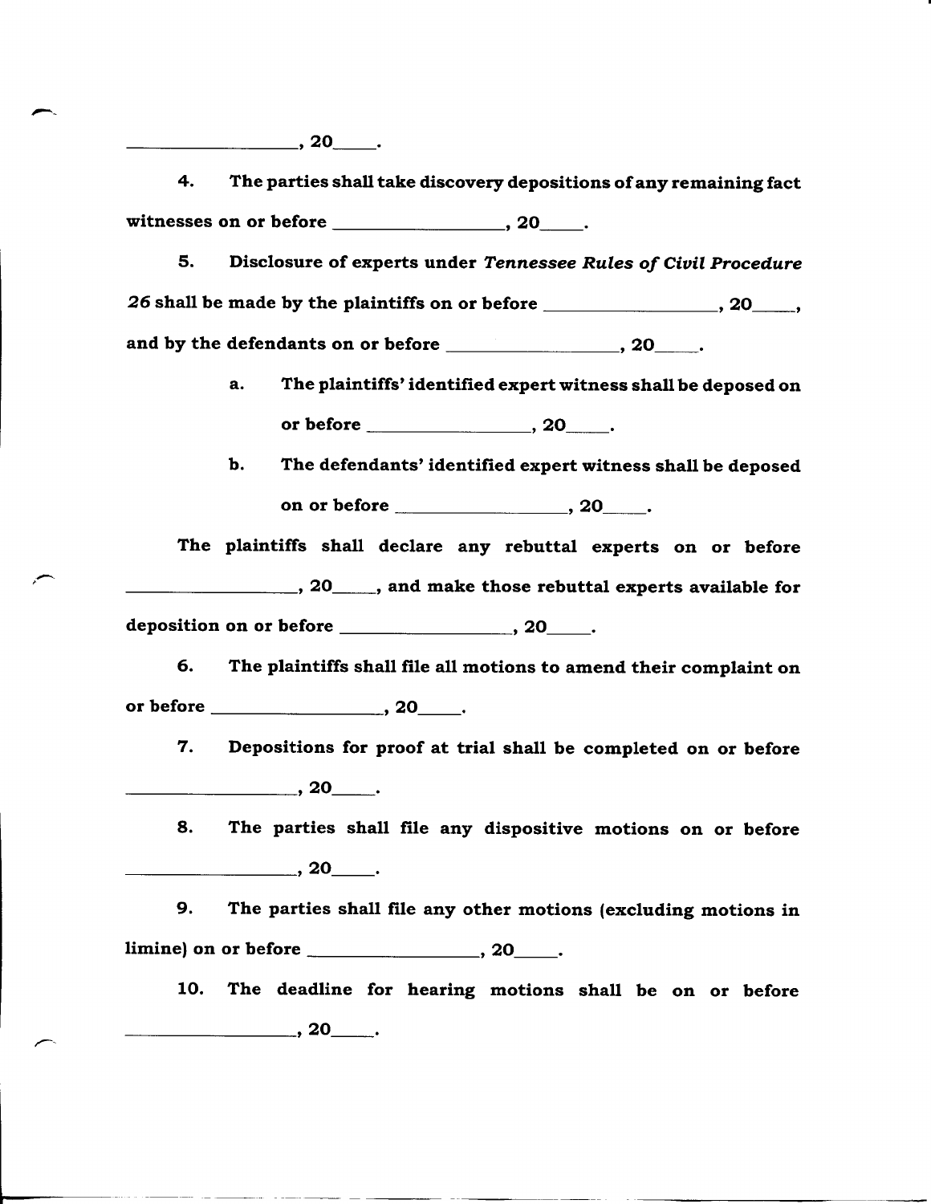__________________, 20_____.

4. The parties shall take discovery depositions of any remaining fact witnesses on or before __________________, 20_____.

5. Disclosure of experts under *Tennessee Rules of Civil Procedure 26* shall be made by the plaintiffs on or before __________________, 20_____, and by the defendants on or before __________________, 20_____.

   a. The plaintiffs' identified expert witness shall be deposed on or before __________________, 20_____.

   b. The defendants' identified expert witness shall be deposed on or before __________________, 20_____.

The plaintiffs shall declare any rebuttal experts on or before __________________, 20_____, and make those rebuttal experts available for deposition on or before __________________, 20_____.

6. The plaintiffs shall file all motions to amend their complaint on or before __________________, 20_____.

7. Depositions for proof at trial shall be completed on or before __________________, 20_____.

8. The parties shall file any dispositive motions on or before __________________, 20_____.

9. The parties shall file any other motions (excluding motions in limine) on or before __________________, 20_____.

10. The deadline for hearing motions shall be on or before __________________, 20_____.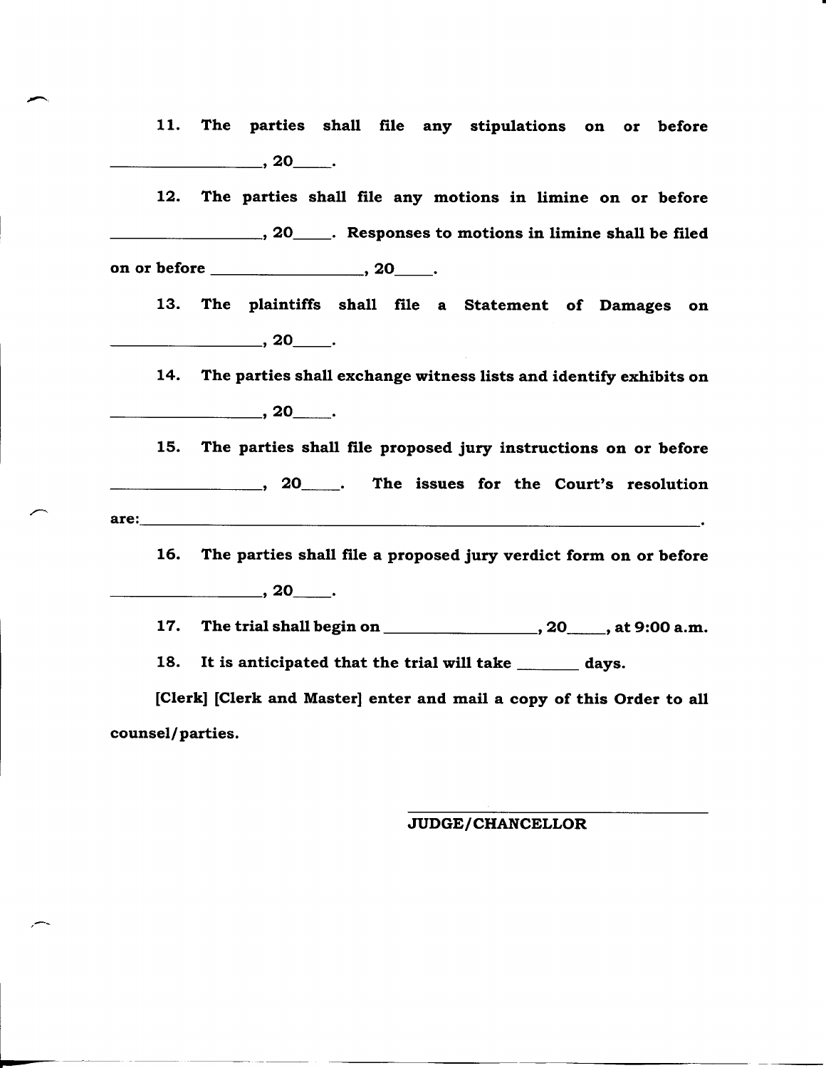11. The parties shall file any stipulations on or before ________________, 20____.

12. The parties shall file any motions in limine on or before ________________, 20____. Responses to motions in limine shall be filed on or before ________________, 20____.

13. The plaintiffs shall file a Statement of Damages on ________________, 20____.

14. The parties shall exchange witness lists and identify exhibits on ________________, 20____.

15. The parties shall file proposed jury instructions on or before ________________, 20____. The issues for the Court's resolution are:________________________________________________________________.

16. The parties shall file a proposed jury verdict form on or before ________________, 20____.

17. The trial shall begin on ________________, 20____, at 9:00 a.m.

18. It is anticipated that the trial will take ________ days.

[Clerk] [Clerk and Master] enter and mail a copy of this Order to all counsel/parties.

________________________________

JUDGE/CHANCELLOR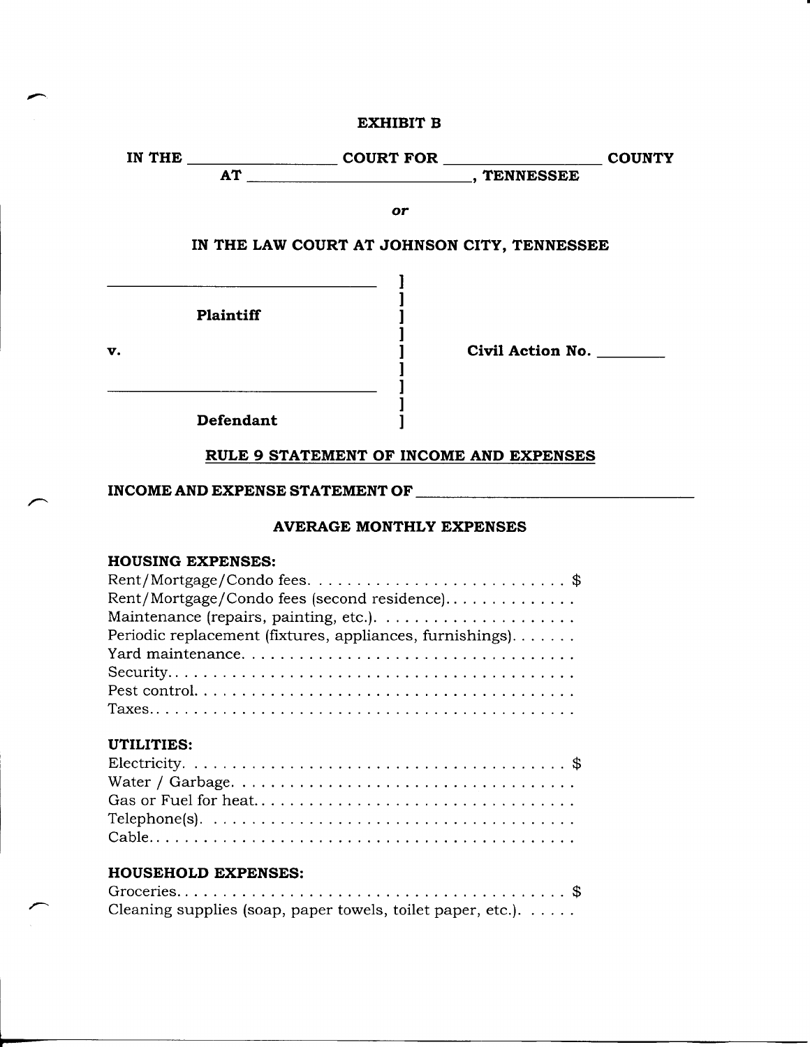**EXHIBIT B**

**IN THE ________________ COURT FOR __________________ COUNTY**
**AT __________________________, TENNESSEE**

***or***

**IN THE LAW COURT AT JOHNSON CITY, TENNESSEE**

| | | |
|---|---|---|
| ______________________________ | ] | |
| | ] | |
| **Plaintiff** | ] | |
| | ] | |
| **v.** | ] | **Civil Action No. ________** |
| | ] | |
| ______________________________ | ] | |
| | ] | |
| **Defendant** | ] | |

**RULE 9 STATEMENT OF INCOME AND EXPENSES**

**INCOME AND EXPENSE STATEMENT OF ________________________________**

**AVERAGE MONTHLY EXPENSES**

**HOUSING EXPENSES:**

Rent/Mortgage/Condo fees. . . . . . . . . . . . . . . . . . . . . . . . . . $
Rent/Mortgage/Condo fees (second residence). . . . . . . . . . . . .
Maintenance (repairs, painting, etc.). . . . . . . . . . . . . . . . . . . .
Periodic replacement (fixtures, appliances, furnishings). . . . . . .
Yard maintenance. . . . . . . . . . . . . . . . . . . . . . . . . . . . . . . . .
Security. . . . . . . . . . . . . . . . . . . . . . . . . . . . . . . . . . . . . . . .
Pest control. . . . . . . . . . . . . . . . . . . . . . . . . . . . . . . . . . . . .
Taxes. . . . . . . . . . . . . . . . . . . . . . . . . . . . . . . . . . . . . . . . .

**UTILITIES:**

Electricity. . . . . . . . . . . . . . . . . . . . . . . . . . . . . . . . . . . . . . $
Water / Garbage. . . . . . . . . . . . . . . . . . . . . . . . . . . . . . . . . .
Gas or Fuel for heat. . . . . . . . . . . . . . . . . . . . . . . . . . . . . . .
Telephone(s). . . . . . . . . . . . . . . . . . . . . . . . . . . . . . . . . . . .
Cable. . . . . . . . . . . . . . . . . . . . . . . . . . . . . . . . . . . . . . . . .

**HOUSEHOLD EXPENSES:**

Groceries. . . . . . . . . . . . . . . . . . . . . . . . . . . . . . . . . . . . . . $
Cleaning supplies (soap, paper towels, toilet paper, etc.). . . . . .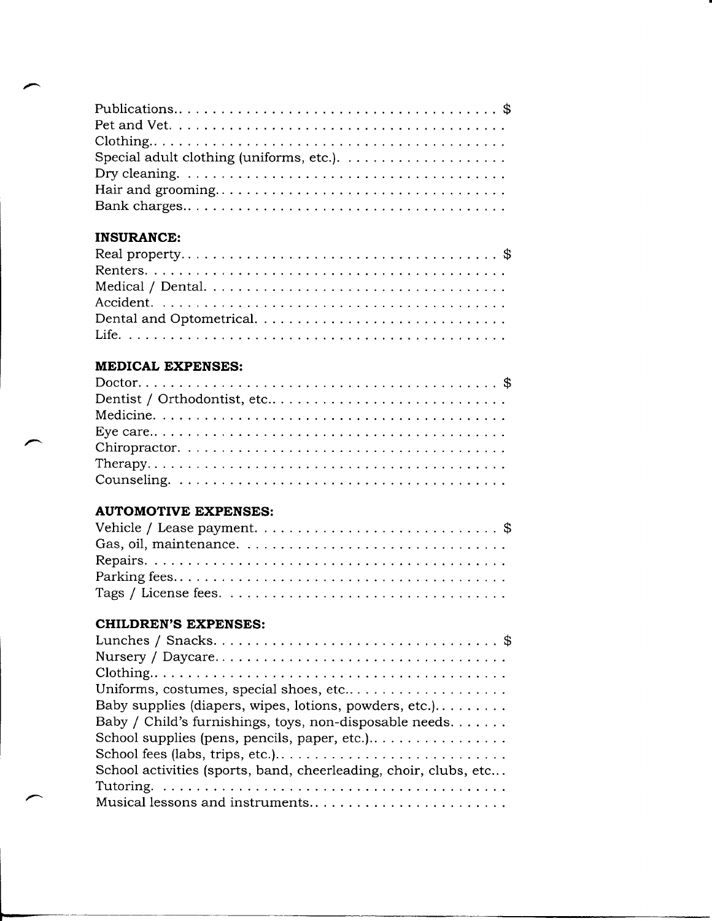Publications. . . . . . . . . . . . . . . . . . . . . . . . . . . . . . . . . . . . . . $
Pet and Vet. . . . . . . . . . . . . . . . . . . . . . . . . . . . . . . . . . . . . . .
Clothing. . . . . . . . . . . . . . . . . . . . . . . . . . . . . . . . . . . . . . . . .
Special adult clothing (uniforms, etc.). . . . . . . . . . . . . . . . . . . .
Dry cleaning. . . . . . . . . . . . . . . . . . . . . . . . . . . . . . . . . . . . . . .
Hair and grooming. . . . . . . . . . . . . . . . . . . . . . . . . . . . . . . . . .
Bank charges. . . . . . . . . . . . . . . . . . . . . . . . . . . . . . . . . . . . . .

**INSURANCE:**

Real property. . . . . . . . . . . . . . . . . . . . . . . . . . . . . . . . . . . . . $
Renters. . . . . . . . . . . . . . . . . . . . . . . . . . . . . . . . . . . . . . . . . .
Medical / Dental. . . . . . . . . . . . . . . . . . . . . . . . . . . . . . . . . . .
Accident. . . . . . . . . . . . . . . . . . . . . . . . . . . . . . . . . . . . . . . . .
Dental and Optometrical. . . . . . . . . . . . . . . . . . . . . . . . . . . . .
Life. . . . . . . . . . . . . . . . . . . . . . . . . . . . . . . . . . . . . . . . . . . . .

**MEDICAL EXPENSES:**

Doctor. . . . . . . . . . . . . . . . . . . . . . . . . . . . . . . . . . . . . . . . . . $
Dentist / Orthodontist, etc.. . . . . . . . . . . . . . . . . . . . . . . . . . .
Medicine. . . . . . . . . . . . . . . . . . . . . . . . . . . . . . . . . . . . . . . .
Eye care.. . . . . . . . . . . . . . . . . . . . . . . . . . . . . . . . . . . . . . . .
Chiropractor. . . . . . . . . . . . . . . . . . . . . . . . . . . . . . . . . . . . . .
Therapy. . . . . . . . . . . . . . . . . . . . . . . . . . . . . . . . . . . . . . . . .
Counseling. . . . . . . . . . . . . . . . . . . . . . . . . . . . . . . . . . . . . . .

**AUTOMOTIVE EXPENSES:**

Vehicle / Lease payment. . . . . . . . . . . . . . . . . . . . . . . . . . . . $
Gas, oil, maintenance. . . . . . . . . . . . . . . . . . . . . . . . . . . . . .
Repairs. . . . . . . . . . . . . . . . . . . . . . . . . . . . . . . . . . . . . . . . .
Parking fees. . . . . . . . . . . . . . . . . . . . . . . . . . . . . . . . . . . . . .
Tags / License fees. . . . . . . . . . . . . . . . . . . . . . . . . . . . . . . .

**CHILDREN'S EXPENSES:**

Lunches / Snacks. . . . . . . . . . . . . . . . . . . . . . . . . . . . . . . . . $
Nursery / Daycare. . . . . . . . . . . . . . . . . . . . . . . . . . . . . . . . .
Clothing.. . . . . . . . . . . . . . . . . . . . . . . . . . . . . . . . . . . . . . . .
Uniforms, costumes, special shoes, etc.. . . . . . . . . . . . . . . . . .
Baby supplies (diapers, wipes, lotions, powders, etc.). . . . . . . . .
Baby / Child's furnishings, toys, non-disposable needs. . . . . . .
School supplies (pens, pencils, paper, etc.).. . . . . . . . . . . . . . . .
School fees (labs, trips, etc.). . . . . . . . . . . . . . . . . . . . . . . . . .
School activities (sports, band, cheerleading, choir, clubs, etc...
Tutoring. . . . . . . . . . . . . . . . . . . . . . . . . . . . . . . . . . . . . . . . .
Musical lessons and instruments. . . . . . . . . . . . . . . . . . . . . . .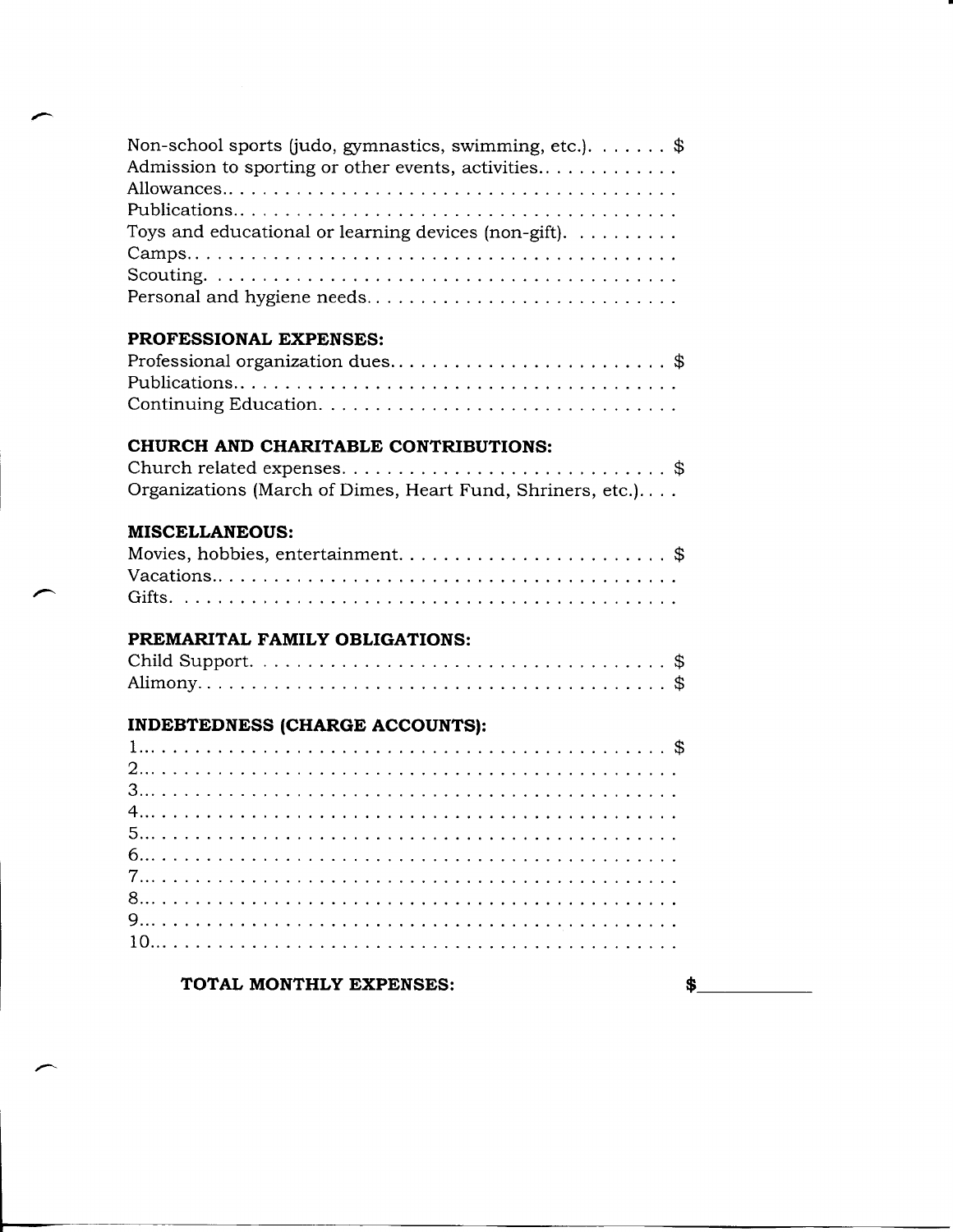Non-school sports (judo, gymnastics, swimming, etc.). . . . . . . $
Admission to sporting or other events, activities. . . . . . . . . . . .
Allowances. . . . . . . . . . . . . . . . . . . . . . . . . . . . . . . . . . . . . . .
Publications. . . . . . . . . . . . . . . . . . . . . . . . . . . . . . . . . . . . . . .
Toys and educational or learning devices (non-gift). . . . . . . . . .
Camps. . . . . . . . . . . . . . . . . . . . . . . . . . . . . . . . . . . . . . . . . .
Scouting. . . . . . . . . . . . . . . . . . . . . . . . . . . . . . . . . . . . . . . .
Personal and hygiene needs. . . . . . . . . . . . . . . . . . . . . . . . . . .

**PROFESSIONAL EXPENSES:**

Professional organization dues. . . . . . . . . . . . . . . . . . . . . . . . $
Publications. . . . . . . . . . . . . . . . . . . . . . . . . . . . . . . . . . . . . . .
Continuing Education. . . . . . . . . . . . . . . . . . . . . . . . . . . . . . .

**CHURCH AND CHARITABLE CONTRIBUTIONS:**

Church related expenses. . . . . . . . . . . . . . . . . . . . . . . . . . . . $
Organizations (March of Dimes, Heart Fund, Shriners, etc.). . . .

**MISCELLANEOUS:**

Movies, hobbies, entertainment. . . . . . . . . . . . . . . . . . . . . . . $
Vacations. . . . . . . . . . . . . . . . . . . . . . . . . . . . . . . . . . . . . . . .
Gifts. . . . . . . . . . . . . . . . . . . . . . . . . . . . . . . . . . . . . . . . . . .

**PREMARITAL FAMILY OBLIGATIONS:**

Child Support. . . . . . . . . . . . . . . . . . . . . . . . . . . . . . . . . . . . $
Alimony. . . . . . . . . . . . . . . . . . . . . . . . . . . . . . . . . . . . . . . . . $

**INDEBTEDNESS (CHARGE ACCOUNTS):**

1. . . . . . . . . . . . . . . . . . . . . . . . . . . . . . . . . . . . . . . . . . . . . $
2. . . . . . . . . . . . . . . . . . . . . . . . . . . . . . . . . . . . . . . . . . . . .
3. . . . . . . . . . . . . . . . . . . . . . . . . . . . . . . . . . . . . . . . . . . . .
4. . . . . . . . . . . . . . . . . . . . . . . . . . . . . . . . . . . . . . . . . . . . .
5. . . . . . . . . . . . . . . . . . . . . . . . . . . . . . . . . . . . . . . . . . . . .
6. . . . . . . . . . . . . . . . . . . . . . . . . . . . . . . . . . . . . . . . . . . . .
7. . . . . . . . . . . . . . . . . . . . . . . . . . . . . . . . . . . . . . . . . . . . .
8. . . . . . . . . . . . . . . . . . . . . . . . . . . . . . . . . . . . . . . . . . . . .
9. . . . . . . . . . . . . . . . . . . . . . . . . . . . . . . . . . . . . . . . . . . . .
10. . . . . . . . . . . . . . . . . . . . . . . . . . . . . . . . . . . . . . . . . . . .

**TOTAL MONTHLY EXPENSES:** **$**\_\_\_\_\_\_\_\_\_\_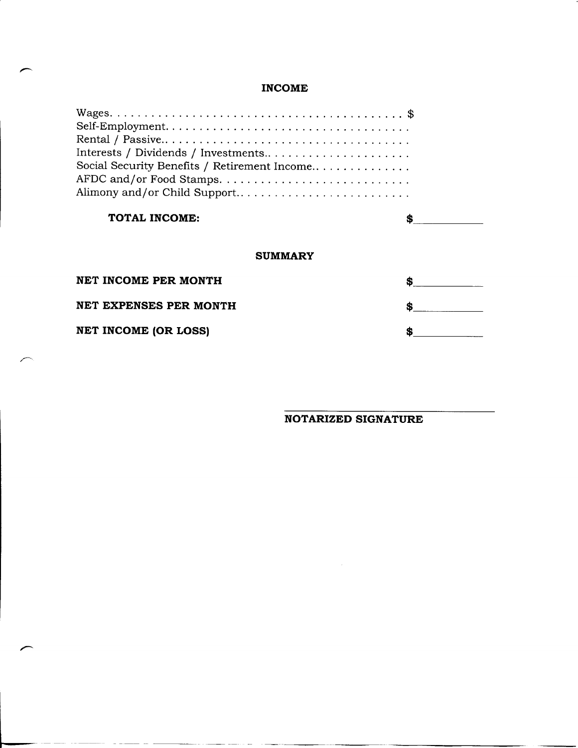## INCOME

Wages. . . . . . . . . . . . . . . . . . . . . . . . . . . . . . . . . . . . . . . . . $
Self-Employment. . . . . . . . . . . . . . . . . . . . . . . . . . . . . . . . . . .
Rental / Passive.. . . . . . . . . . . . . . . . . . . . . . . . . . . . . . . . . . .
Interests / Dividends / Investments.. . . . . . . . . . . . . . . . . . . . .
Social Security Benefits / Retirement Income.. . . . . . . . . . . . . .
AFDC and/or Food Stamps. . . . . . . . . . . . . . . . . . . . . . . . . . . .
Alimony and/or Child Support.. . . . . . . . . . . . . . . . . . . . . . . . .

**TOTAL INCOME:** **$**\_\_\_\_\_\_\_\_\_\_

## SUMMARY

**NET INCOME PER MONTH** **$**\_\_\_\_\_\_\_\_\_\_

**NET EXPENSES PER MONTH** **$**\_\_\_\_\_\_\_\_\_\_

**NET INCOME (OR LOSS)** **$**\_\_\_\_\_\_\_\_\_\_

\_\_\_\_\_\_\_\_\_\_\_\_\_\_\_\_\_\_\_\_\_\_\_\_\_\_\_\_\_\_
**NOTARIZED SIGNATURE**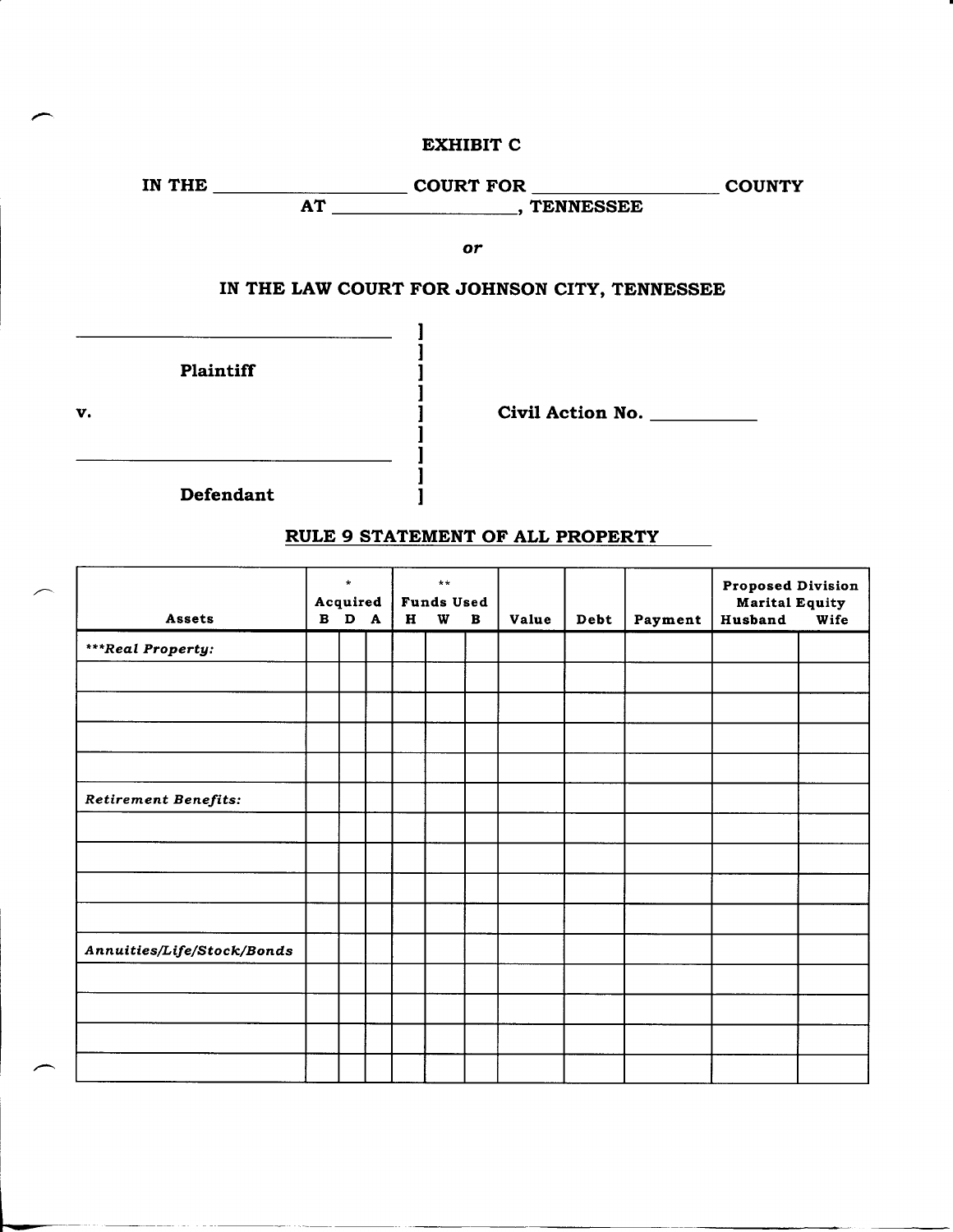EXHIBIT C

IN THE ____________________ COURT FOR ____________________ COUNTY
AT ____________________, TENNESSEE

*or*

IN THE LAW COURT FOR JOHNSON CITY, TENNESSEE

| | | |
|---|---|---|
| ______________________________ | ] | |
| | ] | |
| Plaintiff | ] | |
| | ] | |
| v. | ] | Civil Action No. ___________ |
| | ] | |
| ______________________________ | ] | |
| | ] | |
| Defendant | ] | |

## RULE 9 STATEMENT OF ALL PROPERTY

| Assets | * Acquired | | | ** Funds Used | | | Value | Debt | Payment | Proposed Division Marital Equity | |
|---|---|---|---|---|---|---|---|---|---|---|---|
| | B | D | A | H | W | B | | | | Husband | Wife |
| ****Real Property:* | | | | | | | | | | | |
| | | | | | | | | | | | |
| | | | | | | | | | | | |
| | | | | | | | | | | | |
| | | | | | | | | | | | |
| *Retirement Benefits:* | | | | | | | | | | | |
| | | | | | | | | | | | |
| | | | | | | | | | | | |
| | | | | | | | | | | | |
| | | | | | | | | | | | |
| *Annuities/Life/Stock/Bonds* | | | | | | | | | | | |
| | | | | | | | | | | | |
| | | | | | | | | | | | |
| | | | | | | | | | | | |
| | | | | | | | | | | | |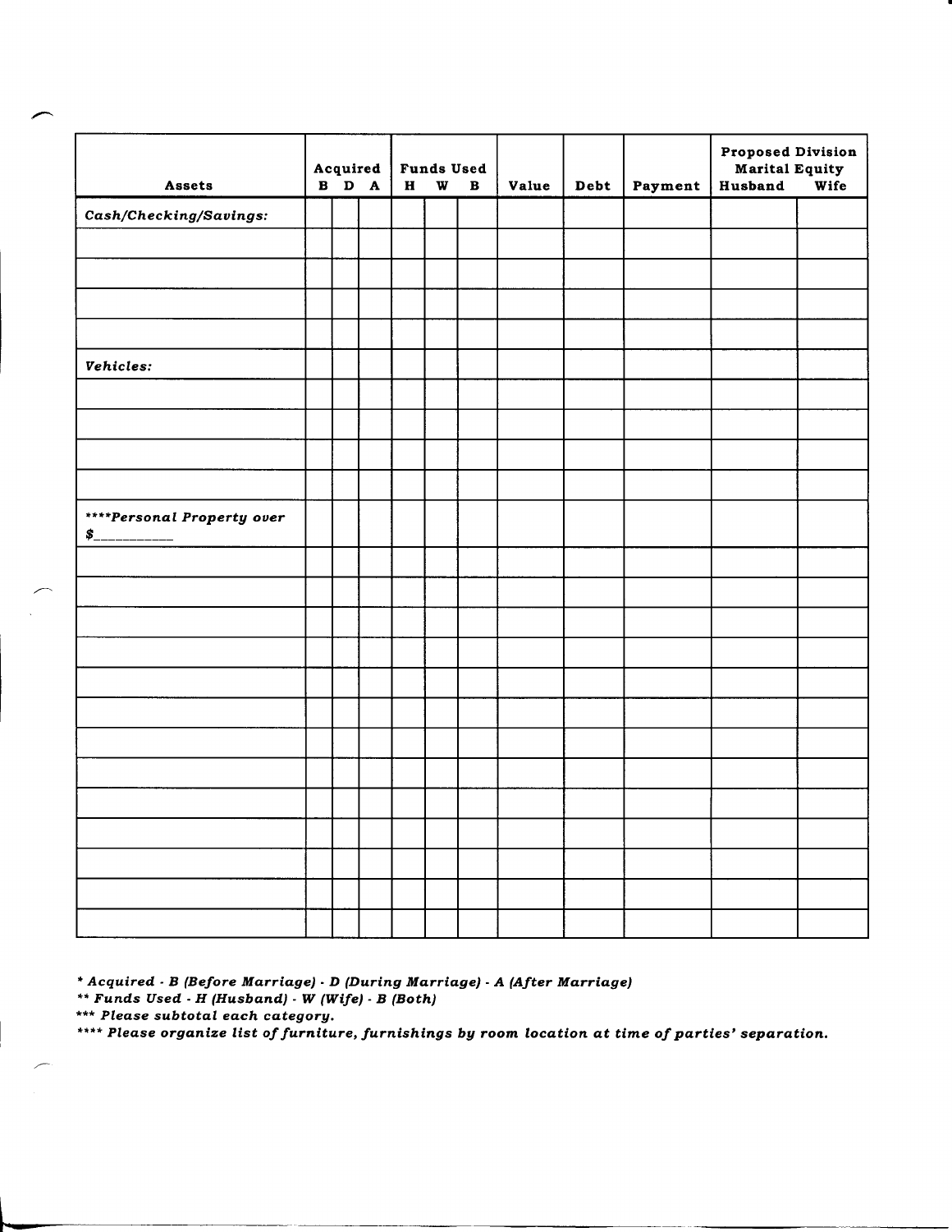| Assets | Acquired B | D | A | Funds Used H | W | B | Value | Debt | Payment | Proposed Division Marital Equity Husband | Wife |
|---|---|---|---|---|---|---|---|---|---|---|---|
| *Cash/Checking/Savings:* | | | | | | | | | | | |
| | | | | | | | | | | | |
| | | | | | | | | | | | |
| | | | | | | | | | | | |
| | | | | | | | | | | | |
| *Vehicles:* | | | | | | | | | | | |
| | | | | | | | | | | | |
| | | | | | | | | | | | |
| | | | | | | | | | | | |
| | | | | | | | | | | | |
| *\*\*\*\*Personal Property over $\_\_\_\_\_\_\_\_\_* | | | | | | | | | | | |
| | | | | | | | | | | | |
| | | | | | | | | | | | |
| | | | | | | | | | | | |
| | | | | | | | | | | | |
| | | | | | | | | | | | |
| | | | | | | | | | | | |
| | | | | | | | | | | | |
| | | | | | | | | | | | |
| | | | | | | | | | | | |
| | | | | | | | | | | | |
| | | | | | | | | | | | |
| | | | | | | | | | | | |
| | | | | | | | | | | | |

*\* Acquired - B (Before Marriage) - D (During Marriage) - A (After Marriage)*

*\*\* Funds Used - H (Husband) - W (Wife) - B (Both)*

*\*\*\* Please subtotal each category.*

*\*\*\*\* Please organize list of furniture, furnishings by room location at time of parties' separation.*